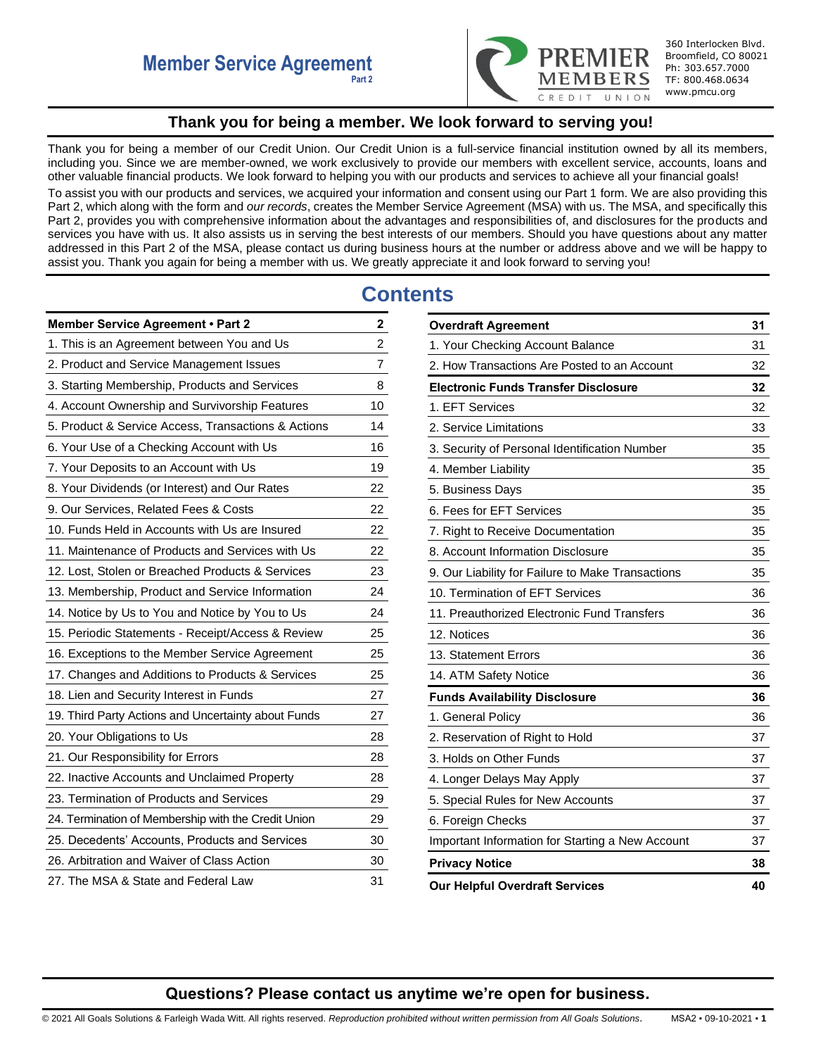# Member Service Agreement

**Part 2**

360 Interlocken Blvd.
Broomfield, CO 80021
Ph: 303.657.7000
TF: 800.468.0634
www.pmcu.org

## Thank you for being a member. We look forward to serving you!

Thank you for being a member of our Credit Union. Our Credit Union is a full-service financial institution owned by all its members, including you. Since we are member-owned, we work exclusively to provide our members with excellent service, accounts, loans and other valuable financial products. We look forward to helping you with our products and services to achieve all your financial goals!

To assist you with our products and services, we acquired your information and consent using our Part 1 form. We are also providing this Part 2, which along with the form and *our records*, creates the Member Service Agreement (MSA) with us. The MSA, and specifically this Part 2, provides you with comprehensive information about the advantages and responsibilities of, and disclosures for the products and services you have with us. It also assists us in serving the best interests of our members. Should you have questions about any matter addressed in this Part 2 of the MSA, please contact us during business hours at the number or address above and we will be happy to assist you. Thank you again for being a member with us. We greatly appreciate it and look forward to serving you!

# Contents

| **Member Service Agreement • Part 2** | **2** |
|---|---|
| 1. This is an Agreement between You and Us | 2 |
| 2. Product and Service Management Issues | 7 |
| 3. Starting Membership, Products and Services | 8 |
| 4. Account Ownership and Survivorship Features | 10 |
| 5. Product & Service Access, Transactions & Actions | 14 |
| 6. Your Use of a Checking Account with Us | 16 |
| 7. Your Deposits to an Account with Us | 19 |
| 8. Your Dividends (or Interest) and Our Rates | 22 |
| 9. Our Services, Related Fees & Costs | 22 |
| 10. Funds Held in Accounts with Us are Insured | 22 |
| 11. Maintenance of Products and Services with Us | 22 |
| 12. Lost, Stolen or Breached Products & Services | 23 |
| 13. Membership, Product and Service Information | 24 |
| 14. Notice by Us to You and Notice by You to Us | 24 |
| 15. Periodic Statements - Receipt/Access & Review | 25 |
| 16. Exceptions to the Member Service Agreement | 25 |
| 17. Changes and Additions to Products & Services | 25 |
| 18. Lien and Security Interest in Funds | 27 |
| 19. Third Party Actions and Uncertainty about Funds | 27 |
| 20. Your Obligations to Us | 28 |
| 21. Our Responsibility for Errors | 28 |
| 22. Inactive Accounts and Unclaimed Property | 28 |
| 23. Termination of Products and Services | 29 |
| 24. Termination of Membership with the Credit Union | 29 |
| 25. Decedents' Accounts, Products and Services | 30 |
| 26. Arbitration and Waiver of Class Action | 30 |
| 27. The MSA & State and Federal Law | 31 |

| **Overdraft Agreement** | **31** |
|---|---|
| 1. Your Checking Account Balance | 31 |
| 2. How Transactions Are Posted to an Account | 32 |
| **Electronic Funds Transfer Disclosure** | **32** |
| 1. EFT Services | 32 |
| 2. Service Limitations | 33 |
| 3. Security of Personal Identification Number | 35 |
| 4. Member Liability | 35 |
| 5. Business Days | 35 |
| 6. Fees for EFT Services | 35 |
| 7. Right to Receive Documentation | 35 |
| 8. Account Information Disclosure | 35 |
| 9. Our Liability for Failure to Make Transactions | 35 |
| 10. Termination of EFT Services | 36 |
| 11. Preauthorized Electronic Fund Transfers | 36 |
| 12. Notices | 36 |
| 13. Statement Errors | 36 |
| 14. ATM Safety Notice | 36 |
| **Funds Availability Disclosure** | **36** |
| 1. General Policy | 36 |
| 2. Reservation of Right to Hold | 37 |
| 3. Holds on Other Funds | 37 |
| 4. Longer Delays May Apply | 37 |
| 5. Special Rules for New Accounts | 37 |
| 6. Foreign Checks | 37 |
| Important Information for Starting a New Account | 37 |
| **Privacy Notice** | **38** |
| **Our Helpful Overdraft Services** | **40** |

## Questions? Please contact us anytime we're open for business.

© 2021 All Goals Solutions & Farleigh Wada Witt. All rights reserved. *Reproduction prohibited without written permission from All Goals Solutions.* MSA2 • 09-10-2021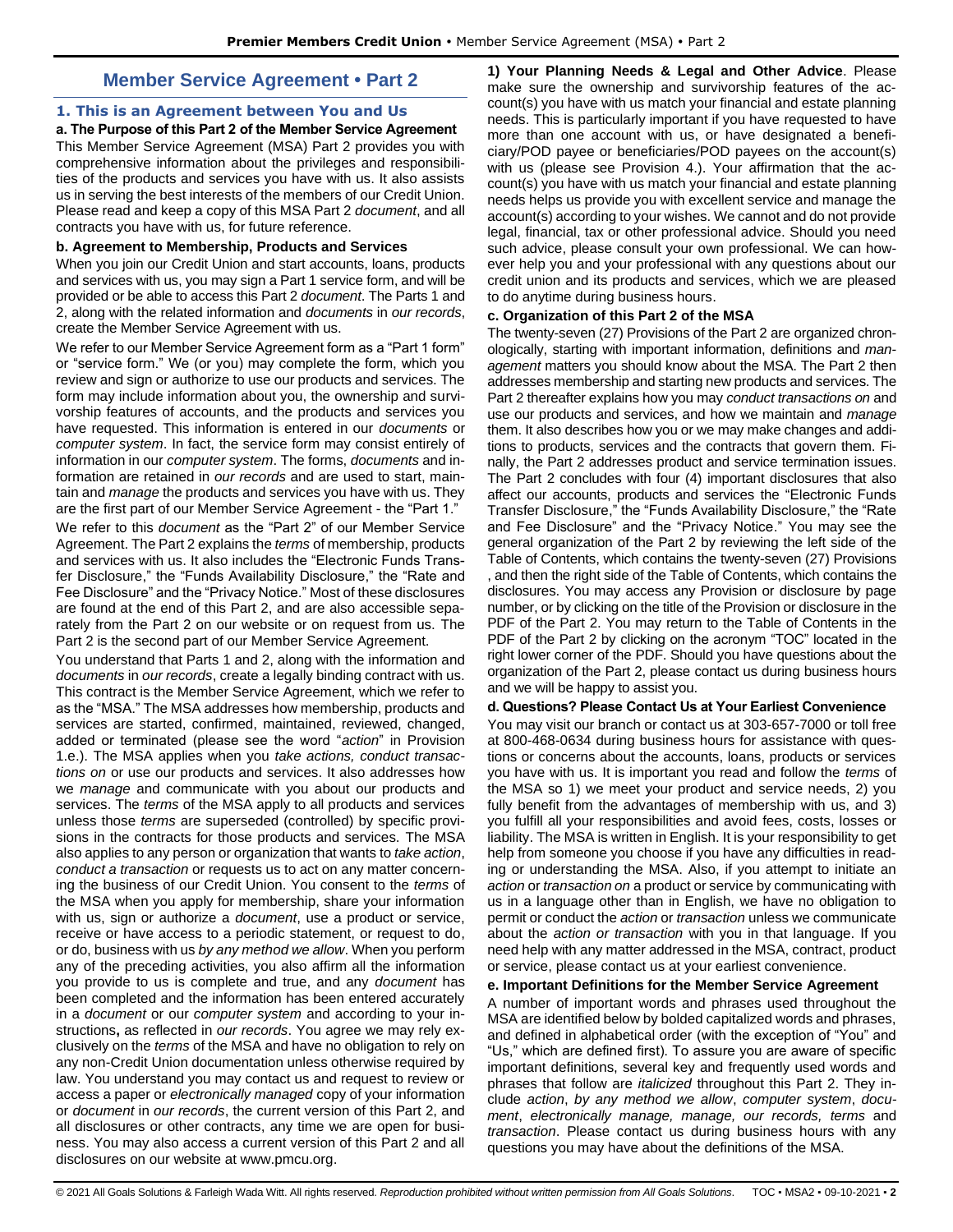## Member Service Agreement • Part 2

### 1. This is an Agreement between You and Us

**a. The Purpose of this Part 2 of the Member Service Agreement**

This Member Service Agreement (MSA) Part 2 provides you with comprehensive information about the privileges and responsibilities of the products and services you have with us. It also assists us in serving the best interests of the members of our Credit Union. Please read and keep a copy of this MSA Part 2 *document*, and all contracts you have with us, for future reference.

**b. Agreement to Membership, Products and Services**

When you join our Credit Union and start accounts, loans, products and services with us, you may sign a Part 1 service form, and will be provided or be able to access this Part 2 *document*. The Parts 1 and 2, along with the related information and *documents* in *our records*, create the Member Service Agreement with us.

We refer to our Member Service Agreement form as a "Part 1 form" or "service form." We (or you) may complete the form, which you review and sign or authorize to use our products and services. The form may include information about you, the ownership and survivorship features of accounts, and the products and services you have requested. This information is entered in our *documents* or *computer system*. In fact, the service form may consist entirely of information in our *computer system*. The forms, *documents* and information are retained in *our records* and are used to start, maintain and *manage* the products and services you have with us. They are the first part of our Member Service Agreement - the "Part 1."

We refer to this *document* as the "Part 2" of our Member Service Agreement. The Part 2 explains the *terms* of membership, products and services with us. It also includes the "Electronic Funds Transfer Disclosure," the "Funds Availability Disclosure," the "Rate and Fee Disclosure" and the "Privacy Notice." Most of these disclosures are found at the end of this Part 2, and are also accessible separately from the Part 2 on our website or on request from us. The Part 2 is the second part of our Member Service Agreement.

You understand that Parts 1 and 2, along with the information and *documents* in *our records*, create a legally binding contract with us. This contract is the Member Service Agreement, which we refer to as the "MSA." The MSA addresses how membership, products and services are started, confirmed, maintained, reviewed, changed, added or terminated (please see the word "*action*" in Provision 1.e.). The MSA applies when you *take actions, conduct transactions on* or use our products and services. It also addresses how we *manage* and communicate with you about our products and services. The *terms* of the MSA apply to all products and services unless those *terms* are superseded (controlled) by specific provisions in the contracts for those products and services. The MSA also applies to any person or organization that wants to *take action*, *conduct a transaction* or requests us to act on any matter concerning the business of our Credit Union. You consent to the *terms* of the MSA when you apply for membership, share your information with us, sign or authorize a *document*, use a product or service, receive or have access to a periodic statement, or request to do, or do, business with us *by any method we allow*. When you perform any of the preceding activities, you also affirm all the information you provide to us is complete and true, and any *document* has been completed and the information has been entered accurately in a *document* or our *computer system* and according to your instructions**,** as reflected in *our records*. You agree we may rely exclusively on the *terms* of the MSA and have no obligation to rely on any non-Credit Union documentation unless otherwise required by law. You understand you may contact us and request to review or access a paper or *electronically managed* copy of your information or *document* in *our records*, the current version of this Part 2, and all disclosures or other contracts, any time we are open for business. You may also access a current version of this Part 2 and all disclosures on our website at www.pmcu.org.

**1) Your Planning Needs & Legal and Other Advice**. Please make sure the ownership and survivorship features of the account(s) you have with us match your financial and estate planning needs. This is particularly important if you have requested to have more than one account with us, or have designated a beneficiary/POD payee or beneficiaries/POD payees on the account(s) with us (please see Provision 4.). Your affirmation that the account(s) you have with us match your financial and estate planning needs helps us provide you with excellent service and manage the account(s) according to your wishes. We cannot and do not provide legal, financial, tax or other professional advice. Should you need such advice, please consult your own professional. We can however help you and your professional with any questions about our credit union and its products and services, which we are pleased to do anytime during business hours.

**c. Organization of this Part 2 of the MSA**

The twenty-seven (27) Provisions of the Part 2 are organized chronologically, starting with important information, definitions and *management* matters you should know about the MSA. The Part 2 then addresses membership and starting new products and services. The Part 2 thereafter explains how you may *conduct transactions on* and use our products and services, and how we maintain and *manage* them. It also describes how you or we may make changes and additions to products, services and the contracts that govern them. Finally, the Part 2 addresses product and service termination issues. The Part 2 concludes with four (4) important disclosures that also affect our accounts, products and services the "Electronic Funds Transfer Disclosure," the "Funds Availability Disclosure," the "Rate and Fee Disclosure" and the "Privacy Notice." You may see the general organization of the Part 2 by reviewing the left side of the Table of Contents, which contains the twenty-seven (27) Provisions , and then the right side of the Table of Contents, which contains the disclosures. You may access any Provision or disclosure by page number, or by clicking on the title of the Provision or disclosure in the PDF of the Part 2. You may return to the Table of Contents in the PDF of the Part 2 by clicking on the acronym "TOC" located in the right lower corner of the PDF. Should you have questions about the organization of the Part 2, please contact us during business hours and we will be happy to assist you.

**d. Questions? Please Contact Us at Your Earliest Convenience**

You may visit our branch or contact us at 303-657-7000 or toll free at 800-468-0634 during business hours for assistance with questions or concerns about the accounts, loans, products or services you have with us. It is important you read and follow the *terms* of the MSA so 1) we meet your product and service needs, 2) you fully benefit from the advantages of membership with us, and 3) you fulfill all your responsibilities and avoid fees, costs, losses or liability. The MSA is written in English. It is your responsibility to get help from someone you choose if you have any difficulties in reading or understanding the MSA. Also, if you attempt to initiate an *action* or *transaction on* a product or service by communicating with us in a language other than in English, we have no obligation to permit or conduct the *action* or *transaction* unless we communicate about the *action or transaction* with you in that language. If you need help with any matter addressed in the MSA, contract, product or service, please contact us at your earliest convenience.

**e. Important Definitions for the Member Service Agreement**

A number of important words and phrases used throughout the MSA are identified below by bolded capitalized words and phrases, and defined in alphabetical order (with the exception of "You" and "Us," which are defined first). To assure you are aware of specific important definitions, several key and frequently used words and phrases that follow are *italicized* throughout this Part 2. They include *action*, *by any method we allow*, *computer system*, *document*, *electronically manage, manage, our records, terms* and *transaction*. Please contact us during business hours with any questions you may have about the definitions of the MSA.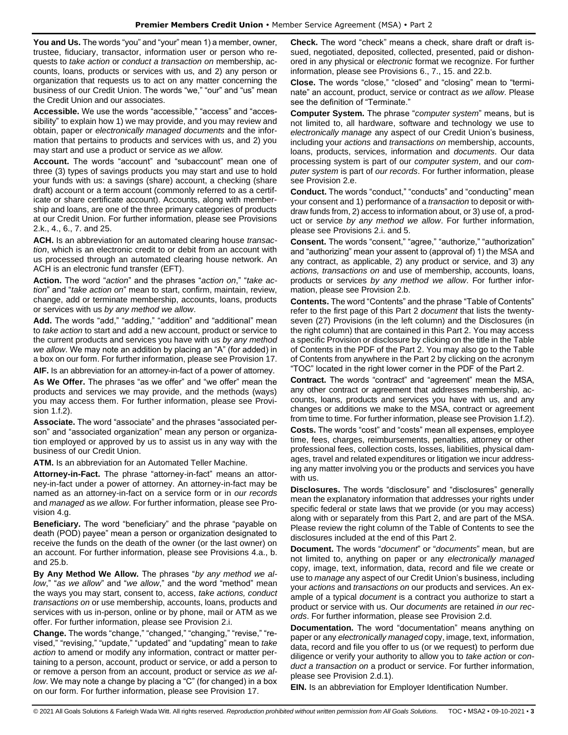**You and Us.** The words "you" and "your" mean 1) a member, owner, trustee, fiduciary, transactor, information user or person who requests to *take action* or *conduct a transaction on* membership, accounts, loans, products or services with us, and 2) any person or organization that requests us to act on any matter concerning the business of our Credit Union. The words "we," "our" and "us" mean the Credit Union and our associates.

**Accessible.** We use the words "accessible," "access" and "accessibility" to explain how 1) we may provide, and you may review and obtain, paper or *electronically managed documents* and the information that pertains to products and services with us, and 2) you may start and use a product or service *as we allow.*

**Account.** The words "account" and "subaccount" mean one of three (3) types of savings products you may start and use to hold your funds with us: a savings (share) account, a checking (share draft) account or a term account (commonly referred to as a certificate or share certificate account). Accounts, along with membership and loans, are one of the three primary categories of products at our Credit Union. For further information, please see Provisions 2.k., 4., 6., 7. and 25.

**ACH.** Is an abbreviation for an automated clearing house *transaction*, which is an electronic credit to or debit from an account with us processed through an automated clearing house network. An ACH is an electronic fund transfer (EFT).

**Action.** The word "*action*" and the phrases "*action on*," "*take action*" and "*take action on*" mean to start, confirm, maintain, review, change, add or terminate membership, accounts, loans, products or services with us *by any method we allow*.

**Add.** The words "add," "adding," "addition" and "additional" mean to *take action* to start and add a new account, product or service to the current products and services you have with us *by any method we allow*. We may note an addition by placing an "A" (for added) in a box on our form. For further information, please see Provision 17.

**AIF.** Is an abbreviation for an attorney-in-fact of a power of attorney.

**As We Offer.** The phrases "as we offer" and "we offer" mean the products and services we may provide, and the methods (ways) you may access them. For further information, please see Provision 1.f.2).

**Associate.** The word "associate" and the phrases "associated person" and "associated organization" mean any person or organization employed or approved by us to assist us in any way with the business of our Credit Union.

**ATM.** Is an abbreviation for an Automated Teller Machine.

**Attorney-in-Fact.** The phrase "attorney-in-fact" means an attorney-in-fact under a power of attorney. An attorney-in-fact may be named as an attorney-in-fact on a service form or in *our records* and *managed* as *we allow*. For further information, please see Provision 4.g.

**Beneficiary.** The word "beneficiary" and the phrase "payable on death (POD) payee" mean a person or organization designated to receive the funds on the death of the owner (or the last owner) on an account. For further information, please see Provisions 4.a., b. and 25.b.

**By Any Method We Allow.** The phrases "*by any method we allow*," "*as we allow*" and "*we allow*," and the word "method" mean the ways you may start, consent to, access, *take actions, conduct transactions on* or use membership, accounts, loans, products and services with us in-person, online or by phone, mail or ATM as we offer. For further information, please see Provision 2.i.

**Change.** The words "change," "changed," "changing," "revise," "revised," "revising," "update," "updated" and "updating" mean to *take action* to amend or modify any information, contract or matter pertaining to a person, account, product or service, or add a person to or remove a person from an account, product or service *as we allow*. We may note a change by placing a "C" (for changed) in a box on our form. For further information, please see Provision 17.

**Check.** The word "check" means a check, share draft or draft issued, negotiated, deposited, collected, presented, paid or dishonored in any physical or *electronic* format we recognize. For further information, please see Provisions 6., 7., 15. and 22.b.

**Close.** The words "close," "closed" and "closing" mean to "terminate" an account, product, service or contract *as we allow*. Please see the definition of "Terminate."

**Computer System.** The phrase "*computer system*" means, but is not limited to, all hardware, software and technology we use to *electronically manage* any aspect of our Credit Union's business, including your *actions* and *transactions on* membership, accounts, loans, products, services, information and *documents*. Our data processing system is part of our *computer system*, and our *computer system* is part of *our records*. For further information, please see Provision 2.e.

**Conduct.** The words "conduct," "conducts" and "conducting" mean your consent and 1) performance of a *transaction* to deposit or withdraw funds from, 2) access to information about, or 3) use of, a product or service *by any method we allow*. For further information, please see Provisions 2.i. and 5.

**Consent.** The words "consent," "agree," "authorize," "authorization" and "authorizing" mean your assent to (approval of) 1) the MSA and any contract, as applicable, 2) any product or service, and 3) any *actions, transactions on* and use of membership, accounts, loans, products or services *by any method we allow*. For further information, please see Provision 2.b.

**Contents.** The word "Contents" and the phrase "Table of Contents" refer to the first page of this Part 2 *document* that lists the twenty-seven (27) Provisions (in the left column) and the Disclosures (in the right column) that are contained in this Part 2. You may access a specific Provision or disclosure by clicking on the title in the Table of Contents in the PDF of the Part 2. You may also go to the Table of Contents from anywhere in the Part 2 by clicking on the acronym "TOC" located in the right lower corner in the PDF of the Part 2.

**Contract.** The words "contract" and "agreement" mean the MSA, any other contract or agreement that addresses membership, accounts, loans, products and services you have with us, and any changes or additions we make to the MSA, contract or agreement from time to time. For further information, please see Provision 1.f.2).

**Costs.** The words "cost" and "costs" mean all expenses, employee time, fees, charges, reimbursements, penalties, attorney or other professional fees, collection costs, losses, liabilities, physical damages, travel and related expenditures or litigation we incur addressing any matter involving you or the products and services you have with us.

**Disclosures.** The words "disclosure" and "disclosures" generally mean the explanatory information that addresses your rights under specific federal or state laws that we provide (or you may access) along with or separately from this Part 2, and are part of the MSA. Please review the right column of the Table of Contents to see the disclosures included at the end of this Part 2.

**Document.** The words "*document*" or "*documents*" mean, but are not limited to, anything on paper or any *electronically managed* copy, image, text, information, data, record and file we create or use to *manage* any aspect of our Credit Union's business, including your *actions* and *transactions on* our products and services. An example of a typical *document* is a contract you authorize to start a product or service with us. Our *documents* are retained *in our records*. For further information, please see Provision 2.d.

**Documentation.** The word "documentation" means anything on paper or any *electronically managed* copy, image, text, information, data, record and file you offer to us (or we request) to perform due diligence or verify your authority to allow you to *take action* or *conduct a transaction on* a product or service. For further information, please see Provision 2.d.1).

**EIN.** Is an abbreviation for Employer Identification Number.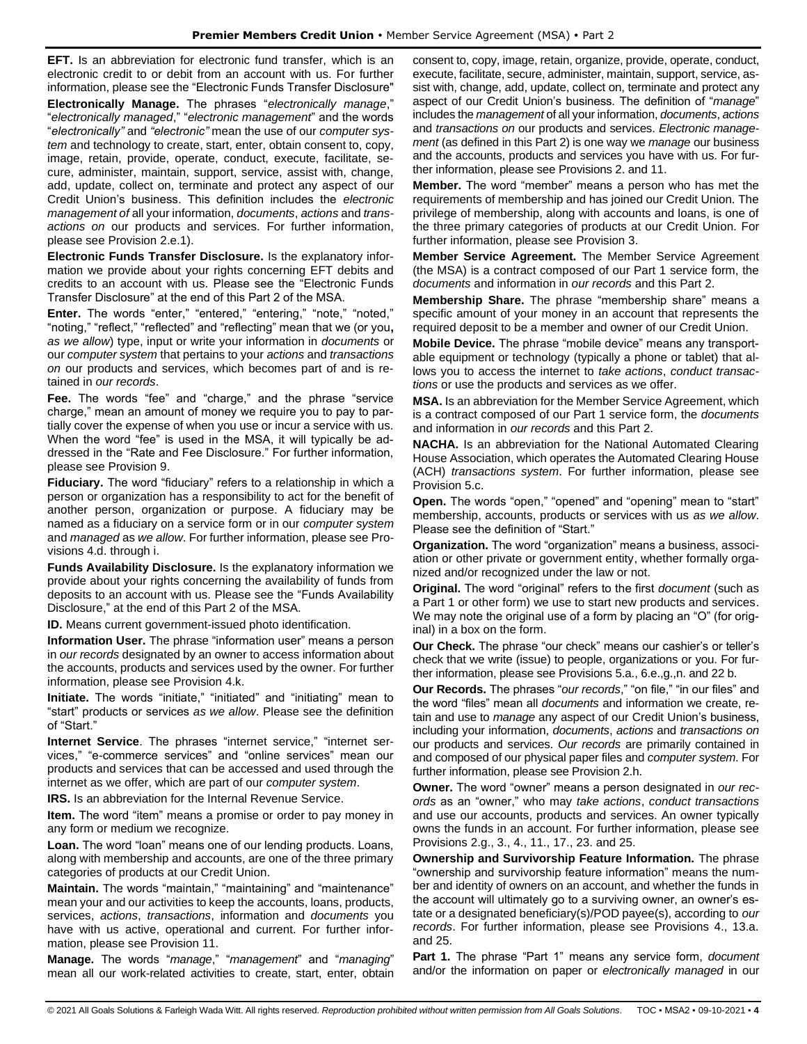**EFT.** Is an abbreviation for electronic fund transfer, which is an electronic credit to or debit from an account with us. For further information, please see the "Electronic Funds Transfer Disclosure"

**Electronically Manage.** The phrases "*electronically manage*," "*electronically managed*," "*electronic management*" and the words "*electronically"* and *"electronic"* mean the use of our *computer system* and technology to create, start, enter, obtain consent to, copy, image, retain, provide, operate, conduct, execute, facilitate, secure, administer, maintain, support, service, assist with, change, add, update, collect on, terminate and protect any aspect of our Credit Union's business. This definition includes the *electronic management of* all your information, *documents*, *actions* and *transactions on* our products and services. For further information, please see Provision 2.e.1).

**Electronic Funds Transfer Disclosure.** Is the explanatory information we provide about your rights concerning EFT debits and credits to an account with us. Please see the "Electronic Funds Transfer Disclosure" at the end of this Part 2 of the MSA.

**Enter.** The words "enter," "entered," "entering," "note," "noted," "noting," "reflect," "reflected" and "reflecting" mean that we (or you**,** *as we allow*) type, input or write your information in *documents* or our *computer system* that pertains to your *actions* and *transactions on* our products and services, which becomes part of and is retained in *our records*.

**Fee.** The words "fee" and "charge," and the phrase "service charge," mean an amount of money we require you to pay to partially cover the expense of when you use or incur a service with us. When the word "fee" is used in the MSA, it will typically be addressed in the "Rate and Fee Disclosure." For further information, please see Provision 9.

**Fiduciary.** The word "fiduciary" refers to a relationship in which a person or organization has a responsibility to act for the benefit of another person, organization or purpose. A fiduciary may be named as a fiduciary on a service form or in our *computer system* and *managed* as *we allow*. For further information, please see Provisions 4.d. through i.

**Funds Availability Disclosure.** Is the explanatory information we provide about your rights concerning the availability of funds from deposits to an account with us. Please see the "Funds Availability Disclosure," at the end of this Part 2 of the MSA.

**ID.** Means current government-issued photo identification.

**Information User.** The phrase "information user" means a person in *our records* designated by an owner to access information about the accounts, products and services used by the owner. For further information, please see Provision 4.k.

**Initiate.** The words "initiate," "initiated" and "initiating" mean to "start" products or services *as we allow*. Please see the definition of "Start."

**Internet Service**. The phrases "internet service," "internet services," "e-commerce services" and "online services" mean our products and services that can be accessed and used through the internet as we offer, which are part of our *computer system*.

**IRS.** Is an abbreviation for the Internal Revenue Service.

**Item.** The word "item" means a promise or order to pay money in any form or medium we recognize.

**Loan.** The word "loan" means one of our lending products. Loans, along with membership and accounts, are one of the three primary categories of products at our Credit Union.

**Maintain.** The words "maintain," "maintaining" and "maintenance" mean your and our activities to keep the accounts, loans, products, services, *actions*, *transactions*, information and *documents* you have with us active, operational and current. For further information, please see Provision 11.

**Manage.** The words "*manage*," "*management*" and "*managing*" mean all our work-related activities to create, start, enter, obtain consent to, copy, image, retain, organize, provide, operate, conduct, execute, facilitate, secure, administer, maintain, support, service, assist with, change, add, update, collect on, terminate and protect any aspect of our Credit Union's business. The definition of "*manage*" includes the *management* of all your information, *documents*, *actions* and *transactions on* our products and services. *Electronic management* (as defined in this Part 2) is one way we *manage* our business and the accounts, products and services you have with us. For further information, please see Provisions 2. and 11.

**Member.** The word "member" means a person who has met the requirements of membership and has joined our Credit Union. The privilege of membership, along with accounts and loans, is one of the three primary categories of products at our Credit Union. For further information, please see Provision 3.

**Member Service Agreement.** The Member Service Agreement (the MSA) is a contract composed of our Part 1 service form, the *documents* and information in *our records* and this Part 2.

**Membership Share.** The phrase "membership share" means a specific amount of your money in an account that represents the required deposit to be a member and owner of our Credit Union.

**Mobile Device.** The phrase "mobile device" means any transportable equipment or technology (typically a phone or tablet) that allows you to access the internet to *take actions*, *conduct transactions* or use the products and services as we offer.

**MSA.** Is an abbreviation for the Member Service Agreement, which is a contract composed of our Part 1 service form, the *documents* and information in *our records* and this Part 2.

**NACHA.** Is an abbreviation for the National Automated Clearing House Association, which operates the Automated Clearing House (ACH) *transactions system*. For further information, please see Provision 5.c.

**Open.** The words "open," "opened" and "opening" mean to "start" membership, accounts, products or services with us *as we allow*. Please see the definition of "Start."

**Organization.** The word "organization" means a business, association or other private or government entity, whether formally organized and/or recognized under the law or not.

**Original.** The word "original" refers to the first *document* (such as a Part 1 or other form) we use to start new products and services. We may note the original use of a form by placing an "O" (for original) in a box on the form.

**Our Check.** The phrase "our check" means our cashier's or teller's check that we write (issue) to people, organizations or you. For further information, please see Provisions 5.a., 6.e.,g.,n. and 22 b.

**Our Records.** The phrases "*our records*," "on file," "in our files" and the word "files" mean all *documents* and information we create, retain and use to *manage* any aspect of our Credit Union's business, including your information, *documents*, *actions* and *transactions on* our products and services. *Our records* are primarily contained in and composed of our physical paper files and *computer system*. For further information, please see Provision 2.h.

**Owner.** The word "owner" means a person designated in *our records* as an "owner," who may *take actions*, *conduct transactions* and use our accounts, products and services. An owner typically owns the funds in an account. For further information, please see Provisions 2.g., 3., 4., 11., 17., 23. and 25.

**Ownership and Survivorship Feature Information.** The phrase "ownership and survivorship feature information" means the number and identity of owners on an account, and whether the funds in the account will ultimately go to a surviving owner, an owner's estate or a designated beneficiary(s)/POD payee(s), according to *our records*. For further information, please see Provisions 4., 13.a. and 25.

**Part 1.** The phrase "Part 1" means any service form, *document* and/or the information on paper or *electronically managed* in our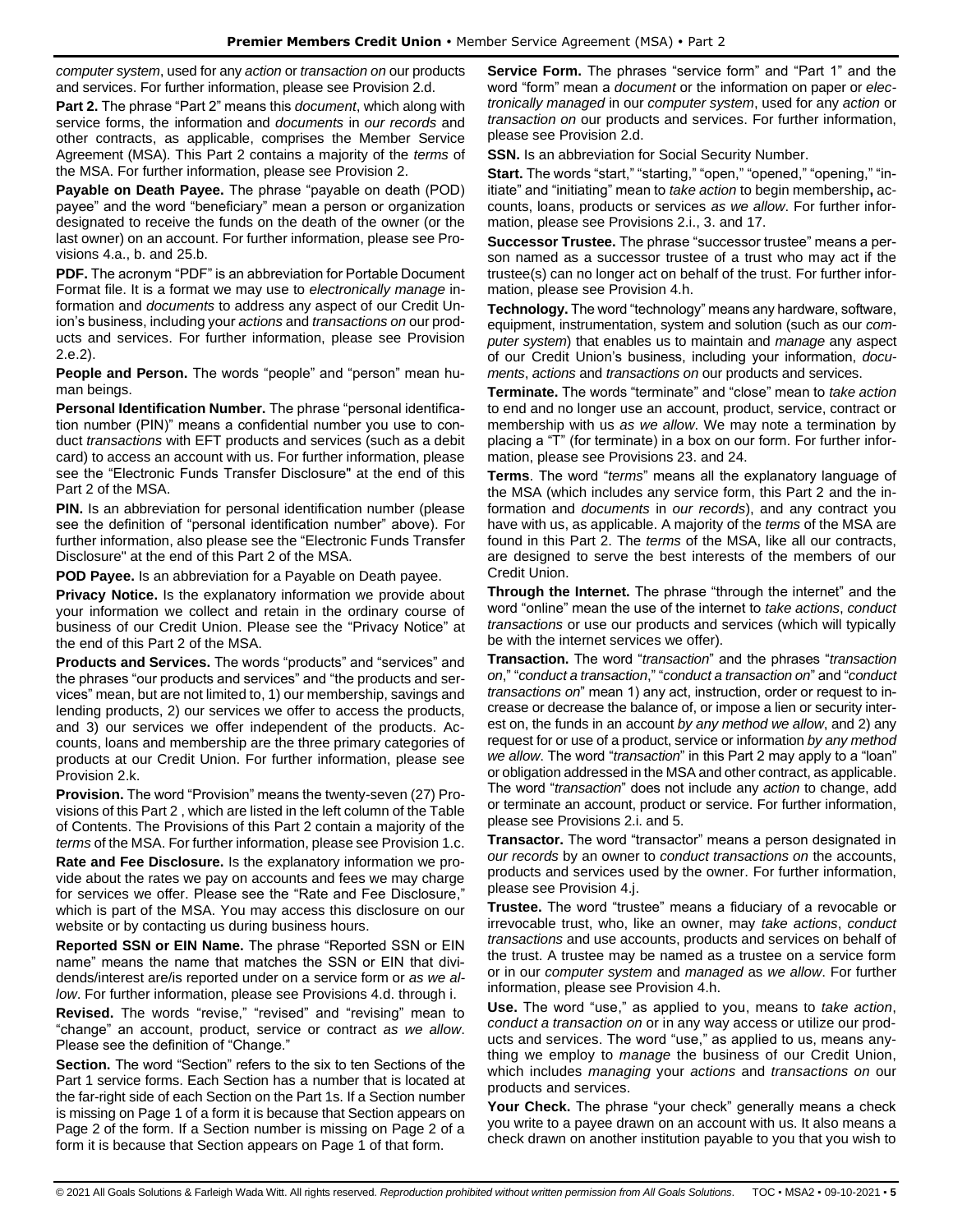*computer system*, used for any *action* or *transaction on* our products and services. For further information, please see Provision 2.d.

**Part 2.** The phrase "Part 2" means this *document*, which along with service forms, the information and *documents* in *our records* and other contracts, as applicable, comprises the Member Service Agreement (MSA). This Part 2 contains a majority of the *terms* of the MSA. For further information, please see Provision 2.

**Payable on Death Payee.** The phrase "payable on death (POD) payee" and the word "beneficiary" mean a person or organization designated to receive the funds on the death of the owner (or the last owner) on an account. For further information, please see Provisions 4.a., b. and 25.b.

**PDF.** The acronym "PDF" is an abbreviation for Portable Document Format file. It is a format we may use to *electronically manage* information and *documents* to address any aspect of our Credit Union's business, including your *actions* and *transactions on* our products and services. For further information, please see Provision 2.e.2).

**People and Person.** The words "people" and "person" mean human beings.

**Personal Identification Number.** The phrase "personal identification number (PIN)" means a confidential number you use to conduct *transactions* with EFT products and services (such as a debit card) to access an account with us. For further information, please see the "Electronic Funds Transfer Disclosure" at the end of this Part 2 of the MSA.

**PIN.** Is an abbreviation for personal identification number (please see the definition of "personal identification number" above). For further information, also please see the "Electronic Funds Transfer Disclosure" at the end of this Part 2 of the MSA.

**POD Payee.** Is an abbreviation for a Payable on Death payee.

**Privacy Notice.** Is the explanatory information we provide about your information we collect and retain in the ordinary course of business of our Credit Union. Please see the "Privacy Notice" at the end of this Part 2 of the MSA.

**Products and Services.** The words "products" and "services" and the phrases "our products and services" and "the products and services" mean, but are not limited to, 1) our membership, savings and lending products, 2) our services we offer to access the products, and 3) our services we offer independent of the products. Accounts, loans and membership are the three primary categories of products at our Credit Union. For further information, please see Provision 2.k.

**Provision.** The word "Provision" means the twenty-seven (27) Provisions of this Part 2 , which are listed in the left column of the Table of Contents. The Provisions of this Part 2 contain a majority of the *terms* of the MSA. For further information, please see Provision 1.c.

**Rate and Fee Disclosure.** Is the explanatory information we provide about the rates we pay on accounts and fees we may charge for services we offer. Please see the "Rate and Fee Disclosure," which is part of the MSA. You may access this disclosure on our website or by contacting us during business hours.

**Reported SSN or EIN Name.** The phrase "Reported SSN or EIN name" means the name that matches the SSN or EIN that dividends/interest are/is reported under on a service form or *as we allow*. For further information, please see Provisions 4.d. through i.

**Revised.** The words "revise," "revised" and "revising" mean to "change" an account, product, service or contract *as we allow*. Please see the definition of "Change."

**Section.** The word "Section" refers to the six to ten Sections of the Part 1 service forms. Each Section has a number that is located at the far-right side of each Section on the Part 1s. If a Section number is missing on Page 1 of a form it is because that Section appears on Page 2 of the form. If a Section number is missing on Page 2 of a form it is because that Section appears on Page 1 of that form.

**Service Form.** The phrases "service form" and "Part 1" and the word "form" mean a *document* or the information on paper or *electronically managed* in our *computer system*, used for any *action* or *transaction on* our products and services. For further information, please see Provision 2.d.

**SSN.** Is an abbreviation for Social Security Number.

**Start.** The words "start," "starting," "open," "opened," "opening," "initiate" and "initiating" mean to *take action* to begin membership**,** accounts, loans, products or services *as we allow*. For further information, please see Provisions 2.i., 3. and 17.

**Successor Trustee.** The phrase "successor trustee" means a person named as a successor trustee of a trust who may act if the trustee(s) can no longer act on behalf of the trust. For further information, please see Provision 4.h.

**Technology.** The word "technology" means any hardware, software, equipment, instrumentation, system and solution (such as our *computer system*) that enables us to maintain and *manage* any aspect of our Credit Union's business, including your information, *documents*, *actions* and *transactions on* our products and services.

**Terminate.** The words "terminate" and "close" mean to *take action* to end and no longer use an account, product, service, contract or membership with us *as we allow*. We may note a termination by placing a "T" (for terminate) in a box on our form. For further information, please see Provisions 23. and 24.

**Terms**. The word "*terms*" means all the explanatory language of the MSA (which includes any service form, this Part 2 and the information and *documents* in *our records*), and any contract you have with us, as applicable. A majority of the *terms* of the MSA are found in this Part 2. The *terms* of the MSA, like all our contracts, are designed to serve the best interests of the members of our Credit Union.

**Through the Internet.** The phrase "through the internet" and the word "online" mean the use of the internet to *take actions*, *conduct transactions* or use our products and services (which will typically be with the internet services we offer).

**Transaction.** The word "*transaction*" and the phrases "*transaction on*," "*conduct a transaction*," "*conduct a transaction on*" and "*conduct transactions on*" mean 1) any act, instruction, order or request to increase or decrease the balance of, or impose a lien or security interest on, the funds in an account *by any method we allow*, and 2) any request for or use of a product, service or information *by any method we allow*. The word "*transaction*" in this Part 2 may apply to a "loan" or obligation addressed in the MSA and other contract, as applicable. The word "*transaction*" does not include any *action* to change, add or terminate an account, product or service. For further information, please see Provisions 2.i. and 5.

**Transactor.** The word "transactor" means a person designated in *our records* by an owner to *conduct transactions on* the accounts, products and services used by the owner. For further information, please see Provision 4.j.

**Trustee.** The word "trustee" means a fiduciary of a revocable or irrevocable trust, who, like an owner, may *take actions*, *conduct transactions* and use accounts, products and services on behalf of the trust. A trustee may be named as a trustee on a service form or in our *computer system* and *managed* as *we allow*. For further information, please see Provision 4.h.

**Use.** The word "use," as applied to you, means to *take action*, *conduct a transaction on* or in any way access or utilize our products and services. The word "use," as applied to us, means anything we employ to *manage* the business of our Credit Union, which includes *managing* your *actions* and *transactions on* our products and services.

**Your Check.** The phrase "your check" generally means a check you write to a payee drawn on an account with us. It also means a check drawn on another institution payable to you that you wish to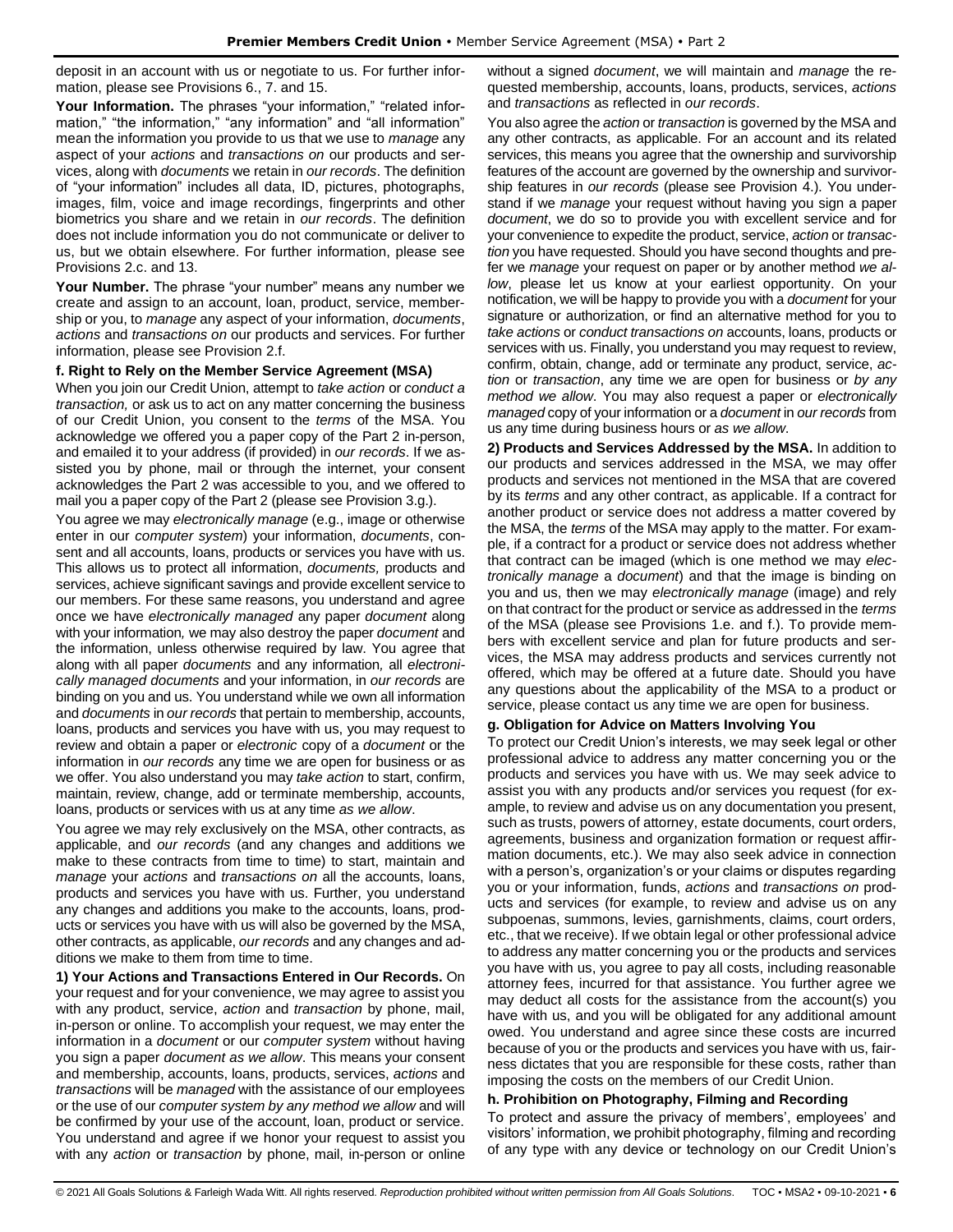deposit in an account with us or negotiate to us. For further information, please see Provisions 6., 7. and 15.

**Your Information.** The phrases "your information," "related information," "the information," "any information" and "all information" mean the information you provide to us that we use to *manage* any aspect of your *actions* and *transactions on* our products and services, along with *documents* we retain in *our records*. The definition of "your information" includes all data, ID, pictures, photographs, images, film, voice and image recordings, fingerprints and other biometrics you share and we retain in *our records*. The definition does not include information you do not communicate or deliver to us, but we obtain elsewhere. For further information, please see Provisions 2.c. and 13.

**Your Number.** The phrase "your number" means any number we create and assign to an account, loan, product, service, membership or you, to *manage* any aspect of your information, *documents*, *actions* and *transactions on* our products and services. For further information, please see Provision 2.f.

**f. Right to Rely on the Member Service Agreement (MSA)**

When you join our Credit Union, attempt to *take action* or *conduct a transaction,* or ask us to act on any matter concerning the business of our Credit Union, you consent to the *terms* of the MSA. You acknowledge we offered you a paper copy of the Part 2 in-person, and emailed it to your address (if provided) in *our records*. If we assisted you by phone, mail or through the internet, your consent acknowledges the Part 2 was accessible to you, and we offered to mail you a paper copy of the Part 2 (please see Provision 3.g.).

You agree we may *electronically manage* (e.g., image or otherwise enter in our *computer system*) your information, *documents*, consent and all accounts, loans, products or services you have with us. This allows us to protect all information, *documents,* products and services, achieve significant savings and provide excellent service to our members. For these same reasons, you understand and agree once we have *electronically managed* any paper *document* along with your information*,* we may also destroy the paper *document* and the information, unless otherwise required by law. You agree that along with all paper *documents* and any information*,* all *electronically managed documents* and your information, in *our records* are binding on you and us. You understand while we own all information and *documents* in *our records* that pertain to membership, accounts, loans, products and services you have with us, you may request to review and obtain a paper or *electronic* copy of a *document* or the information in *our records* any time we are open for business or as we offer. You also understand you may *take action* to start, confirm, maintain, review, change, add or terminate membership, accounts, loans, products or services with us at any time *as we allow*.

You agree we may rely exclusively on the MSA, other contracts, as applicable, and *our records* (and any changes and additions we make to these contracts from time to time) to start, maintain and *manage* your *actions* and *transactions on* all the accounts, loans, products and services you have with us. Further, you understand any changes and additions you make to the accounts, loans, products or services you have with us will also be governed by the MSA, other contracts, as applicable, *our records* and any changes and additions we make to them from time to time.

**1) Your Actions and Transactions Entered in Our Records.** On your request and for your convenience, we may agree to assist you with any product, service, *action* and *transaction* by phone, mail, in-person or online. To accomplish your request, we may enter the information in a *document* or our *computer system* without having you sign a paper *document as we allow*. This means your consent and membership, accounts, loans, products, services, *actions* and *transactions* will be *managed* with the assistance of our employees or the use of our *computer system by any method we allow* and will be confirmed by your use of the account, loan, product or service. You understand and agree if we honor your request to assist you with any *action* or *transaction* by phone, mail, in-person or online without a signed *document*, we will maintain and *manage* the requested membership, accounts, loans, products, services, *actions* and *transactions* as reflected in *our records*.

You also agree the *action* or *transaction* is governed by the MSA and any other contracts, as applicable. For an account and its related services, this means you agree that the ownership and survivorship features of the account are governed by the ownership and survivorship features in *our records* (please see Provision 4.). You understand if we *manage* your request without having you sign a paper *document*, we do so to provide you with excellent service and for your convenience to expedite the product, service, *action* or *transaction* you have requested. Should you have second thoughts and prefer we *manage* your request on paper or by another method *we allow*, please let us know at your earliest opportunity. On your notification, we will be happy to provide you with a *document* for your signature or authorization, or find an alternative method for you to *take actions* or *conduct transactions on* accounts, loans, products or services with us. Finally, you understand you may request to review, confirm, obtain, change, add or terminate any product, service, *action* or *transaction*, any time we are open for business or *by any method we allow*. You may also request a paper or *electronically managed* copy of your information or a *document* in *our records* from us any time during business hours or *as we allow*.

**2) Products and Services Addressed by the MSA.** In addition to our products and services addressed in the MSA, we may offer products and services not mentioned in the MSA that are covered by its *terms* and any other contract, as applicable. If a contract for another product or service does not address a matter covered by the MSA, the *terms* of the MSA may apply to the matter. For example, if a contract for a product or service does not address whether that contract can be imaged (which is one method we may *electronically manage* a *document*) and that the image is binding on you and us, then we may *electronically manage* (image) and rely on that contract for the product or service as addressed in the *terms* of the MSA (please see Provisions 1.e. and f.). To provide members with excellent service and plan for future products and services, the MSA may address products and services currently not offered, which may be offered at a future date. Should you have any questions about the applicability of the MSA to a product or service, please contact us any time we are open for business.

**g. Obligation for Advice on Matters Involving You**

To protect our Credit Union's interests, we may seek legal or other professional advice to address any matter concerning you or the products and services you have with us. We may seek advice to assist you with any products and/or services you request (for example, to review and advise us on any documentation you present, such as trusts, powers of attorney, estate documents, court orders, agreements, business and organization formation or request affirmation documents, etc.). We may also seek advice in connection with a person's, organization's or your claims or disputes regarding you or your information, funds, *actions* and *transactions on* products and services (for example, to review and advise us on any subpoenas, summons, levies, garnishments, claims, court orders, etc., that we receive). If we obtain legal or other professional advice to address any matter concerning you or the products and services you have with us, you agree to pay all costs, including reasonable attorney fees, incurred for that assistance. You further agree we may deduct all costs for the assistance from the account(s) you have with us, and you will be obligated for any additional amount owed. You understand and agree since these costs are incurred because of you or the products and services you have with us, fairness dictates that you are responsible for these costs, rather than imposing the costs on the members of our Credit Union.

**h. Prohibition on Photography, Filming and Recording**

To protect and assure the privacy of members', employees' and visitors' information, we prohibit photography, filming and recording of any type with any device or technology on our Credit Union's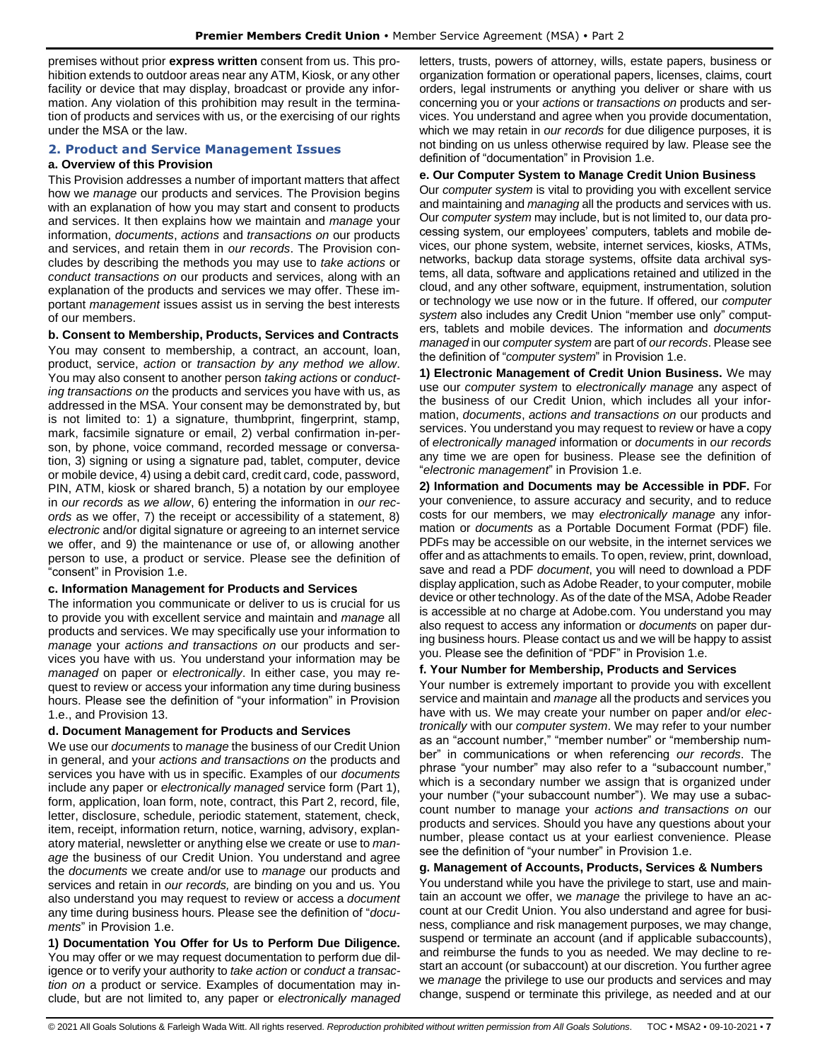premises without prior **express written** consent from us. This prohibition extends to outdoor areas near any ATM, Kiosk, or any other facility or device that may display, broadcast or provide any information. Any violation of this prohibition may result in the termination of products and services with us, or the exercising of our rights under the MSA or the law.

## 2. Product and Service Management Issues

### a. Overview of this Provision

This Provision addresses a number of important matters that affect how we *manage* our products and services. The Provision begins with an explanation of how you may start and consent to products and services. It then explains how we maintain and *manage* your information, *documents*, *actions* and *transactions on* our products and services, and retain them in *our records*. The Provision concludes by describing the methods you may use to *take actions* or *conduct transactions on* our products and services, along with an explanation of the products and services we may offer. These important *management* issues assist us in serving the best interests of our members.

### b. Consent to Membership, Products, Services and Contracts

You may consent to membership, a contract, an account, loan, product, service, *action* or *transaction by any method we allow*. You may also consent to another person *taking actions* or *conducting transactions on* the products and services you have with us, as addressed in the MSA. Your consent may be demonstrated by, but is not limited to: 1) a signature, thumbprint, fingerprint, stamp, mark, facsimile signature or email, 2) verbal confirmation in-person, by phone, voice command, recorded message or conversation, 3) signing or using a signature pad, tablet, computer, device or mobile device, 4) using a debit card, credit card, code, password, PIN, ATM, kiosk or shared branch, 5) a notation by our employee in *our records* as *we allow*, 6) entering the information in *our records* as we offer, 7) the receipt or accessibility of a statement, 8) *electronic* and/or digital signature or agreeing to an internet service we offer, and 9) the maintenance or use of, or allowing another person to use, a product or service. Please see the definition of "consent" in Provision 1.e.

### c. Information Management for Products and Services

The information you communicate or deliver to us is crucial for us to provide you with excellent service and maintain and *manage* all products and services. We may specifically use your information to *manage* your *actions and transactions on* our products and services you have with us. You understand your information may be *managed* on paper or *electronically*. In either case, you may request to review or access your information any time during business hours. Please see the definition of "your information" in Provision 1.e., and Provision 13.

### d. Document Management for Products and Services

We use our *documents* to *manage* the business of our Credit Union in general, and your *actions and transactions on* the products and services you have with us in specific. Examples of our *documents* include any paper or *electronically managed* service form (Part 1), form, application, loan form, note, contract, this Part 2, record, file, letter, disclosure, schedule, periodic statement, statement, check, item, receipt, information return, notice, warning, advisory, explanatory material, newsletter or anything else we create or use to *manage* the business of our Credit Union. You understand and agree the *documents* we create and/or use to *manage* our products and services and retain in *our records,* are binding on you and us. You also understand you may request to review or access a *document* any time during business hours. Please see the definition of "*documents*" in Provision 1.e.

**1) Documentation You Offer for Us to Perform Due Diligence.** You may offer or we may request documentation to perform due diligence or to verify your authority to *take action* or *conduct a transaction on* a product or service. Examples of documentation may include, but are not limited to, any paper or *electronically managed* letters, trusts, powers of attorney, wills, estate papers, business or organization formation or operational papers, licenses, claims, court orders, legal instruments or anything you deliver or share with us concerning you or your *actions* or *transactions on* products and services. You understand and agree when you provide documentation, which we may retain in *our records* for due diligence purposes, it is not binding on us unless otherwise required by law. Please see the definition of "documentation" in Provision 1.e.

### e. Our Computer System to Manage Credit Union Business

Our *computer system* is vital to providing you with excellent service and maintaining and *managing* all the products and services with us. Our *computer system* may include, but is not limited to, our data processing system, our employees' computers, tablets and mobile devices, our phone system, website, internet services, kiosks, ATMs, networks, backup data storage systems, offsite data archival systems, all data, software and applications retained and utilized in the cloud, and any other software, equipment, instrumentation, solution or technology we use now or in the future. If offered, our *computer system* also includes any Credit Union "member use only" computers, tablets and mobile devices. The information and *documents managed* in our *computer system* are part of *our records*. Please see the definition of "*computer system*" in Provision 1.e.

**1) Electronic Management of Credit Union Business.** We may use our *computer system* to *electronically manage* any aspect of the business of our Credit Union, which includes all your information, *documents*, *actions and transactions on* our products and services. You understand you may request to review or have a copy of *electronically managed* information or *documents* in *our records* any time we are open for business. Please see the definition of "*electronic management*" in Provision 1.e.

**2) Information and Documents may be Accessible in PDF.** For your convenience, to assure accuracy and security, and to reduce costs for our members, we may *electronically manage* any information or *documents* as a Portable Document Format (PDF) file. PDFs may be accessible on our website, in the internet services we offer and as attachments to emails. To open, review, print, download, save and read a PDF *document*, you will need to download a PDF display application, such as Adobe Reader, to your computer, mobile device or other technology. As of the date of the MSA, Adobe Reader is accessible at no charge at Adobe.com. You understand you may also request to access any information or *documents* on paper during business hours. Please contact us and we will be happy to assist you. Please see the definition of "PDF" in Provision 1.e.

### f. Your Number for Membership, Products and Services

Your number is extremely important to provide you with excellent service and maintain and *manage* all the products and services you have with us. We may create your number on paper and/or *electronically* with our *computer system*. We may refer to your number as an "account number," "member number" or "membership number" in communications or when referencing *our records*. The phrase "your number" may also refer to a "subaccount number," which is a secondary number we assign that is organized under your number ("your subaccount number"). We may use a subaccount number to manage your *actions and transactions on* our products and services. Should you have any questions about your number, please contact us at your earliest convenience. Please see the definition of "your number" in Provision 1.e.

### g. Management of Accounts, Products, Services & Numbers

You understand while you have the privilege to start, use and maintain an account we offer, we *manage* the privilege to have an account at our Credit Union. You also understand and agree for business, compliance and risk management purposes, we may change, suspend or terminate an account (and if applicable subaccounts), and reimburse the funds to you as needed. We may decline to restart an account (or subaccount) at our discretion. You further agree we *manage* the privilege to use our products and services and may change, suspend or terminate this privilege, as needed and at our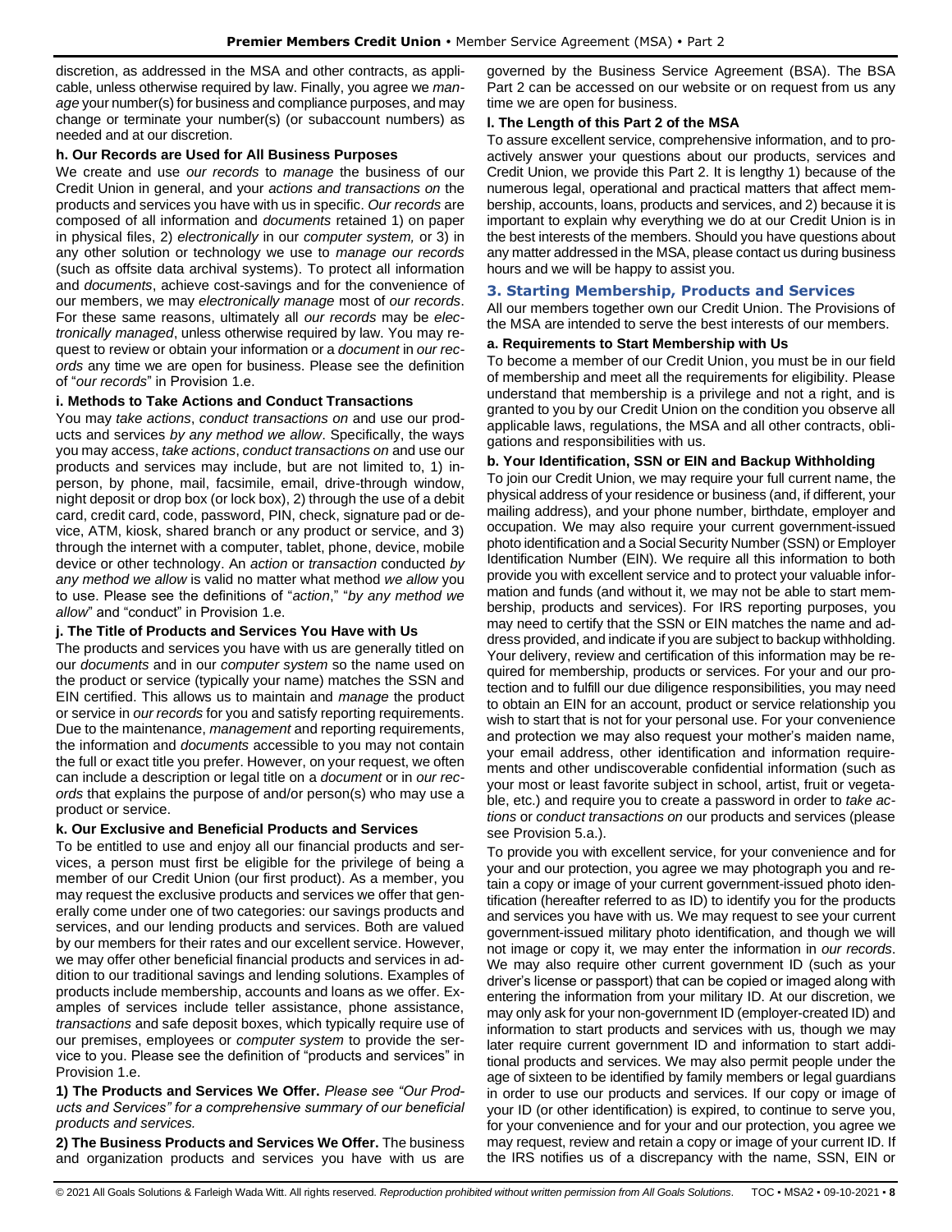discretion, as addressed in the MSA and other contracts, as applicable, unless otherwise required by law. Finally, you agree we *manage* your number(s) for business and compliance purposes, and may change or terminate your number(s) (or subaccount numbers) as needed and at our discretion.

### h. Our Records are Used for All Business Purposes

We create and use *our records* to *manage* the business of our Credit Union in general, and your *actions and transactions on* the products and services you have with us in specific. *Our records* are composed of all information and *documents* retained 1) on paper in physical files, 2) *electronically* in our *computer system,* or 3) in any other solution or technology we use to *manage our records* (such as offsite data archival systems). To protect all information and *documents*, achieve cost-savings and for the convenience of our members, we may *electronically manage* most of *our records*. For these same reasons, ultimately all *our records* may be *electronically managed*, unless otherwise required by law. You may request to review or obtain your information or a *document* in *our records* any time we are open for business. Please see the definition of "*our records*" in Provision 1.e.

### i. Methods to Take Actions and Conduct Transactions

You may *take actions*, *conduct transactions on* and use our products and services *by any method we allow*. Specifically, the ways you may access, *take actions*, *conduct transactions on* and use our products and services may include, but are not limited to, 1) in-person, by phone, mail, facsimile, email, drive-through window, night deposit or drop box (or lock box), 2) through the use of a debit card, credit card, code, password, PIN, check, signature pad or device, ATM, kiosk, shared branch or any product or service, and 3) through the internet with a computer, tablet, phone, device, mobile device or other technology. An *action* or *transaction* conducted *by any method we allow* is valid no matter what method *we allow* you to use. Please see the definitions of "*action*," "*by any method we allow*" and "conduct" in Provision 1.e.

### j. The Title of Products and Services You Have with Us

The products and services you have with us are generally titled on our *documents* and in our *computer system* so the name used on the product or service (typically your name) matches the SSN and EIN certified. This allows us to maintain and *manage* the product or service in *our records* for you and satisfy reporting requirements. Due to the maintenance, *management* and reporting requirements, the information and *documents* accessible to you may not contain the full or exact title you prefer. However, on your request, we often can include a description or legal title on a *document* or in *our records* that explains the purpose of and/or person(s) who may use a product or service.

### k. Our Exclusive and Beneficial Products and Services

To be entitled to use and enjoy all our financial products and services, a person must first be eligible for the privilege of being a member of our Credit Union (our first product). As a member, you may request the exclusive products and services we offer that generally come under one of two categories: our savings products and services, and our lending products and services. Both are valued by our members for their rates and our excellent service. However, we may offer other beneficial financial products and services in addition to our traditional savings and lending solutions. Examples of products include membership, accounts and loans as we offer. Examples of services include teller assistance, phone assistance, *transactions* and safe deposit boxes, which typically require use of our premises, employees or *computer system* to provide the service to you. Please see the definition of "products and services" in Provision 1.e.

**1) The Products and Services We Offer.** *Please see "Our Products and Services" for a comprehensive summary of our beneficial products and services.*

**2) The Business Products and Services We Offer.** The business and organization products and services you have with us are governed by the Business Service Agreement (BSA). The BSA Part 2 can be accessed on our website or on request from us any time we are open for business.

### l. The Length of this Part 2 of the MSA

To assure excellent service, comprehensive information, and to proactively answer your questions about our products, services and Credit Union, we provide this Part 2. It is lengthy 1) because of the numerous legal, operational and practical matters that affect membership, accounts, loans, products and services, and 2) because it is important to explain why everything we do at our Credit Union is in the best interests of the members. Should you have questions about any matter addressed in the MSA, please contact us during business hours and we will be happy to assist you.

## 3. Starting Membership, Products and Services

All our members together own our Credit Union. The Provisions of the MSA are intended to serve the best interests of our members.

### a. Requirements to Start Membership with Us

To become a member of our Credit Union, you must be in our field of membership and meet all the requirements for eligibility. Please understand that membership is a privilege and not a right, and is granted to you by our Credit Union on the condition you observe all applicable laws, regulations, the MSA and all other contracts, obligations and responsibilities with us.

### b. Your Identification, SSN or EIN and Backup Withholding

To join our Credit Union, we may require your full current name, the physical address of your residence or business (and, if different, your mailing address), and your phone number, birthdate, employer and occupation. We may also require your current government-issued photo identification and a Social Security Number (SSN) or Employer Identification Number (EIN). We require all this information to both provide you with excellent service and to protect your valuable information and funds (and without it, we may not be able to start membership, products and services). For IRS reporting purposes, you may need to certify that the SSN or EIN matches the name and address provided, and indicate if you are subject to backup withholding. Your delivery, review and certification of this information may be required for membership, products or services. For your and our protection and to fulfill our due diligence responsibilities, you may need to obtain an EIN for an account, product or service relationship you wish to start that is not for your personal use. For your convenience and protection we may also request your mother's maiden name, your email address, other identification and information requirements and other undiscoverable confidential information (such as your most or least favorite subject in school, artist, fruit or vegetable, etc.) and require you to create a password in order to *take actions* or *conduct transactions on* our products and services (please see Provision 5.a.).

To provide you with excellent service, for your convenience and for your and our protection, you agree we may photograph you and retain a copy or image of your current government-issued photo identification (hereafter referred to as ID) to identify you for the products and services you have with us. We may request to see your current government-issued military photo identification, and though we will not image or copy it, we may enter the information in *our records*. We may also require other current government ID (such as your driver's license or passport) that can be copied or imaged along with entering the information from your military ID. At our discretion, we may only ask for your non-government ID (employer-created ID) and information to start products and services with us, though we may later require current government ID and information to start additional products and services. We may also permit people under the age of sixteen to be identified by family members or legal guardians in order to use our products and services. If our copy or image of your ID (or other identification) is expired, to continue to serve you, for your convenience and for your and our protection, you agree we may request, review and retain a copy or image of your current ID. If the IRS notifies us of a discrepancy with the name, SSN, EIN or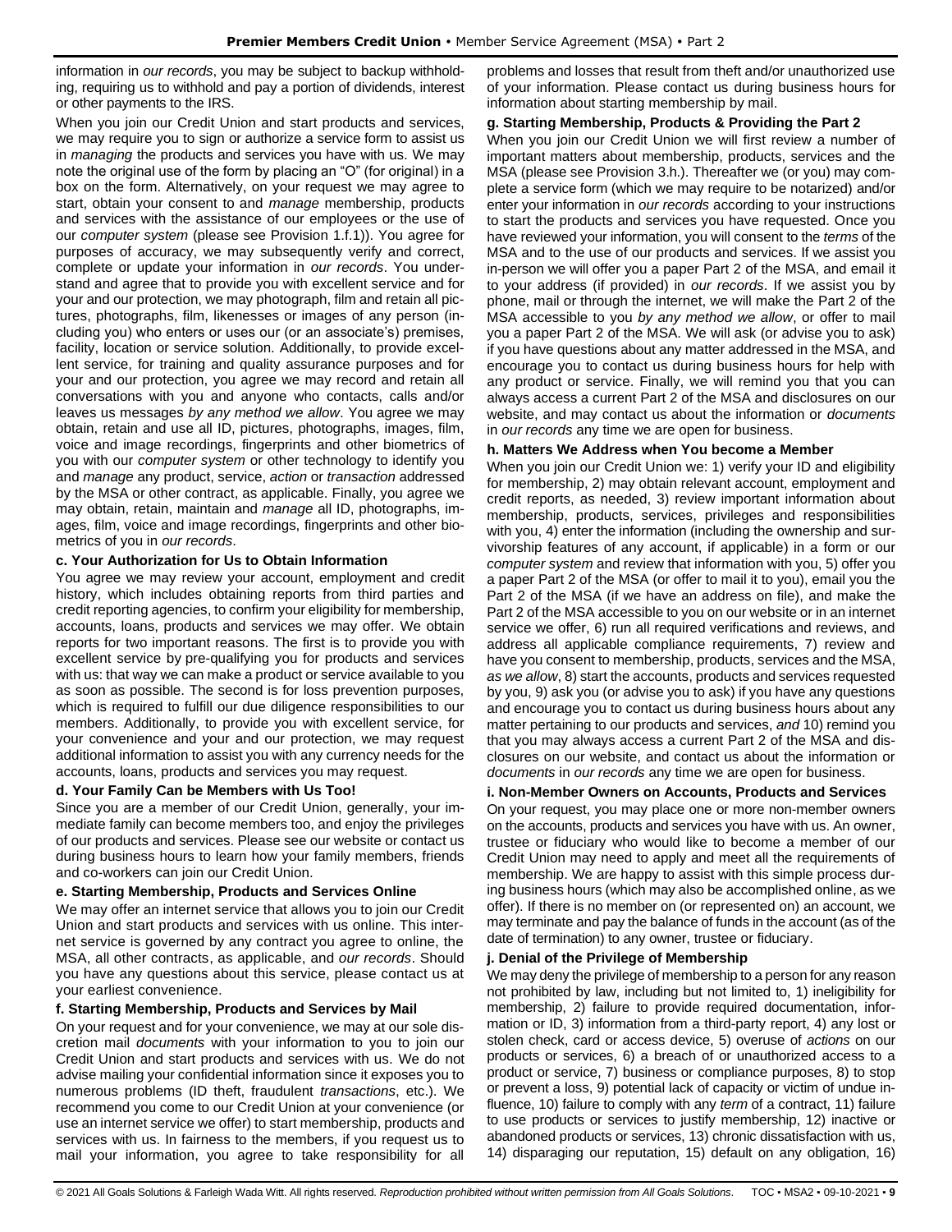information in *our records*, you may be subject to backup withholding, requiring us to withhold and pay a portion of dividends, interest or other payments to the IRS.

When you join our Credit Union and start products and services, we may require you to sign or authorize a service form to assist us in *managing* the products and services you have with us. We may note the original use of the form by placing an "O" (for original) in a box on the form. Alternatively, on your request we may agree to start, obtain your consent to and *manage* membership, products and services with the assistance of our employees or the use of our *computer system* (please see Provision 1.f.1)). You agree for purposes of accuracy, we may subsequently verify and correct, complete or update your information in *our records*. You understand and agree that to provide you with excellent service and for your and our protection, we may photograph, film and retain all pictures, photographs, film, likenesses or images of any person (including you) who enters or uses our (or an associate's) premises, facility, location or service solution. Additionally, to provide excellent service, for training and quality assurance purposes and for your and our protection, you agree we may record and retain all conversations with you and anyone who contacts, calls and/or leaves us messages *by any method we allow*. You agree we may obtain, retain and use all ID, pictures, photographs, images, film, voice and image recordings, fingerprints and other biometrics of you with our *computer system* or other technology to identify you and *manage* any product, service, *action* or *transaction* addressed by the MSA or other contract, as applicable. Finally, you agree we may obtain, retain, maintain and *manage* all ID, photographs, images, film, voice and image recordings, fingerprints and other biometrics of you in *our records*.

**c. Your Authorization for Us to Obtain Information**

You agree we may review your account, employment and credit history, which includes obtaining reports from third parties and credit reporting agencies, to confirm your eligibility for membership, accounts, loans, products and services we may offer. We obtain reports for two important reasons. The first is to provide you with excellent service by pre-qualifying you for products and services with us: that way we can make a product or service available to you as soon as possible. The second is for loss prevention purposes, which is required to fulfill our due diligence responsibilities to our members. Additionally, to provide you with excellent service, for your convenience and your and our protection, we may request additional information to assist you with any currency needs for the accounts, loans, products and services you may request.

**d. Your Family Can be Members with Us Too!**

Since you are a member of our Credit Union, generally, your immediate family can become members too, and enjoy the privileges of our products and services. Please see our website or contact us during business hours to learn how your family members, friends and co-workers can join our Credit Union.

**e. Starting Membership, Products and Services Online**

We may offer an internet service that allows you to join our Credit Union and start products and services with us online. This internet service is governed by any contract you agree to online, the MSA, all other contracts, as applicable, and *our records*. Should you have any questions about this service, please contact us at your earliest convenience.

**f. Starting Membership, Products and Services by Mail**

On your request and for your convenience, we may at our sole discretion mail *documents* with your information to you to join our Credit Union and start products and services with us. We do not advise mailing your confidential information since it exposes you to numerous problems (ID theft, fraudulent *transactions*, etc.). We recommend you come to our Credit Union at your convenience (or use an internet service we offer) to start membership, products and services with us. In fairness to the members, if you request us to mail your information, you agree to take responsibility for all problems and losses that result from theft and/or unauthorized use of your information. Please contact us during business hours for information about starting membership by mail.

**g. Starting Membership, Products & Providing the Part 2**

When you join our Credit Union we will first review a number of important matters about membership, products, services and the MSA (please see Provision 3.h.). Thereafter we (or you) may complete a service form (which we may require to be notarized) and/or enter your information in *our records* according to your instructions to start the products and services you have requested. Once you have reviewed your information, you will consent to the *terms* of the MSA and to the use of our products and services. If we assist you in-person we will offer you a paper Part 2 of the MSA, and email it to your address (if provided) in *our records*. If we assist you by phone, mail or through the internet, we will make the Part 2 of the MSA accessible to you *by any method we allow*, or offer to mail you a paper Part 2 of the MSA. We will ask (or advise you to ask) if you have questions about any matter addressed in the MSA, and encourage you to contact us during business hours for help with any product or service. Finally, we will remind you that you can always access a current Part 2 of the MSA and disclosures on our website, and may contact us about the information or *documents* in *our records* any time we are open for business.

**h. Matters We Address when You become a Member**

When you join our Credit Union we: 1) verify your ID and eligibility for membership, 2) may obtain relevant account, employment and credit reports, as needed, 3) review important information about membership, products, services, privileges and responsibilities with you, 4) enter the information (including the ownership and survivorship features of any account, if applicable) in a form or our *computer system* and review that information with you, 5) offer you a paper Part 2 of the MSA (or offer to mail it to you), email you the Part 2 of the MSA (if we have an address on file), and make the Part 2 of the MSA accessible to you on our website or in an internet service we offer, 6) run all required verifications and reviews, and address all applicable compliance requirements, 7) review and have you consent to membership, products, services and the MSA, *as we allow*, 8) start the accounts, products and services requested by you, 9) ask you (or advise you to ask) if you have any questions and encourage you to contact us during business hours about any matter pertaining to our products and services, *and* 10) remind you that you may always access a current Part 2 of the MSA and disclosures on our website, and contact us about the information or *documents* in *our records* any time we are open for business.

**i. Non-Member Owners on Accounts, Products and Services**

On your request, you may place one or more non-member owners on the accounts, products and services you have with us. An owner, trustee or fiduciary who would like to become a member of our Credit Union may need to apply and meet all the requirements of membership. We are happy to assist with this simple process during business hours (which may also be accomplished online, as we offer). If there is no member on (or represented on) an account, we may terminate and pay the balance of funds in the account (as of the date of termination) to any owner, trustee or fiduciary.

**j. Denial of the Privilege of Membership**

We may deny the privilege of membership to a person for any reason not prohibited by law, including but not limited to, 1) ineligibility for membership, 2) failure to provide required documentation, information or ID, 3) information from a third-party report, 4) any lost or stolen check, card or access device, 5) overuse of *actions* on our products or services, 6) a breach of or unauthorized access to a product or service, 7) business or compliance purposes, 8) to stop or prevent a loss, 9) potential lack of capacity or victim of undue influence, 10) failure to comply with any *term* of a contract, 11) failure to use products or services to justify membership, 12) inactive or abandoned products or services, 13) chronic dissatisfaction with us, 14) disparaging our reputation, 15) default on any obligation, 16)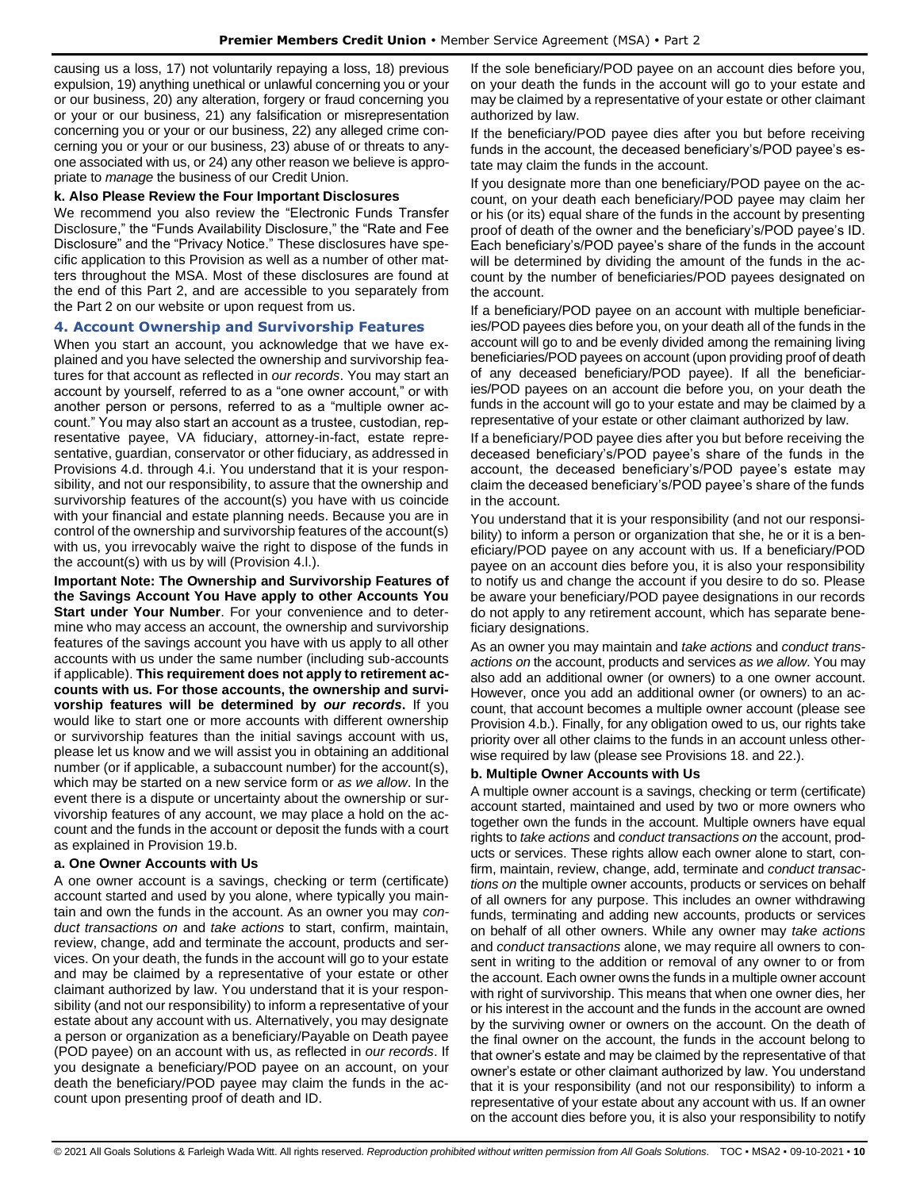causing us a loss, 17) not voluntarily repaying a loss, 18) previous expulsion, 19) anything unethical or unlawful concerning you or your or our business, 20) any alteration, forgery or fraud concerning you or your or our business, 21) any falsification or misrepresentation concerning you or your or our business, 22) any alleged crime concerning you or your or our business, 23) abuse of or threats to anyone associated with us, or 24) any other reason we believe is appropriate to *manage* the business of our Credit Union.

**k. Also Please Review the Four Important Disclosures**

We recommend you also review the "Electronic Funds Transfer Disclosure," the "Funds Availability Disclosure," the "Rate and Fee Disclosure" and the "Privacy Notice." These disclosures have specific application to this Provision as well as a number of other matters throughout the MSA. Most of these disclosures are found at the end of this Part 2, and are accessible to you separately from the Part 2 on our website or upon request from us.

### 4. Account Ownership and Survivorship Features

When you start an account, you acknowledge that we have explained and you have selected the ownership and survivorship features for that account as reflected in *our records*. You may start an account by yourself, referred to as a "one owner account," or with another person or persons, referred to as a "multiple owner account." You may also start an account as a trustee, custodian, representative payee, VA fiduciary, attorney-in-fact, estate representative, guardian, conservator or other fiduciary, as addressed in Provisions 4.d. through 4.i. You understand that it is your responsibility, and not our responsibility, to assure that the ownership and survivorship features of the account(s) you have with us coincide with your financial and estate planning needs. Because you are in control of the ownership and survivorship features of the account(s) with us, you irrevocably waive the right to dispose of the funds in the account(s) with us by will (Provision 4.l.).

**Important Note: The Ownership and Survivorship Features of the Savings Account You Have apply to other Accounts You Start under Your Number**. For your convenience and to determine who may access an account, the ownership and survivorship features of the savings account you have with us apply to all other accounts with us under the same number (including sub-accounts if applicable). **This requirement does not apply to retirement accounts with us. For those accounts, the ownership and survivorship features will be determined by *our records*.** If you would like to start one or more accounts with different ownership or survivorship features than the initial savings account with us, please let us know and we will assist you in obtaining an additional number (or if applicable, a subaccount number) for the account(s), which may be started on a new service form or *as we allow*. In the event there is a dispute or uncertainty about the ownership or survivorship features of any account, we may place a hold on the account and the funds in the account or deposit the funds with a court as explained in Provision 19.b.

**a. One Owner Accounts with Us**

A one owner account is a savings, checking or term (certificate) account started and used by you alone, where typically you maintain and own the funds in the account. As an owner you may *conduct transactions on* and *take actions* to start, confirm, maintain, review, change, add and terminate the account, products and services. On your death, the funds in the account will go to your estate and may be claimed by a representative of your estate or other claimant authorized by law. You understand that it is your responsibility (and not our responsibility) to inform a representative of your estate about any account with us. Alternatively, you may designate a person or organization as a beneficiary/Payable on Death payee (POD payee) on an account with us, as reflected in *our records*. If you designate a beneficiary/POD payee on an account, on your death the beneficiary/POD payee may claim the funds in the account upon presenting proof of death and ID.

If the sole beneficiary/POD payee on an account dies before you, on your death the funds in the account will go to your estate and may be claimed by a representative of your estate or other claimant authorized by law.

If the beneficiary/POD payee dies after you but before receiving funds in the account, the deceased beneficiary's/POD payee's estate may claim the funds in the account.

If you designate more than one beneficiary/POD payee on the account, on your death each beneficiary/POD payee may claim her or his (or its) equal share of the funds in the account by presenting proof of death of the owner and the beneficiary's/POD payee's ID. Each beneficiary's/POD payee's share of the funds in the account will be determined by dividing the amount of the funds in the account by the number of beneficiaries/POD payees designated on the account.

If a beneficiary/POD payee on an account with multiple beneficiaries/POD payees dies before you, on your death all of the funds in the account will go to and be evenly divided among the remaining living beneficiaries/POD payees on account (upon providing proof of death of any deceased beneficiary/POD payee). If all the beneficiaries/POD payees on an account die before you, on your death the funds in the account will go to your estate and may be claimed by a representative of your estate or other claimant authorized by law.

If a beneficiary/POD payee dies after you but before receiving the deceased beneficiary's/POD payee's share of the funds in the account, the deceased beneficiary's/POD payee's estate may claim the deceased beneficiary's/POD payee's share of the funds in the account.

You understand that it is your responsibility (and not our responsibility) to inform a person or organization that she, he or it is a beneficiary/POD payee on any account with us. If a beneficiary/POD payee on an account dies before you, it is also your responsibility to notify us and change the account if you desire to do so. Please be aware your beneficiary/POD payee designations in our records do not apply to any retirement account, which has separate beneficiary designations.

As an owner you may maintain and *take actions* and *conduct transactions on* the account, products and services *as we allow*. You may also add an additional owner (or owners) to a one owner account. However, once you add an additional owner (or owners) to an account, that account becomes a multiple owner account (please see Provision 4.b.). Finally, for any obligation owed to us, our rights take priority over all other claims to the funds in an account unless otherwise required by law (please see Provisions 18. and 22.).

**b. Multiple Owner Accounts with Us**

A multiple owner account is a savings, checking or term (certificate) account started, maintained and used by two or more owners who together own the funds in the account. Multiple owners have equal rights to *take actions* and *conduct transactions on* the account, products or services. These rights allow each owner alone to start, confirm, maintain, review, change, add, terminate and *conduct transactions on* the multiple owner accounts, products or services on behalf of all owners for any purpose. This includes an owner withdrawing funds, terminating and adding new accounts, products or services on behalf of all other owners. While any owner may *take actions* and *conduct transactions* alone, we may require all owners to consent in writing to the addition or removal of any owner to or from the account. Each owner owns the funds in a multiple owner account with right of survivorship. This means that when one owner dies, her or his interest in the account and the funds in the account are owned by the surviving owner or owners on the account. On the death of the final owner on the account, the funds in the account belong to that owner's estate and may be claimed by the representative of that owner's estate or other claimant authorized by law. You understand that it is your responsibility (and not our responsibility) to inform a representative of your estate about any account with us. If an owner on the account dies before you, it is also your responsibility to notify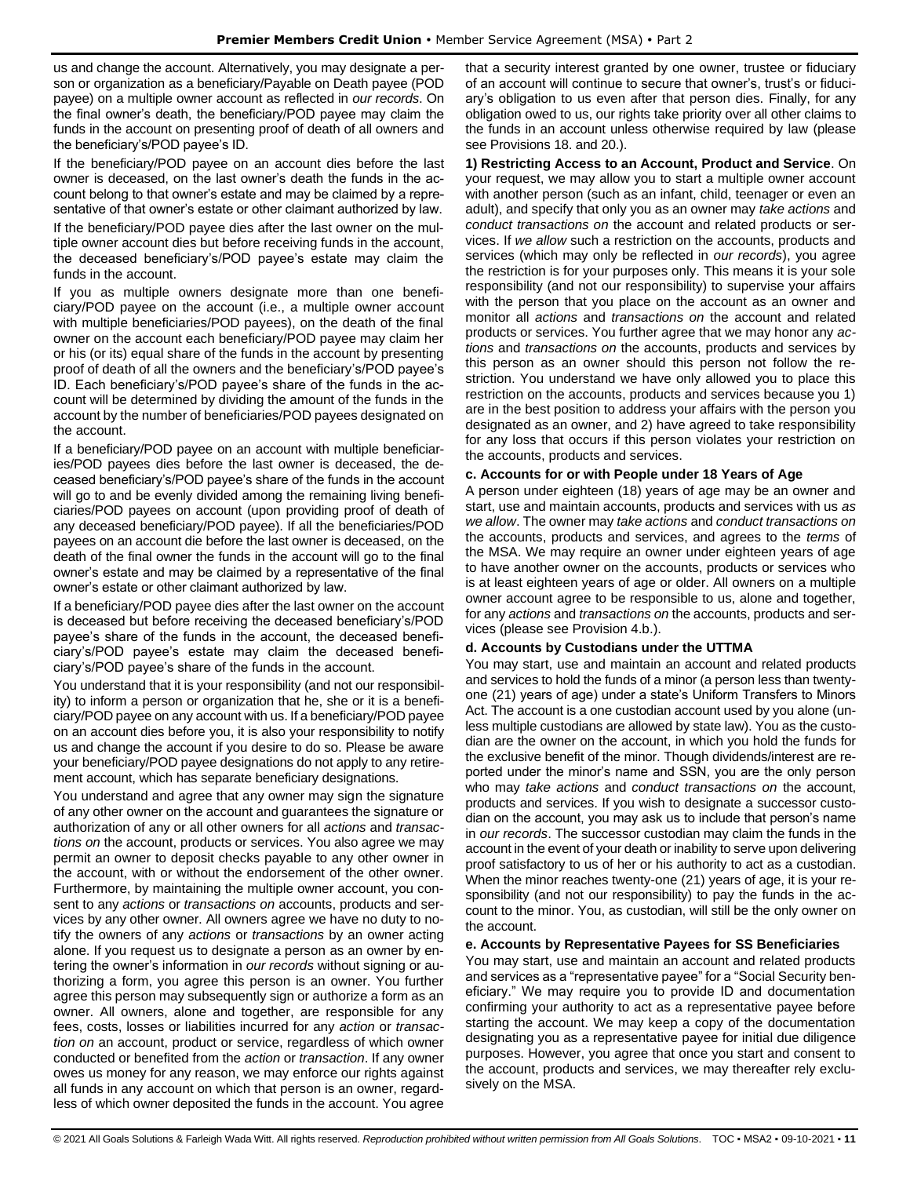us and change the account. Alternatively, you may designate a person or organization as a beneficiary/Payable on Death payee (POD payee) on a multiple owner account as reflected in *our records*. On the final owner's death, the beneficiary/POD payee may claim the funds in the account on presenting proof of death of all owners and the beneficiary's/POD payee's ID.

If the beneficiary/POD payee on an account dies before the last owner is deceased, on the last owner's death the funds in the account belong to that owner's estate and may be claimed by a representative of that owner's estate or other claimant authorized by law.

If the beneficiary/POD payee dies after the last owner on the multiple owner account dies but before receiving funds in the account, the deceased beneficiary's/POD payee's estate may claim the funds in the account.

If you as multiple owners designate more than one beneficiary/POD payee on the account (i.e., a multiple owner account with multiple beneficiaries/POD payees), on the death of the final owner on the account each beneficiary/POD payee may claim her or his (or its) equal share of the funds in the account by presenting proof of death of all the owners and the beneficiary's/POD payee's ID. Each beneficiary's/POD payee's share of the funds in the account will be determined by dividing the amount of the funds in the account by the number of beneficiaries/POD payees designated on the account.

If a beneficiary/POD payee on an account with multiple beneficiaries/POD payees dies before the last owner is deceased, the deceased beneficiary's/POD payee's share of the funds in the account will go to and be evenly divided among the remaining living beneficiaries/POD payees on account (upon providing proof of death of any deceased beneficiary/POD payee). If all the beneficiaries/POD payees on an account die before the last owner is deceased, on the death of the final owner the funds in the account will go to the final owner's estate and may be claimed by a representative of the final owner's estate or other claimant authorized by law.

If a beneficiary/POD payee dies after the last owner on the account is deceased but before receiving the deceased beneficiary's/POD payee's share of the funds in the account, the deceased beneficiary's/POD payee's estate may claim the deceased beneficiary's/POD payee's share of the funds in the account.

You understand that it is your responsibility (and not our responsibility) to inform a person or organization that he, she or it is a beneficiary/POD payee on any account with us. If a beneficiary/POD payee on an account dies before you, it is also your responsibility to notify us and change the account if you desire to do so. Please be aware your beneficiary/POD payee designations do not apply to any retirement account, which has separate beneficiary designations.

You understand and agree that any owner may sign the signature of any other owner on the account and guarantees the signature or authorization of any or all other owners for all *actions* and *transactions on* the account, products or services. You also agree we may permit an owner to deposit checks payable to any other owner in the account, with or without the endorsement of the other owner. Furthermore, by maintaining the multiple owner account, you consent to any *actions* or *transactions on* accounts, products and services by any other owner. All owners agree we have no duty to notify the owners of any *actions* or *transactions* by an owner acting alone. If you request us to designate a person as an owner by entering the owner's information in *our records* without signing or authorizing a form, you agree this person is an owner. You further agree this person may subsequently sign or authorize a form as an owner. All owners, alone and together, are responsible for any fees, costs, losses or liabilities incurred for any *action* or *transaction on* an account, product or service, regardless of which owner conducted or benefited from the *action* or *transaction*. If any owner owes us money for any reason, we may enforce our rights against all funds in any account on which that person is an owner, regardless of which owner deposited the funds in the account. You agree that a security interest granted by one owner, trustee or fiduciary of an account will continue to secure that owner's, trust's or fiduciary's obligation to us even after that person dies. Finally, for any obligation owed to us, our rights take priority over all other claims to the funds in an account unless otherwise required by law (please see Provisions 18. and 20.).

**1) Restricting Access to an Account, Product and Service**. On your request, we may allow you to start a multiple owner account with another person (such as an infant, child, teenager or even an adult), and specify that only you as an owner may *take actions* and *conduct transactions on* the account and related products or services. If *we allow* such a restriction on the accounts, products and services (which may only be reflected in *our records*), you agree the restriction is for your purposes only. This means it is your sole responsibility (and not our responsibility) to supervise your affairs with the person that you place on the account as an owner and monitor all *actions* and *transactions on* the account and related products or services. You further agree that we may honor any *actions* and *transactions on* the accounts, products and services by this person as an owner should this person not follow the restriction. You understand we have only allowed you to place this restriction on the accounts, products and services because you 1) are in the best position to address your affairs with the person you designated as an owner, and 2) have agreed to take responsibility for any loss that occurs if this person violates your restriction on the accounts, products and services.

**c. Accounts for or with People under 18 Years of Age**

A person under eighteen (18) years of age may be an owner and start, use and maintain accounts, products and services with us *as we allow*. The owner may *take actions* and *conduct transactions on* the accounts, products and services, and agrees to the *terms* of the MSA. We may require an owner under eighteen years of age to have another owner on the accounts, products or services who is at least eighteen years of age or older. All owners on a multiple owner account agree to be responsible to us, alone and together, for any *actions* and *transactions on* the accounts, products and services (please see Provision 4.b.).

**d. Accounts by Custodians under the UTTMA**

You may start, use and maintain an account and related products and services to hold the funds of a minor (a person less than twenty-one (21) years of age) under a state's Uniform Transfers to Minors Act. The account is a one custodian account used by you alone (unless multiple custodians are allowed by state law). You as the custodian are the owner on the account, in which you hold the funds for the exclusive benefit of the minor. Though dividends/interest are reported under the minor's name and SSN, you are the only person who may *take actions* and *conduct transactions on* the account, products and services. If you wish to designate a successor custodian on the account, you may ask us to include that person's name in *our records*. The successor custodian may claim the funds in the account in the event of your death or inability to serve upon delivering proof satisfactory to us of her or his authority to act as a custodian. When the minor reaches twenty-one (21) years of age, it is your responsibility (and not our responsibility) to pay the funds in the account to the minor. You, as custodian, will still be the only owner on the account.

**e. Accounts by Representative Payees for SS Beneficiaries**

You may start, use and maintain an account and related products and services as a "representative payee" for a "Social Security beneficiary." We may require you to provide ID and documentation confirming your authority to act as a representative payee before starting the account. We may keep a copy of the documentation designating you as a representative payee for initial due diligence purposes. However, you agree that once you start and consent to the account, products and services, we may thereafter rely exclusively on the MSA.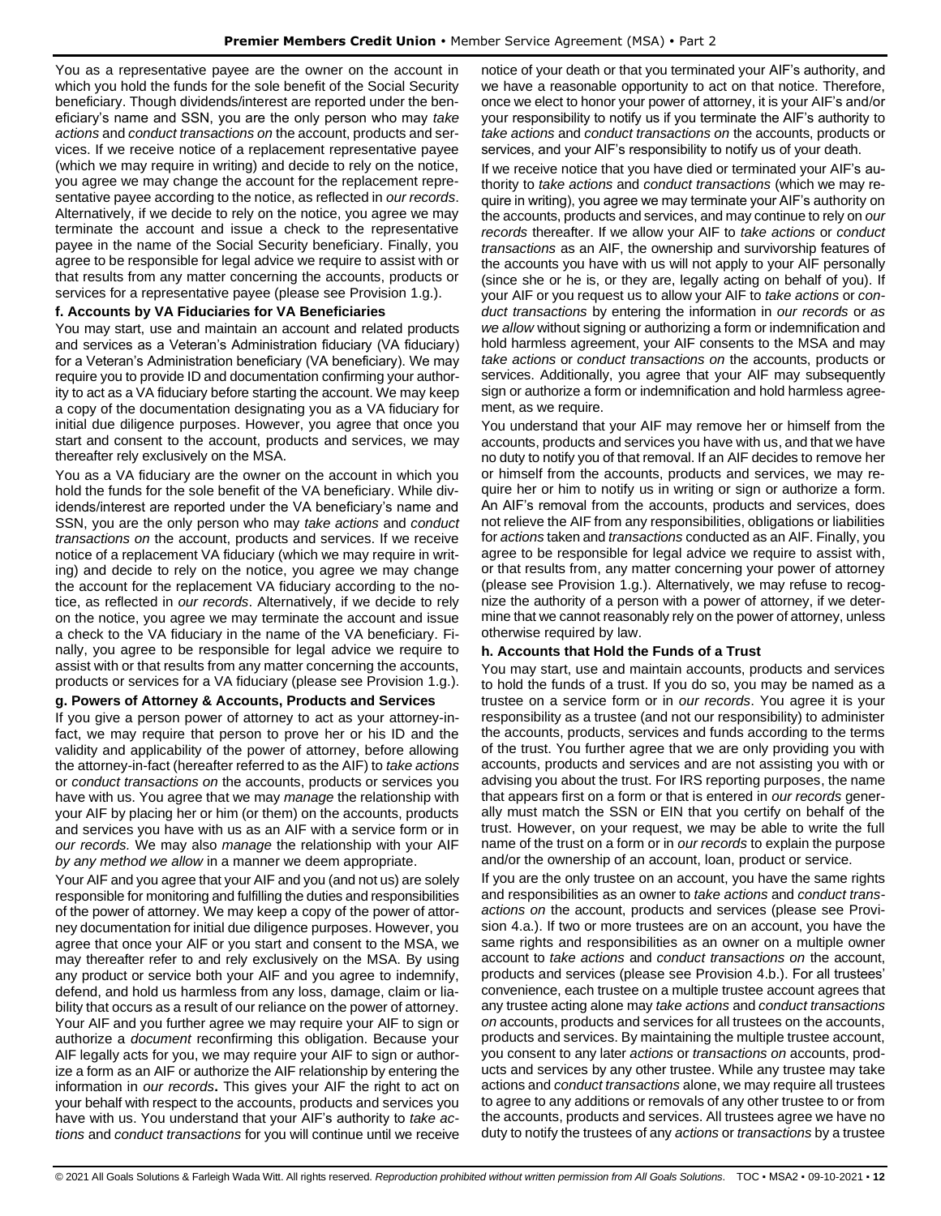You as a representative payee are the owner on the account in which you hold the funds for the sole benefit of the Social Security beneficiary. Though dividends/interest are reported under the beneficiary's name and SSN, you are the only person who may *take actions* and *conduct transactions on* the account, products and services. If we receive notice of a replacement representative payee (which we may require in writing) and decide to rely on the notice, you agree we may change the account for the replacement representative payee according to the notice, as reflected in *our records*. Alternatively, if we decide to rely on the notice, you agree we may terminate the account and issue a check to the representative payee in the name of the Social Security beneficiary. Finally, you agree to be responsible for legal advice we require to assist with or that results from any matter concerning the accounts, products or services for a representative payee (please see Provision 1.g.).

**f. Accounts by VA Fiduciaries for VA Beneficiaries**

You may start, use and maintain an account and related products and services as a Veteran's Administration fiduciary (VA fiduciary) for a Veteran's Administration beneficiary (VA beneficiary). We may require you to provide ID and documentation confirming your authority to act as a VA fiduciary before starting the account. We may keep a copy of the documentation designating you as a VA fiduciary for initial due diligence purposes. However, you agree that once you start and consent to the account, products and services, we may thereafter rely exclusively on the MSA.

You as a VA fiduciary are the owner on the account in which you hold the funds for the sole benefit of the VA beneficiary. While dividends/interest are reported under the VA beneficiary's name and SSN, you are the only person who may *take actions* and *conduct transactions on* the account, products and services. If we receive notice of a replacement VA fiduciary (which we may require in writing) and decide to rely on the notice, you agree we may change the account for the replacement VA fiduciary according to the notice, as reflected in *our records*. Alternatively, if we decide to rely on the notice, you agree we may terminate the account and issue a check to the VA fiduciary in the name of the VA beneficiary. Finally, you agree to be responsible for legal advice we require to assist with or that results from any matter concerning the accounts, products or services for a VA fiduciary (please see Provision 1.g.).

**g. Powers of Attorney & Accounts, Products and Services**

If you give a person power of attorney to act as your attorney-in-fact, we may require that person to prove her or his ID and the validity and applicability of the power of attorney, before allowing the attorney-in-fact (hereafter referred to as the AIF) to *take actions* or *conduct transactions on* the accounts, products or services you have with us. You agree that we may *manage* the relationship with your AIF by placing her or him (or them) on the accounts, products and services you have with us as an AIF with a service form or in *our records.* We may also *manage* the relationship with your AIF *by any method we allow* in a manner we deem appropriate.

Your AIF and you agree that your AIF and you (and not us) are solely responsible for monitoring and fulfilling the duties and responsibilities of the power of attorney. We may keep a copy of the power of attorney documentation for initial due diligence purposes. However, you agree that once your AIF or you start and consent to the MSA, we may thereafter refer to and rely exclusively on the MSA. By using any product or service both your AIF and you agree to indemnify, defend, and hold us harmless from any loss, damage, claim or liability that occurs as a result of our reliance on the power of attorney. Your AIF and you further agree we may require your AIF to sign or authorize a *document* reconfirming this obligation. Because your AIF legally acts for you, we may require your AIF to sign or authorize a form as an AIF or authorize the AIF relationship by entering the information in *our records***.** This gives your AIF the right to act on your behalf with respect to the accounts, products and services you have with us. You understand that your AIF's authority to *take actions* and *conduct transactions* for you will continue until we receive notice of your death or that you terminated your AIF's authority, and we have a reasonable opportunity to act on that notice. Therefore, once we elect to honor your power of attorney, it is your AIF's and/or your responsibility to notify us if you terminate the AIF's authority to *take actions* and *conduct transactions on* the accounts, products or services, and your AIF's responsibility to notify us of your death.

If we receive notice that you have died or terminated your AIF's authority to *take actions* and *conduct transactions* (which we may require in writing), you agree we may terminate your AIF's authority on the accounts, products and services, and may continue to rely on *our records* thereafter. If we allow your AIF to *take actions* or *conduct transactions* as an AIF, the ownership and survivorship features of the accounts you have with us will not apply to your AIF personally (since she or he is, or they are, legally acting on behalf of you). If your AIF or you request us to allow your AIF to *take actions* or *conduct transactions* by entering the information in *our records* or *as we allow* without signing or authorizing a form or indemnification and hold harmless agreement, your AIF consents to the MSA and may *take actions* or *conduct transactions on* the accounts, products or services. Additionally, you agree that your AIF may subsequently sign or authorize a form or indemnification and hold harmless agreement, as we require.

You understand that your AIF may remove her or himself from the accounts, products and services you have with us, and that we have no duty to notify you of that removal. If an AIF decides to remove her or himself from the accounts, products and services, we may require her or him to notify us in writing or sign or authorize a form. An AIF's removal from the accounts, products and services, does not relieve the AIF from any responsibilities, obligations or liabilities for *actions* taken and *transactions* conducted as an AIF. Finally, you agree to be responsible for legal advice we require to assist with, or that results from, any matter concerning your power of attorney (please see Provision 1.g.). Alternatively, we may refuse to recognize the authority of a person with a power of attorney, if we determine that we cannot reasonably rely on the power of attorney, unless otherwise required by law.

**h. Accounts that Hold the Funds of a Trust**

You may start, use and maintain accounts, products and services to hold the funds of a trust. If you do so, you may be named as a trustee on a service form or in *our records*. You agree it is your responsibility as a trustee (and not our responsibility) to administer the accounts, products, services and funds according to the terms of the trust. You further agree that we are only providing you with accounts, products and services and are not assisting you with or advising you about the trust. For IRS reporting purposes, the name that appears first on a form or that is entered in *our records* generally must match the SSN or EIN that you certify on behalf of the trust. However, on your request, we may be able to write the full name of the trust on a form or in *our records* to explain the purpose and/or the ownership of an account, loan, product or service.

If you are the only trustee on an account, you have the same rights and responsibilities as an owner to *take actions* and *conduct transactions on* the account, products and services (please see Provision 4.a.). If two or more trustees are on an account, you have the same rights and responsibilities as an owner on a multiple owner account to *take actions* and *conduct transactions on* the account, products and services (please see Provision 4.b.). For all trustees' convenience, each trustee on a multiple trustee account agrees that any trustee acting alone may *take actions* and *conduct transactions on* accounts, products and services for all trustees on the accounts, products and services. By maintaining the multiple trustee account, you consent to any later *actions* or *transactions on* accounts, products and services by any other trustee. While any trustee may take actions and *conduct transactions* alone, we may require all trustees to agree to any additions or removals of any other trustee to or from the accounts, products and services. All trustees agree we have no duty to notify the trustees of any *actions* or *transactions* by a trustee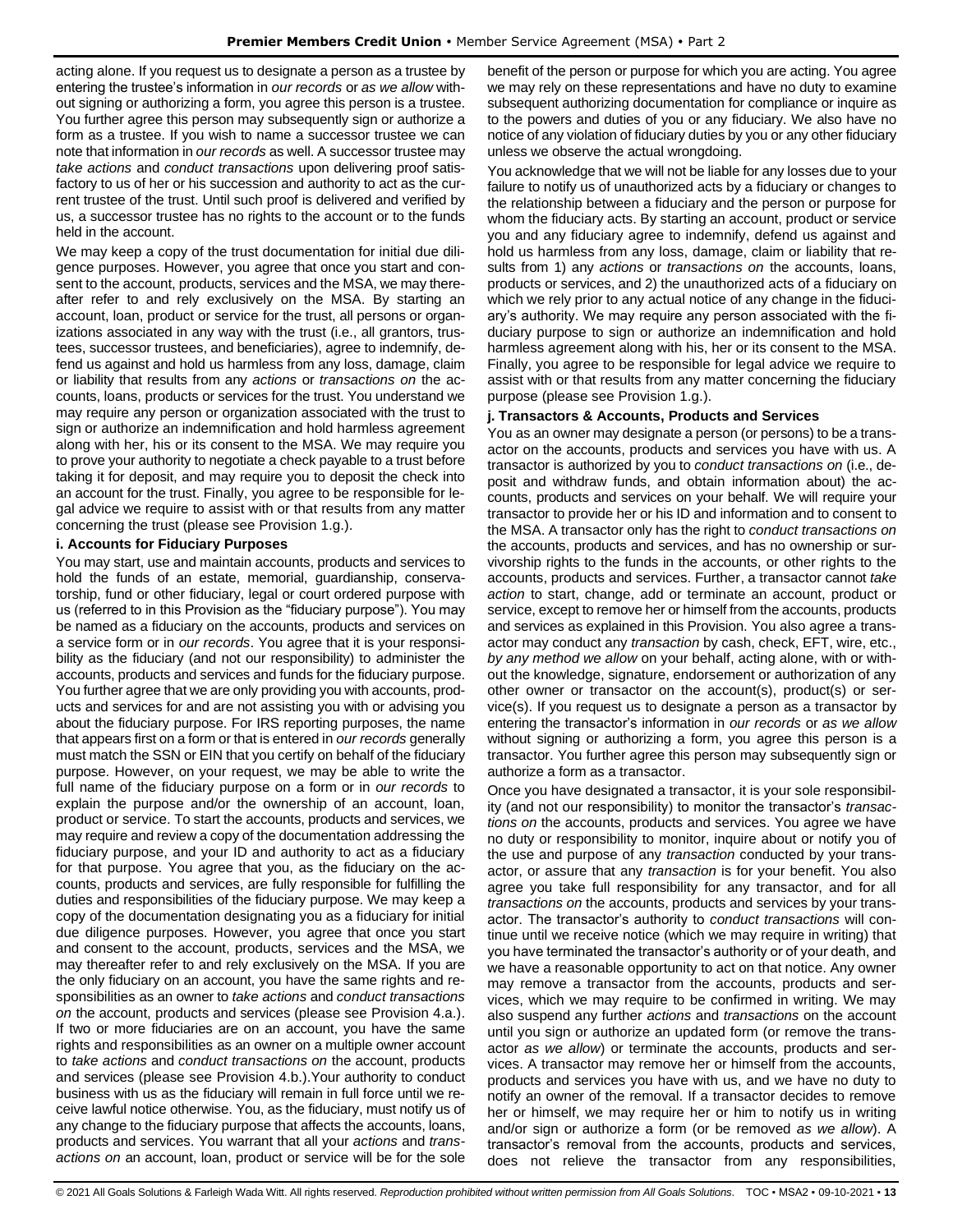acting alone. If you request us to designate a person as a trustee by entering the trustee's information in *our records* or *as we allow* without signing or authorizing a form, you agree this person is a trustee. You further agree this person may subsequently sign or authorize a form as a trustee. If you wish to name a successor trustee we can note that information in *our records* as well. A successor trustee may *take actions* and *conduct transactions* upon delivering proof satisfactory to us of her or his succession and authority to act as the current trustee of the trust. Until such proof is delivered and verified by us, a successor trustee has no rights to the account or to the funds held in the account.

We may keep a copy of the trust documentation for initial due diligence purposes. However, you agree that once you start and consent to the account, products, services and the MSA, we may thereafter refer to and rely exclusively on the MSA. By starting an account, loan, product or service for the trust, all persons or organizations associated in any way with the trust (i.e., all grantors, trustees, successor trustees, and beneficiaries), agree to indemnify, defend us against and hold us harmless from any loss, damage, claim or liability that results from any *actions* or *transactions on* the accounts, loans, products or services for the trust. You understand we may require any person or organization associated with the trust to sign or authorize an indemnification and hold harmless agreement along with her, his or its consent to the MSA. We may require you to prove your authority to negotiate a check payable to a trust before taking it for deposit, and may require you to deposit the check into an account for the trust. Finally, you agree to be responsible for legal advice we require to assist with or that results from any matter concerning the trust (please see Provision 1.g.).

**i. Accounts for Fiduciary Purposes**

You may start, use and maintain accounts, products and services to hold the funds of an estate, memorial, guardianship, conservatorship, fund or other fiduciary, legal or court ordered purpose with us (referred to in this Provision as the "fiduciary purpose"). You may be named as a fiduciary on the accounts, products and services on a service form or in *our records*. You agree that it is your responsibility as the fiduciary (and not our responsibility) to administer the accounts, products and services and funds for the fiduciary purpose. You further agree that we are only providing you with accounts, products and services for and are not assisting you with or advising you about the fiduciary purpose. For IRS reporting purposes, the name that appears first on a form or that is entered in *our records* generally must match the SSN or EIN that you certify on behalf of the fiduciary purpose. However, on your request, we may be able to write the full name of the fiduciary purpose on a form or in *our records* to explain the purpose and/or the ownership of an account, loan, product or service. To start the accounts, products and services, we may require and review a copy of the documentation addressing the fiduciary purpose, and your ID and authority to act as a fiduciary for that purpose. You agree that you, as the fiduciary on the accounts, products and services, are fully responsible for fulfilling the duties and responsibilities of the fiduciary purpose. We may keep a copy of the documentation designating you as a fiduciary for initial due diligence purposes. However, you agree that once you start and consent to the account, products, services and the MSA, we may thereafter refer to and rely exclusively on the MSA. If you are the only fiduciary on an account, you have the same rights and responsibilities as an owner to *take actions* and *conduct transactions on* the account, products and services (please see Provision 4.a.). If two or more fiduciaries are on an account, you have the same rights and responsibilities as an owner on a multiple owner account to *take actions* and *conduct transactions on* the account, products and services (please see Provision 4.b.).Your authority to conduct business with us as the fiduciary will remain in full force until we receive lawful notice otherwise. You, as the fiduciary, must notify us of any change to the fiduciary purpose that affects the accounts, loans, products and services. You warrant that all your *actions* and *transactions on* an account, loan, product or service will be for the sole benefit of the person or purpose for which you are acting. You agree we may rely on these representations and have no duty to examine subsequent authorizing documentation for compliance or inquire as to the powers and duties of you or any fiduciary. We also have no notice of any violation of fiduciary duties by you or any other fiduciary unless we observe the actual wrongdoing.

You acknowledge that we will not be liable for any losses due to your failure to notify us of unauthorized acts by a fiduciary or changes to the relationship between a fiduciary and the person or purpose for whom the fiduciary acts. By starting an account, product or service you and any fiduciary agree to indemnify, defend us against and hold us harmless from any loss, damage, claim or liability that results from 1) any *actions* or *transactions on* the accounts, loans, products or services, and 2) the unauthorized acts of a fiduciary on which we rely prior to any actual notice of any change in the fiduciary's authority. We may require any person associated with the fiduciary purpose to sign or authorize an indemnification and hold harmless agreement along with his, her or its consent to the MSA. Finally, you agree to be responsible for legal advice we require to assist with or that results from any matter concerning the fiduciary purpose (please see Provision 1.g.).

**j. Transactors & Accounts, Products and Services**

You as an owner may designate a person (or persons) to be a transactor on the accounts, products and services you have with us. A transactor is authorized by you to *conduct transactions on* (i.e., deposit and withdraw funds, and obtain information about) the accounts, products and services on your behalf. We will require your transactor to provide her or his ID and information and to consent to the MSA. A transactor only has the right to *conduct transactions on* the accounts, products and services, and has no ownership or survivorship rights to the funds in the accounts, or other rights to the accounts, products and services. Further, a transactor cannot *take action* to start, change, add or terminate an account, product or service, except to remove her or himself from the accounts, products and services as explained in this Provision. You also agree a transactor may conduct any *transaction* by cash, check, EFT, wire, etc., *by any method we allow* on your behalf, acting alone, with or without the knowledge, signature, endorsement or authorization of any other owner or transactor on the account(s), product(s) or service(s). If you request us to designate a person as a transactor by entering the transactor's information in *our records* or *as we allow* without signing or authorizing a form, you agree this person is a transactor. You further agree this person may subsequently sign or authorize a form as a transactor.

Once you have designated a transactor, it is your sole responsibility (and not our responsibility) to monitor the transactor's *transactions on* the accounts, products and services. You agree we have no duty or responsibility to monitor, inquire about or notify you of the use and purpose of any *transaction* conducted by your transactor, or assure that any *transaction* is for your benefit. You also agree you take full responsibility for any transactor, and for all *transactions on* the accounts, products and services by your transactor. The transactor's authority to *conduct transactions* will continue until we receive notice (which we may require in writing) that you have terminated the transactor's authority or of your death, and we have a reasonable opportunity to act on that notice. Any owner may remove a transactor from the accounts, products and services, which we may require to be confirmed in writing. We may also suspend any further *actions* and *transactions* on the account until you sign or authorize an updated form (or remove the transactor *as we allow*) or terminate the accounts, products and services. A transactor may remove her or himself from the accounts, products and services you have with us, and we have no duty to notify an owner of the removal. If a transactor decides to remove her or himself, we may require her or him to notify us in writing and/or sign or authorize a form (or be removed *as we allow*). A transactor's removal from the accounts, products and services, does not relieve the transactor from any responsibilities,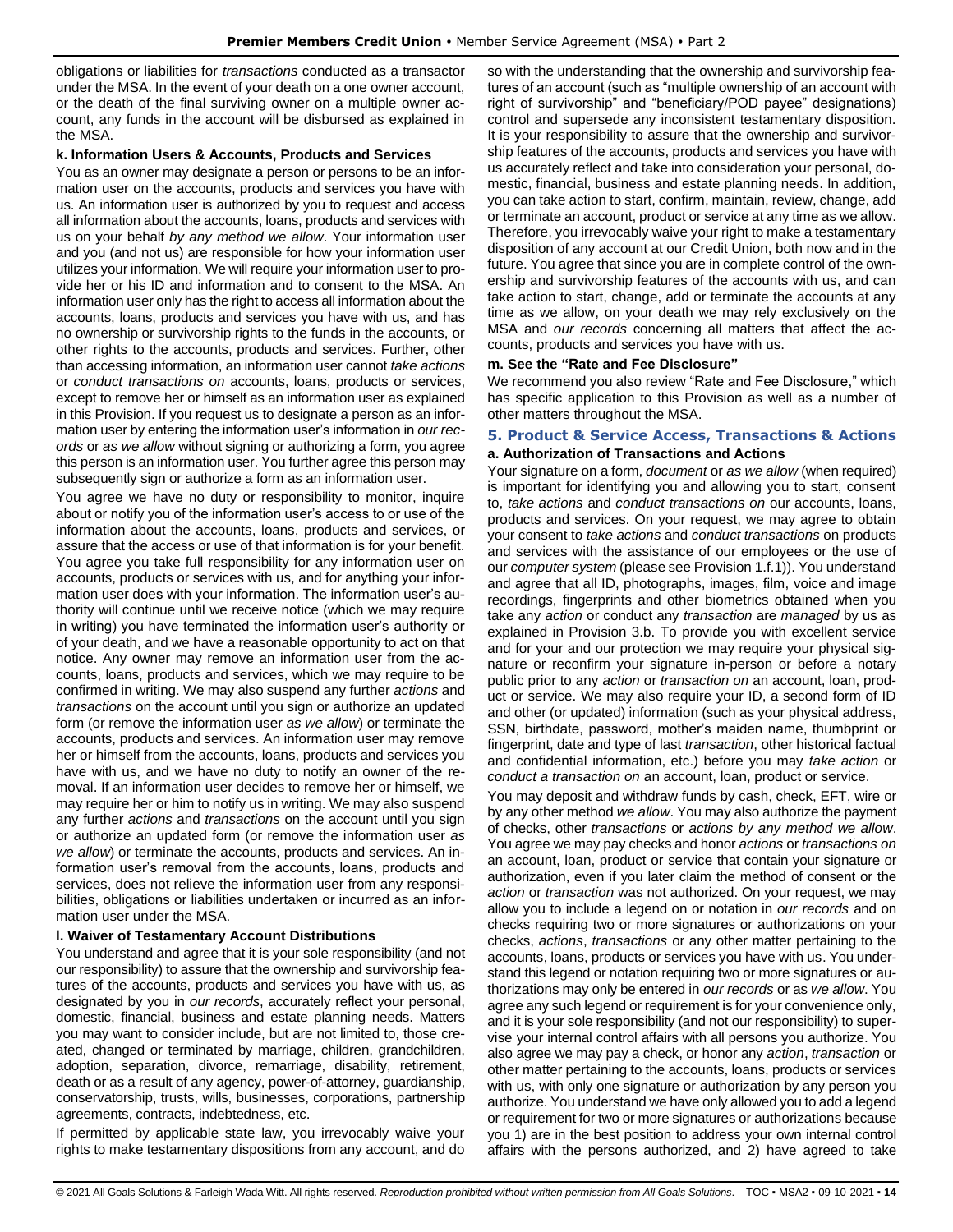obligations or liabilities for *transactions* conducted as a transactor under the MSA. In the event of your death on a one owner account, or the death of the final surviving owner on a multiple owner account, any funds in the account will be disbursed as explained in the MSA.

**k. Information Users & Accounts, Products and Services**

You as an owner may designate a person or persons to be an information user on the accounts, products and services you have with us. An information user is authorized by you to request and access all information about the accounts, loans, products and services with us on your behalf *by any method we allow*. Your information user and you (and not us) are responsible for how your information user utilizes your information. We will require your information user to provide her or his ID and information and to consent to the MSA. An information user only has the right to access all information about the accounts, loans, products and services you have with us, and has no ownership or survivorship rights to the funds in the accounts, or other rights to the accounts, products and services. Further, other than accessing information, an information user cannot *take actions* or *conduct transactions on* accounts, loans, products or services, except to remove her or himself as an information user as explained in this Provision. If you request us to designate a person as an information user by entering the information user's information in *our records* or *as we allow* without signing or authorizing a form, you agree this person is an information user. You further agree this person may subsequently sign or authorize a form as an information user.

You agree we have no duty or responsibility to monitor, inquire about or notify you of the information user's access to or use of the information about the accounts, loans, products and services, or assure that the access or use of that information is for your benefit. You agree you take full responsibility for any information user on accounts, products or services with us, and for anything your information user does with your information. The information user's authority will continue until we receive notice (which we may require in writing) you have terminated the information user's authority or of your death, and we have a reasonable opportunity to act on that notice. Any owner may remove an information user from the accounts, loans, products and services, which we may require to be confirmed in writing. We may also suspend any further *actions* and *transactions* on the account until you sign or authorize an updated form (or remove the information user *as we allow*) or terminate the accounts, products and services. An information user may remove her or himself from the accounts, loans, products and services you have with us, and we have no duty to notify an owner of the removal. If an information user decides to remove her or himself, we may require her or him to notify us in writing. We may also suspend any further *actions* and *transactions* on the account until you sign or authorize an updated form (or remove the information user *as we allow*) or terminate the accounts, products and services. An information user's removal from the accounts, loans, products and services, does not relieve the information user from any responsibilities, obligations or liabilities undertaken or incurred as an information user under the MSA.

**l. Waiver of Testamentary Account Distributions**

You understand and agree that it is your sole responsibility (and not our responsibility) to assure that the ownership and survivorship features of the accounts, products and services you have with us, as designated by you in *our records*, accurately reflect your personal, domestic, financial, business and estate planning needs. Matters you may want to consider include, but are not limited to, those created, changed or terminated by marriage, children, grandchildren, adoption, separation, divorce, remarriage, disability, retirement, death or as a result of any agency, power-of-attorney, guardianship, conservatorship, trusts, wills, businesses, corporations, partnership agreements, contracts, indebtedness, etc.

If permitted by applicable state law, you irrevocably waive your rights to make testamentary dispositions from any account, and do so with the understanding that the ownership and survivorship features of an account (such as "multiple ownership of an account with right of survivorship" and "beneficiary/POD payee" designations) control and supersede any inconsistent testamentary disposition. It is your responsibility to assure that the ownership and survivorship features of the accounts, products and services you have with us accurately reflect and take into consideration your personal, domestic, financial, business and estate planning needs. In addition, you can take action to start, confirm, maintain, review, change, add or terminate an account, product or service at any time as we allow. Therefore, you irrevocably waive your right to make a testamentary disposition of any account at our Credit Union, both now and in the future. You agree that since you are in complete control of the ownership and survivorship features of the accounts with us, and can take action to start, change, add or terminate the accounts at any time as we allow, on your death we may rely exclusively on the MSA and *our records* concerning all matters that affect the accounts, products and services you have with us.

**m. See the "Rate and Fee Disclosure"**

We recommend you also review "Rate and Fee Disclosure," which has specific application to this Provision as well as a number of other matters throughout the MSA.

## 5. Product & Service Access, Transactions & Actions

**a. Authorization of Transactions and Actions**

Your signature on a form, *document* or *as we allow* (when required) is important for identifying you and allowing you to start, consent to, *take actions* and *conduct transactions on* our accounts, loans, products and services. On your request, we may agree to obtain your consent to *take actions* and *conduct transactions* on products and services with the assistance of our employees or the use of our *computer system* (please see Provision 1.f.1)). You understand and agree that all ID, photographs, images, film, voice and image recordings, fingerprints and other biometrics obtained when you take any *action* or conduct any *transaction* are *managed* by us as explained in Provision 3.b. To provide you with excellent service and for your and our protection we may require your physical signature or reconfirm your signature in-person or before a notary public prior to any *action* or *transaction on* an account, loan, product or service. We may also require your ID, a second form of ID and other (or updated) information (such as your physical address, SSN, birthdate, password, mother's maiden name, thumbprint or fingerprint, date and type of last *transaction*, other historical factual and confidential information, etc.) before you may *take action* or *conduct a transaction on* an account, loan, product or service.

You may deposit and withdraw funds by cash, check, EFT, wire or by any other method *we allow*. You may also authorize the payment of checks, other *transactions* or *actions by any method we allow*. You agree we may pay checks and honor *actions* or *transactions on* an account, loan, product or service that contain your signature or authorization, even if you later claim the method of consent or the *action* or *transaction* was not authorized. On your request, we may allow you to include a legend on or notation in *our records* and on checks requiring two or more signatures or authorizations on your checks, *actions*, *transactions* or any other matter pertaining to the accounts, loans, products or services you have with us. You understand this legend or notation requiring two or more signatures or authorizations may only be entered in *our records* or as *we allow*. You agree any such legend or requirement is for your convenience only, and it is your sole responsibility (and not our responsibility) to supervise your internal control affairs with all persons you authorize. You also agree we may pay a check, or honor any *action*, *transaction* or other matter pertaining to the accounts, loans, products or services with us, with only one signature or authorization by any person you authorize. You understand we have only allowed you to add a legend or requirement for two or more signatures or authorizations because you 1) are in the best position to address your own internal control affairs with the persons authorized, and 2) have agreed to take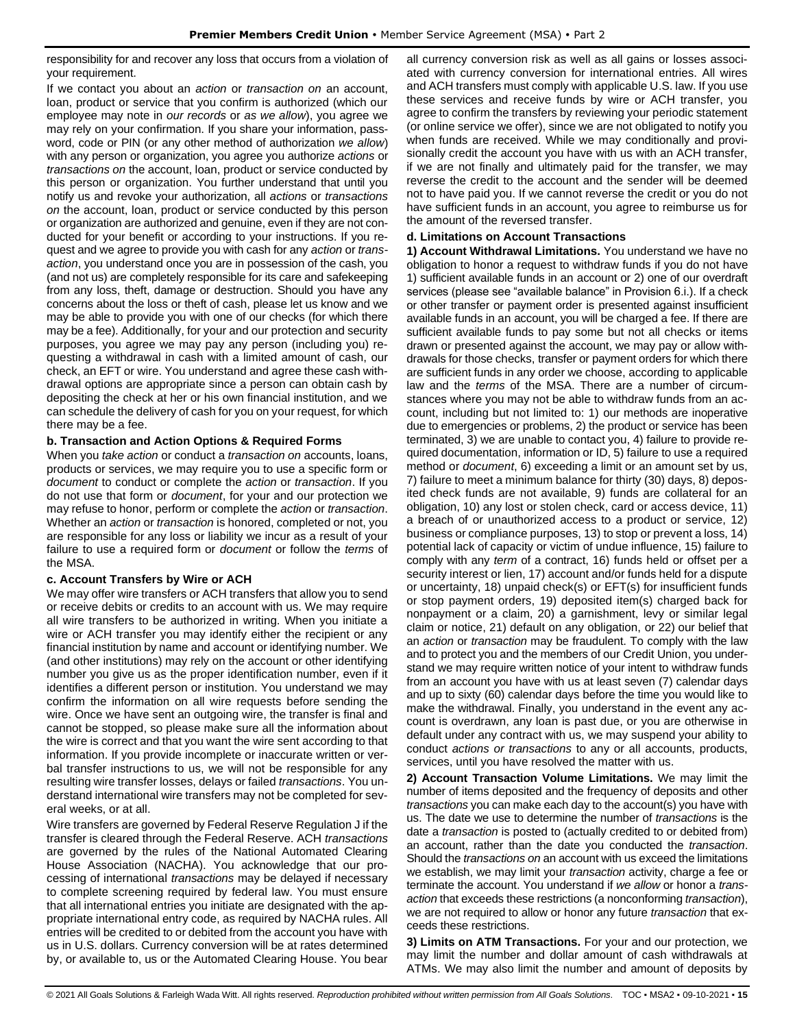responsibility for and recover any loss that occurs from a violation of your requirement.

If we contact you about an *action* or *transaction on* an account, loan, product or service that you confirm is authorized (which our employee may note in *our records* or *as we allow*), you agree we may rely on your confirmation. If you share your information, password, code or PIN (or any other method of authorization *we allow*) with any person or organization, you agree you authorize *actions* or *transactions on* the account, loan, product or service conducted by this person or organization. You further understand that until you notify us and revoke your authorization, all *actions* or *transactions on* the account, loan, product or service conducted by this person or organization are authorized and genuine, even if they are not conducted for your benefit or according to your instructions. If you request and we agree to provide you with cash for any *action* or *transaction*, you understand once you are in possession of the cash, you (and not us) are completely responsible for its care and safekeeping from any loss, theft, damage or destruction. Should you have any concerns about the loss or theft of cash, please let us know and we may be able to provide you with one of our checks (for which there may be a fee). Additionally, for your and our protection and security purposes, you agree we may pay any person (including you) requesting a withdrawal in cash with a limited amount of cash, our check, an EFT or wire. You understand and agree these cash withdrawal options are appropriate since a person can obtain cash by depositing the check at her or his own financial institution, and we can schedule the delivery of cash for you on your request, for which there may be a fee.

**b. Transaction and Action Options & Required Forms**

When you *take action* or conduct a *transaction on* accounts, loans, products or services, we may require you to use a specific form or *document* to conduct or complete the *action* or *transaction*. If you do not use that form or *document*, for your and our protection we may refuse to honor, perform or complete the *action* or *transaction*. Whether an *action* or *transaction* is honored, completed or not, you are responsible for any loss or liability we incur as a result of your failure to use a required form or *document* or follow the *terms* of the MSA.

**c. Account Transfers by Wire or ACH**

We may offer wire transfers or ACH transfers that allow you to send or receive debits or credits to an account with us. We may require all wire transfers to be authorized in writing. When you initiate a wire or ACH transfer you may identify either the recipient or any financial institution by name and account or identifying number. We (and other institutions) may rely on the account or other identifying number you give us as the proper identification number, even if it identifies a different person or institution. You understand we may confirm the information on all wire requests before sending the wire. Once we have sent an outgoing wire, the transfer is final and cannot be stopped, so please make sure all the information about the wire is correct and that you want the wire sent according to that information. If you provide incomplete or inaccurate written or verbal transfer instructions to us, we will not be responsible for any resulting wire transfer losses, delays or failed *transactions*. You understand international wire transfers may not be completed for several weeks, or at all.

Wire transfers are governed by Federal Reserve Regulation J if the transfer is cleared through the Federal Reserve. ACH *transactions* are governed by the rules of the National Automated Clearing House Association (NACHA). You acknowledge that our processing of international *transactions* may be delayed if necessary to complete screening required by federal law. You must ensure that all international entries you initiate are designated with the appropriate international entry code, as required by NACHA rules. All entries will be credited to or debited from the account you have with us in U.S. dollars. Currency conversion will be at rates determined by, or available to, us or the Automated Clearing House. You bear all currency conversion risk as well as all gains or losses associated with currency conversion for international entries. All wires and ACH transfers must comply with applicable U.S. law. If you use these services and receive funds by wire or ACH transfer, you agree to confirm the transfers by reviewing your periodic statement (or online service we offer), since we are not obligated to notify you when funds are received. While we may conditionally and provisionally credit the account you have with us with an ACH transfer, if we are not finally and ultimately paid for the transfer, we may reverse the credit to the account and the sender will be deemed not to have paid you. If we cannot reverse the credit or you do not have sufficient funds in an account, you agree to reimburse us for the amount of the reversed transfer.

**d. Limitations on Account Transactions**

**1) Account Withdrawal Limitations.** You understand we have no obligation to honor a request to withdraw funds if you do not have 1) sufficient available funds in an account or 2) one of our overdraft services (please see "available balance" in Provision 6.i.). If a check or other transfer or payment order is presented against insufficient available funds in an account, you will be charged a fee. If there are sufficient available funds to pay some but not all checks or items drawn or presented against the account, we may pay or allow withdrawals for those checks, transfer or payment orders for which there are sufficient funds in any order we choose, according to applicable law and the *terms* of the MSA. There are a number of circumstances where you may not be able to withdraw funds from an account, including but not limited to: 1) our methods are inoperative due to emergencies or problems, 2) the product or service has been terminated, 3) we are unable to contact you, 4) failure to provide required documentation, information or ID, 5) failure to use a required method or *document*, 6) exceeding a limit or an amount set by us, 7) failure to meet a minimum balance for thirty (30) days, 8) deposited check funds are not available, 9) funds are collateral for an obligation, 10) any lost or stolen check, card or access device, 11) a breach of or unauthorized access to a product or service, 12) business or compliance purposes, 13) to stop or prevent a loss, 14) potential lack of capacity or victim of undue influence, 15) failure to comply with any *term* of a contract, 16) funds held or offset per a security interest or lien, 17) account and/or funds held for a dispute or uncertainty, 18) unpaid check(s) or EFT(s) for insufficient funds or stop payment orders, 19) deposited item(s) charged back for nonpayment or a claim, 20) a garnishment, levy or similar legal claim or notice, 21) default on any obligation, or 22) our belief that an *action* or *transaction* may be fraudulent. To comply with the law and to protect you and the members of our Credit Union, you understand we may require written notice of your intent to withdraw funds from an account you have with us at least seven (7) calendar days and up to sixty (60) calendar days before the time you would like to make the withdrawal. Finally, you understand in the event any account is overdrawn, any loan is past due, or you are otherwise in default under any contract with us, we may suspend your ability to conduct *actions or transactions* to any or all accounts, products, services, until you have resolved the matter with us.

**2) Account Transaction Volume Limitations.** We may limit the number of items deposited and the frequency of deposits and other *transactions* you can make each day to the account(s) you have with us. The date we use to determine the number of *transactions* is the date a *transaction* is posted to (actually credited to or debited from) an account, rather than the date you conducted the *transaction*. Should the *transactions on* an account with us exceed the limitations we establish, we may limit your *transaction* activity, charge a fee or terminate the account. You understand if *we allow* or honor a *transaction* that exceeds these restrictions (a nonconforming *transaction*), we are not required to allow or honor any future *transaction* that exceeds these restrictions.

**3) Limits on ATM Transactions.** For your and our protection, we may limit the number and dollar amount of cash withdrawals at ATMs. We may also limit the number and amount of deposits by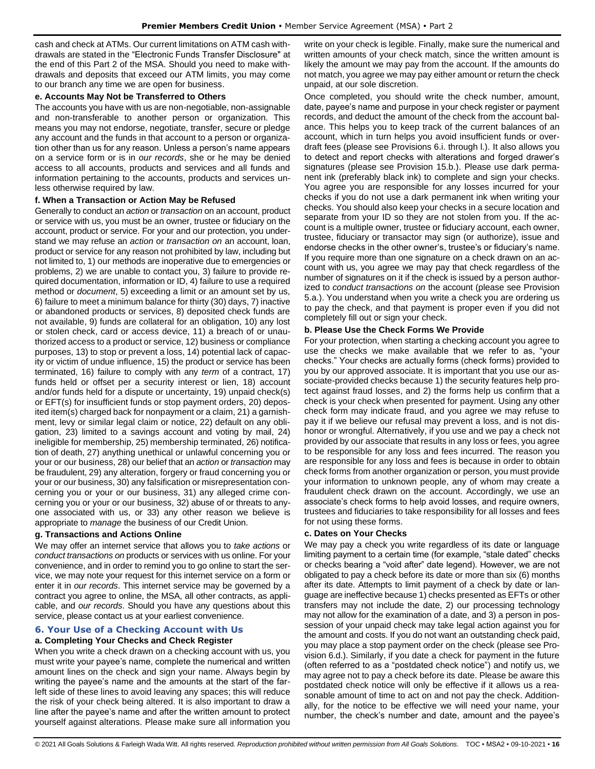cash and check at ATMs. Our current limitations on ATM cash withdrawals are stated in the "Electronic Funds Transfer Disclosure" at the end of this Part 2 of the MSA. Should you need to make withdrawals and deposits that exceed our ATM limits, you may come to our branch any time we are open for business.

**e. Accounts May Not be Transferred to Others**

The accounts you have with us are non-negotiable, non-assignable and non-transferable to another person or organization. This means you may not endorse, negotiate, transfer, secure or pledge any account and the funds in that account to a person or organization other than us for any reason. Unless a person's name appears on a service form or is in *our records*, she or he may be denied access to all accounts, products and services and all funds and information pertaining to the accounts, products and services unless otherwise required by law.

**f. When a Transaction or Action May be Refused**

Generally to conduct an *action* or *transaction* on an account, product or service with us, you must be an owner, trustee or fiduciary on the account, product or service. For your and our protection, you understand we may refuse an *action* or *transaction on* an account, loan, product or service for any reason not prohibited by law, including but not limited to, 1) our methods are inoperative due to emergencies or problems, 2) we are unable to contact you, 3) failure to provide required documentation, information or ID, 4) failure to use a required method or *document*, 5) exceeding a limit or an amount set by us, 6) failure to meet a minimum balance for thirty (30) days, 7) inactive or abandoned products or services, 8) deposited check funds are not available, 9) funds are collateral for an obligation, 10) any lost or stolen check, card or access device, 11) a breach of or unauthorized access to a product or service, 12) business or compliance purposes, 13) to stop or prevent a loss, 14) potential lack of capacity or victim of undue influence, 15) the product or service has been terminated, 16) failure to comply with any *term* of a contract, 17) funds held or offset per a security interest or lien, 18) account and/or funds held for a dispute or uncertainty, 19) unpaid check(s) or EFT(s) for insufficient funds or stop payment orders, 20) deposited item(s) charged back for nonpayment or a claim, 21) a garnishment, levy or similar legal claim or notice, 22) default on any obligation, 23) limited to a savings account and voting by mail, 24) ineligible for membership, 25) membership terminated, 26) notification of death, 27) anything unethical or unlawful concerning you or your or our business, 28) our belief that an *action* or *transaction* may be fraudulent, 29) any alteration, forgery or fraud concerning you or your or our business, 30) any falsification or misrepresentation concerning you or your or our business, 31) any alleged crime concerning you or your or our business, 32) abuse of or threats to anyone associated with us, or 33) any other reason we believe is appropriate to *manage* the business of our Credit Union.

**g. Transactions and Actions Online**

We may offer an internet service that allows you to *take actions* or *conduct transactions on* products or services with us online. For your convenience, and in order to remind you to go online to start the service, we may note your request for this internet service on a form or enter it in *our records*. This internet service may be governed by a contract you agree to online, the MSA, all other contracts, as applicable, and *our records*. Should you have any questions about this service, please contact us at your earliest convenience.

## 6. Your Use of a Checking Account with Us

**a. Completing Your Checks and Check Register**

When you write a check drawn on a checking account with us, you must write your payee's name, complete the numerical and written amount lines on the check and sign your name. Always begin by writing the payee's name and the amounts at the start of the far-left side of these lines to avoid leaving any spaces; this will reduce the risk of your check being altered. It is also important to draw a line after the payee's name and after the written amount to protect yourself against alterations. Please make sure all information you write on your check is legible. Finally, make sure the numerical and written amounts of your check match, since the written amount is likely the amount we may pay from the account. If the amounts do not match, you agree we may pay either amount or return the check unpaid, at our sole discretion.

Once completed, you should write the check number, amount, date, payee's name and purpose in your check register or payment records, and deduct the amount of the check from the account balance. This helps you to keep track of the current balances of an account, which in turn helps you avoid insufficient funds or overdraft fees (please see Provisions 6.i. through l.). It also allows you to detect and report checks with alterations and forged drawer's signatures (please see Provision 15.b.). Please use dark permanent ink (preferably black ink) to complete and sign your checks. You agree you are responsible for any losses incurred for your checks if you do not use a dark permanent ink when writing your checks. You should also keep your checks in a secure location and separate from your ID so they are not stolen from you. If the account is a multiple owner, trustee or fiduciary account, each owner, trustee, fiduciary or transactor may sign (or authorize), issue and endorse checks in the other owner's, trustee's or fiduciary's name. If you require more than one signature on a check drawn on an account with us, you agree we may pay that check regardless of the number of signatures on it if the check is issued by a person authorized to *conduct transactions on* the account (please see Provision 5.a.). You understand when you write a check you are ordering us to pay the check, and that payment is proper even if you did not completely fill out or sign your check.

**b. Please Use the Check Forms We Provide**

For your protection, when starting a checking account you agree to use the checks we make available that we refer to as, "your checks." Your checks are actually forms (check forms) provided to you by our approved associate. It is important that you use our associate-provided checks because 1) the security features help protect against fraud losses, and 2) the forms help us confirm that a check is your check when presented for payment. Using any other check form may indicate fraud, and you agree we may refuse to pay it if we believe our refusal may prevent a loss, and is not dishonor or wrongful. Alternatively, if you use and we pay a check not provided by our associate that results in any loss or fees, you agree to be responsible for any loss and fees incurred. The reason you are responsible for any loss and fees is because in order to obtain check forms from another organization or person, you must provide your information to unknown people, any of whom may create a fraudulent check drawn on the account. Accordingly, we use an associate's check forms to help avoid losses, and require owners, trustees and fiduciaries to take responsibility for all losses and fees for not using these forms.

**c. Dates on Your Checks**

We may pay a check you write regardless of its date or language limiting payment to a certain time (for example, "stale dated" checks or checks bearing a "void after" date legend). However, we are not obligated to pay a check before its date or more than six (6) months after its date. Attempts to limit payment of a check by date or language are ineffective because 1) checks presented as EFTs or other transfers may not include the date, 2) our processing technology may not allow for the examination of a date, and 3) a person in possession of your unpaid check may take legal action against you for the amount and costs. If you do not want an outstanding check paid, you may place a stop payment order on the check (please see Provision 6.d.). Similarly, if you date a check for payment in the future (often referred to as a "postdated check notice") and notify us, we may agree not to pay a check before its date. Please be aware this postdated check notice will only be effective if it allows us a reasonable amount of time to act on and not pay the check. Additionally, for the notice to be effective we will need your name, your number, the check's number and date, amount and the payee's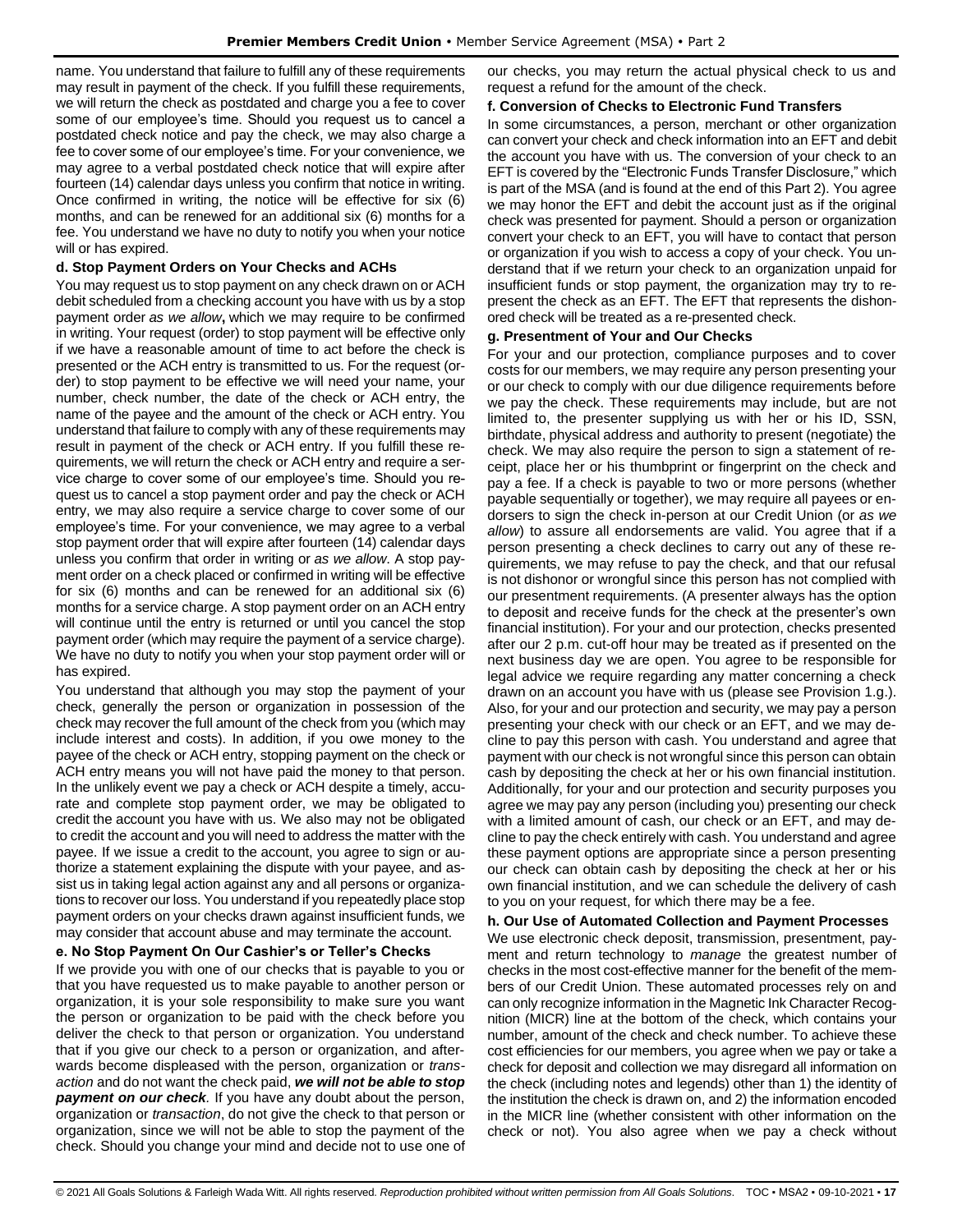name. You understand that failure to fulfill any of these requirements may result in payment of the check. If you fulfill these requirements, we will return the check as postdated and charge you a fee to cover some of our employee's time. Should you request us to cancel a postdated check notice and pay the check, we may also charge a fee to cover some of our employee's time. For your convenience, we may agree to a verbal postdated check notice that will expire after fourteen (14) calendar days unless you confirm that notice in writing. Once confirmed in writing, the notice will be effective for six (6) months, and can be renewed for an additional six (6) months for a fee. You understand we have no duty to notify you when your notice will or has expired.

**d. Stop Payment Orders on Your Checks and ACHs**

You may request us to stop payment on any check drawn on or ACH debit scheduled from a checking account you have with us by a stop payment order *as we allow***,** which we may require to be confirmed in writing. Your request (order) to stop payment will be effective only if we have a reasonable amount of time to act before the check is presented or the ACH entry is transmitted to us. For the request (order) to stop payment to be effective we will need your name, your number, check number, the date of the check or ACH entry, the name of the payee and the amount of the check or ACH entry. You understand that failure to comply with any of these requirements may result in payment of the check or ACH entry. If you fulfill these requirements, we will return the check or ACH entry and require a service charge to cover some of our employee's time. Should you request us to cancel a stop payment order and pay the check or ACH entry, we may also require a service charge to cover some of our employee's time. For your convenience, we may agree to a verbal stop payment order that will expire after fourteen (14) calendar days unless you confirm that order in writing or *as we allow*. A stop payment order on a check placed or confirmed in writing will be effective for six (6) months and can be renewed for an additional six (6) months for a service charge. A stop payment order on an ACH entry will continue until the entry is returned or until you cancel the stop payment order (which may require the payment of a service charge). We have no duty to notify you when your stop payment order will or has expired.

You understand that although you may stop the payment of your check, generally the person or organization in possession of the check may recover the full amount of the check from you (which may include interest and costs). In addition, if you owe money to the payee of the check or ACH entry, stopping payment on the check or ACH entry means you will not have paid the money to that person. In the unlikely event we pay a check or ACH despite a timely, accurate and complete stop payment order, we may be obligated to credit the account you have with us. We also may not be obligated to credit the account and you will need to address the matter with the payee. If we issue a credit to the account, you agree to sign or authorize a statement explaining the dispute with your payee, and assist us in taking legal action against any and all persons or organizations to recover our loss. You understand if you repeatedly place stop payment orders on your checks drawn against insufficient funds, we may consider that account abuse and may terminate the account.

**e. No Stop Payment On Our Cashier's or Teller's Checks**

If we provide you with one of our checks that is payable to you or that you have requested us to make payable to another person or organization, it is your sole responsibility to make sure you want the person or organization to be paid with the check before you deliver the check to that person or organization. You understand that if you give our check to a person or organization, and afterwards become displeased with the person, organization or *transaction* and do not want the check paid, ***we will not be able to stop payment on our check****.* If you have any doubt about the person, organization or *transaction*, do not give the check to that person or organization, since we will not be able to stop the payment of the check. Should you change your mind and decide not to use one of our checks, you may return the actual physical check to us and request a refund for the amount of the check.

**f. Conversion of Checks to Electronic Fund Transfers**

In some circumstances, a person, merchant or other organization can convert your check and check information into an EFT and debit the account you have with us. The conversion of your check to an EFT is covered by the "Electronic Funds Transfer Disclosure," which is part of the MSA (and is found at the end of this Part 2). You agree we may honor the EFT and debit the account just as if the original check was presented for payment. Should a person or organization convert your check to an EFT, you will have to contact that person or organization if you wish to access a copy of your check. You understand that if we return your check to an organization unpaid for insufficient funds or stop payment, the organization may try to re-present the check as an EFT. The EFT that represents the dishonored check will be treated as a re-presented check.

**g. Presentment of Your and Our Checks**

For your and our protection, compliance purposes and to cover costs for our members, we may require any person presenting your or our check to comply with our due diligence requirements before we pay the check. These requirements may include, but are not limited to, the presenter supplying us with her or his ID, SSN, birthdate, physical address and authority to present (negotiate) the check. We may also require the person to sign a statement of receipt, place her or his thumbprint or fingerprint on the check and pay a fee. If a check is payable to two or more persons (whether payable sequentially or together), we may require all payees or endorsers to sign the check in-person at our Credit Union (or *as we allow*) to assure all endorsements are valid. You agree that if a person presenting a check declines to carry out any of these requirements, we may refuse to pay the check, and that our refusal is not dishonor or wrongful since this person has not complied with our presentment requirements. (A presenter always has the option to deposit and receive funds for the check at the presenter's own financial institution). For your and our protection, checks presented after our 2 p.m. cut-off hour may be treated as if presented on the next business day we are open. You agree to be responsible for legal advice we require regarding any matter concerning a check drawn on an account you have with us (please see Provision 1.g.). Also, for your and our protection and security, we may pay a person presenting your check with our check or an EFT, and we may decline to pay this person with cash. You understand and agree that payment with our check is not wrongful since this person can obtain cash by depositing the check at her or his own financial institution. Additionally, for your and our protection and security purposes you agree we may pay any person (including you) presenting our check with a limited amount of cash, our check or an EFT, and may decline to pay the check entirely with cash. You understand and agree these payment options are appropriate since a person presenting our check can obtain cash by depositing the check at her or his own financial institution, and we can schedule the delivery of cash to you on your request, for which there may be a fee.

**h. Our Use of Automated Collection and Payment Processes**

We use electronic check deposit, transmission, presentment, payment and return technology to *manage* the greatest number of checks in the most cost-effective manner for the benefit of the members of our Credit Union. These automated processes rely on and can only recognize information in the Magnetic Ink Character Recognition (MICR) line at the bottom of the check, which contains your number, amount of the check and check number. To achieve these cost efficiencies for our members, you agree when we pay or take a check for deposit and collection we may disregard all information on the check (including notes and legends) other than 1) the identity of the institution the check is drawn on, and 2) the information encoded in the MICR line (whether consistent with other information on the check or not). You also agree when we pay a check without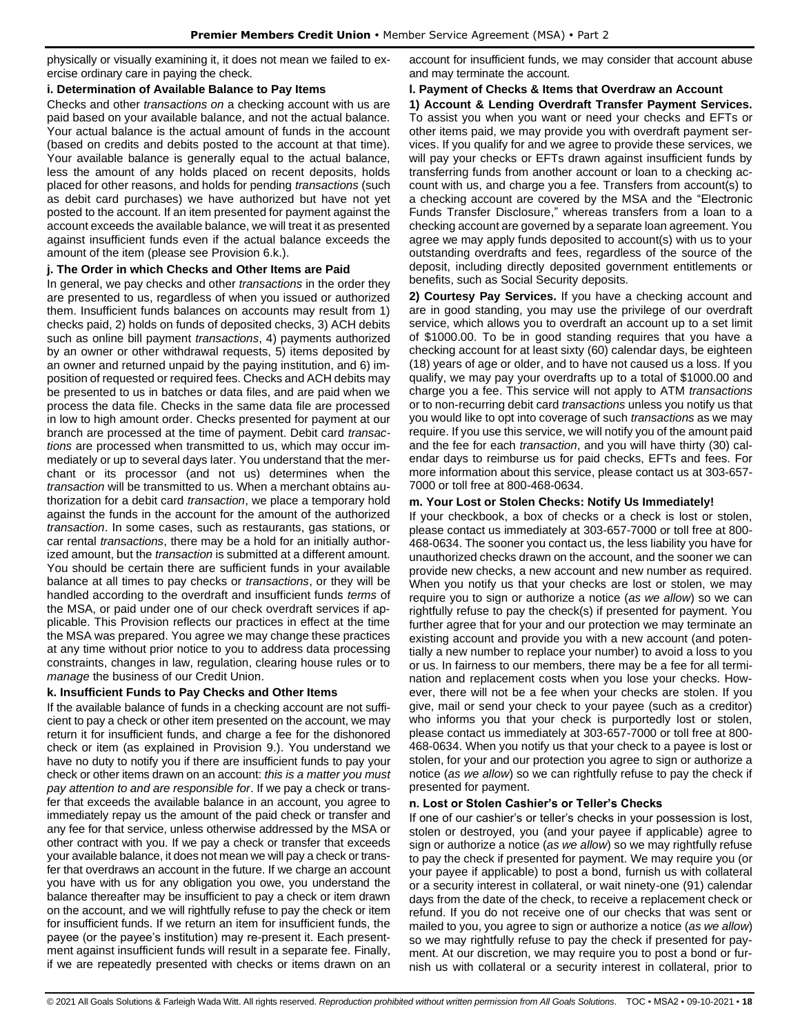physically or visually examining it, it does not mean we failed to exercise ordinary care in paying the check.

**i. Determination of Available Balance to Pay Items**

Checks and other *transactions on* a checking account with us are paid based on your available balance, and not the actual balance. Your actual balance is the actual amount of funds in the account (based on credits and debits posted to the account at that time). Your available balance is generally equal to the actual balance, less the amount of any holds placed on recent deposits, holds placed for other reasons, and holds for pending *transactions* (such as debit card purchases) we have authorized but have not yet posted to the account. If an item presented for payment against the account exceeds the available balance, we will treat it as presented against insufficient funds even if the actual balance exceeds the amount of the item (please see Provision 6.k.).

**j. The Order in which Checks and Other Items are Paid**

In general, we pay checks and other *transactions* in the order they are presented to us, regardless of when you issued or authorized them. Insufficient funds balances on accounts may result from 1) checks paid, 2) holds on funds of deposited checks, 3) ACH debits such as online bill payment *transactions*, 4) payments authorized by an owner or other withdrawal requests, 5) items deposited by an owner and returned unpaid by the paying institution, and 6) imposition of requested or required fees. Checks and ACH debits may be presented to us in batches or data files, and are paid when we process the data file. Checks in the same data file are processed in low to high amount order. Checks presented for payment at our branch are processed at the time of payment. Debit card *transactions* are processed when transmitted to us, which may occur immediately or up to several days later. You understand that the merchant or its processor (and not us) determines when the *transaction* will be transmitted to us. When a merchant obtains authorization for a debit card *transaction*, we place a temporary hold against the funds in the account for the amount of the authorized *transaction*. In some cases, such as restaurants, gas stations, or car rental *transactions*, there may be a hold for an initially authorized amount, but the *transaction* is submitted at a different amount. You should be certain there are sufficient funds in your available balance at all times to pay checks or *transactions*, or they will be handled according to the overdraft and insufficient funds *terms* of the MSA, or paid under one of our check overdraft services if applicable. This Provision reflects our practices in effect at the time the MSA was prepared. You agree we may change these practices at any time without prior notice to you to address data processing constraints, changes in law, regulation, clearing house rules or to *manage* the business of our Credit Union.

**k. Insufficient Funds to Pay Checks and Other Items**

If the available balance of funds in a checking account are not sufficient to pay a check or other item presented on the account, we may return it for insufficient funds, and charge a fee for the dishonored check or item (as explained in Provision 9.). You understand we have no duty to notify you if there are insufficient funds to pay your check or other items drawn on an account: *this is a matter you must pay attention to and are responsible for*. If we pay a check or transfer that exceeds the available balance in an account, you agree to immediately repay us the amount of the paid check or transfer and any fee for that service, unless otherwise addressed by the MSA or other contract with you. If we pay a check or transfer that exceeds your available balance, it does not mean we will pay a check or transfer that overdraws an account in the future. If we charge an account you have with us for any obligation you owe, you understand the balance thereafter may be insufficient to pay a check or item drawn on the account, and we will rightfully refuse to pay the check or item for insufficient funds. If we return an item for insufficient funds, the payee (or the payee's institution) may re-present it. Each presentment against insufficient funds will result in a separate fee. Finally, if we are repeatedly presented with checks or items drawn on an account for insufficient funds, we may consider that account abuse and may terminate the account.

**l. Payment of Checks & Items that Overdraw an Account**

**1) Account & Lending Overdraft Transfer Payment Services.** To assist you when you want or need your checks and EFTs or other items paid, we may provide you with overdraft payment services. If you qualify for and we agree to provide these services, we will pay your checks or EFTs drawn against insufficient funds by transferring funds from another account or loan to a checking account with us, and charge you a fee. Transfers from account(s) to a checking account are covered by the MSA and the "Electronic Funds Transfer Disclosure," whereas transfers from a loan to a checking account are governed by a separate loan agreement. You agree we may apply funds deposited to account(s) with us to your outstanding overdrafts and fees, regardless of the source of the deposit, including directly deposited government entitlements or benefits, such as Social Security deposits.

**2) Courtesy Pay Services.** If you have a checking account and are in good standing, you may use the privilege of our overdraft service, which allows you to overdraft an account up to a set limit of $1000.00. To be in good standing requires that you have a checking account for at least sixty (60) calendar days, be eighteen (18) years of age or older, and to have not caused us a loss. If you qualify, we may pay your overdrafts up to a total of $1000.00 and charge you a fee. This service will not apply to ATM *transactions* or to non-recurring debit card *transactions* unless you notify us that you would like to opt into coverage of such *transactions* as we may require. If you use this service, we will notify you of the amount paid and the fee for each *transaction*, and you will have thirty (30) calendar days to reimburse us for paid checks, EFTs and fees. For more information about this service, please contact us at 303-657-7000 or toll free at 800-468-0634.

**m. Your Lost or Stolen Checks: Notify Us Immediately!**

If your checkbook, a box of checks or a check is lost or stolen, please contact us immediately at 303-657-7000 or toll free at 800-468-0634. The sooner you contact us, the less liability you have for unauthorized checks drawn on the account, and the sooner we can provide new checks, a new account and new number as required. When you notify us that your checks are lost or stolen, we may require you to sign or authorize a notice (*as we allow*) so we can rightfully refuse to pay the check(s) if presented for payment. You further agree that for your and our protection we may terminate an existing account and provide you with a new account (and potentially a new number to replace your number) to avoid a loss to you or us. In fairness to our members, there may be a fee for all termination and replacement costs when you lose your checks. However, there will not be a fee when your checks are stolen. If you give, mail or send your check to your payee (such as a creditor) who informs you that your check is purportedly lost or stolen, please contact us immediately at 303-657-7000 or toll free at 800-468-0634. When you notify us that your check to a payee is lost or stolen, for your and our protection you agree to sign or authorize a notice (*as we allow*) so we can rightfully refuse to pay the check if presented for payment.

**n. Lost or Stolen Cashier's or Teller's Checks**

If one of our cashier's or teller's checks in your possession is lost, stolen or destroyed, you (and your payee if applicable) agree to sign or authorize a notice (*as we allow*) so we may rightfully refuse to pay the check if presented for payment. We may require you (or your payee if applicable) to post a bond, furnish us with collateral or a security interest in collateral, or wait ninety-one (91) calendar days from the date of the check, to receive a replacement check or refund. If you do not receive one of our checks that was sent or mailed to you, you agree to sign or authorize a notice (*as we allow*) so we may rightfully refuse to pay the check if presented for payment. At our discretion, we may require you to post a bond or furnish us with collateral or a security interest in collateral, prior to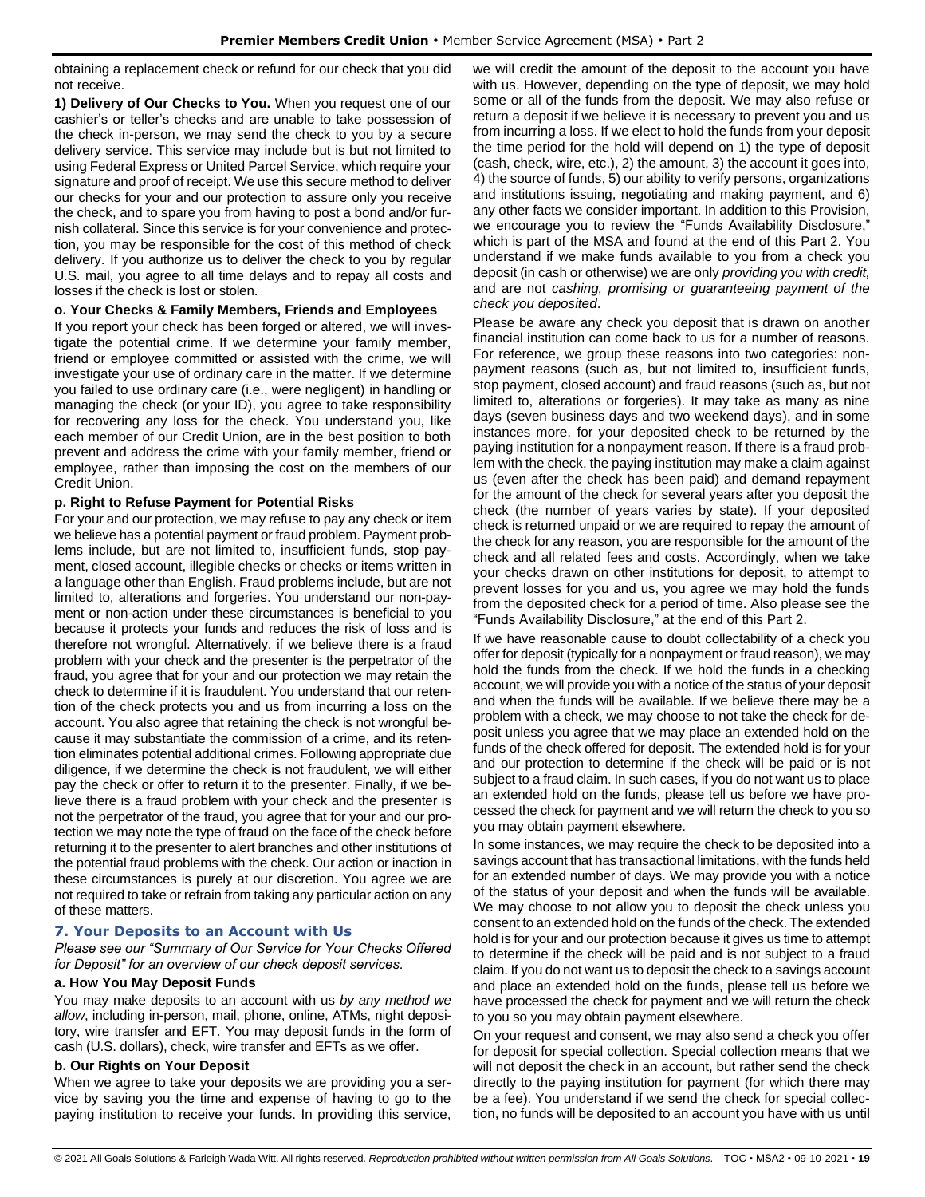obtaining a replacement check or refund for our check that you did not receive.

**1) Delivery of Our Checks to You.** When you request one of our cashier's or teller's checks and are unable to take possession of the check in-person, we may send the check to you by a secure delivery service. This service may include but is but not limited to using Federal Express or United Parcel Service, which require your signature and proof of receipt. We use this secure method to deliver our checks for your and our protection to assure only you receive the check, and to spare you from having to post a bond and/or furnish collateral. Since this service is for your convenience and protection, you may be responsible for the cost of this method of check delivery. If you authorize us to deliver the check to you by regular U.S. mail, you agree to all time delays and to repay all costs and losses if the check is lost or stolen.

**o. Your Checks & Family Members, Friends and Employees**

If you report your check has been forged or altered, we will investigate the potential crime. If we determine your family member, friend or employee committed or assisted with the crime, we will investigate your use of ordinary care in the matter. If we determine you failed to use ordinary care (i.e., were negligent) in handling or managing the check (or your ID), you agree to take responsibility for recovering any loss for the check. You understand you, like each member of our Credit Union, are in the best position to both prevent and address the crime with your family member, friend or employee, rather than imposing the cost on the members of our Credit Union.

**p. Right to Refuse Payment for Potential Risks**

For your and our protection, we may refuse to pay any check or item we believe has a potential payment or fraud problem. Payment problems include, but are not limited to, insufficient funds, stop payment, closed account, illegible checks or checks or items written in a language other than English. Fraud problems include, but are not limited to, alterations and forgeries. You understand our non-payment or non-action under these circumstances is beneficial to you because it protects your funds and reduces the risk of loss and is therefore not wrongful. Alternatively, if we believe there is a fraud problem with your check and the presenter is the perpetrator of the fraud, you agree that for your and our protection we may retain the check to determine if it is fraudulent. You understand that our retention of the check protects you and us from incurring a loss on the account. You also agree that retaining the check is not wrongful because it may substantiate the commission of a crime, and its retention eliminates potential additional crimes. Following appropriate due diligence, if we determine the check is not fraudulent, we will either pay the check or offer to return it to the presenter. Finally, if we believe there is a fraud problem with your check and the presenter is not the perpetrator of the fraud, you agree that for your and our protection we may note the type of fraud on the face of the check before returning it to the presenter to alert branches and other institutions of the potential fraud problems with the check. Our action or inaction in these circumstances is purely at our discretion. You agree we are not required to take or refrain from taking any particular action on any of these matters.

## 7. Your Deposits to an Account with Us

*Please see our "Summary of Our Service for Your Checks Offered for Deposit" for an overview of our check deposit services.*

**a. How You May Deposit Funds**

You may make deposits to an account with us *by any method we allow*, including in-person, mail, phone, online, ATMs, night depository, wire transfer and EFT. You may deposit funds in the form of cash (U.S. dollars), check, wire transfer and EFTs as we offer.

**b. Our Rights on Your Deposit**

When we agree to take your deposits we are providing you a service by saving you the time and expense of having to go to the paying institution to receive your funds. In providing this service, we will credit the amount of the deposit to the account you have with us. However, depending on the type of deposit, we may hold some or all of the funds from the deposit. We may also refuse or return a deposit if we believe it is necessary to prevent you and us from incurring a loss. If we elect to hold the funds from your deposit the time period for the hold will depend on 1) the type of deposit (cash, check, wire, etc.), 2) the amount, 3) the account it goes into, 4) the source of funds, 5) our ability to verify persons, organizations and institutions issuing, negotiating and making payment, and 6) any other facts we consider important. In addition to this Provision, we encourage you to review the "Funds Availability Disclosure," which is part of the MSA and found at the end of this Part 2. You understand if we make funds available to you from a check you deposit (in cash or otherwise) we are only *providing you with credit,* and are not *cashing, promising or guaranteeing payment of the check you deposited*.

Please be aware any check you deposit that is drawn on another financial institution can come back to us for a number of reasons. For reference, we group these reasons into two categories: nonpayment reasons (such as, but not limited to, insufficient funds, stop payment, closed account) and fraud reasons (such as, but not limited to, alterations or forgeries). It may take as many as nine days (seven business days and two weekend days), and in some instances more, for your deposited check to be returned by the paying institution for a nonpayment reason. If there is a fraud problem with the check, the paying institution may make a claim against us (even after the check has been paid) and demand repayment for the amount of the check for several years after you deposit the check (the number of years varies by state). If your deposited check is returned unpaid or we are required to repay the amount of the check for any reason, you are responsible for the amount of the check and all related fees and costs. Accordingly, when we take your checks drawn on other institutions for deposit, to attempt to prevent losses for you and us, you agree we may hold the funds from the deposited check for a period of time. Also please see the "Funds Availability Disclosure," at the end of this Part 2.

If we have reasonable cause to doubt collectability of a check you offer for deposit (typically for a nonpayment or fraud reason), we may hold the funds from the check. If we hold the funds in a checking account, we will provide you with a notice of the status of your deposit and when the funds will be available. If we believe there may be a problem with a check, we may choose to not take the check for deposit unless you agree that we may place an extended hold on the funds of the check offered for deposit. The extended hold is for your and our protection to determine if the check will be paid or is not subject to a fraud claim. In such cases, if you do not want us to place an extended hold on the funds, please tell us before we have processed the check for payment and we will return the check to you so you may obtain payment elsewhere.

In some instances, we may require the check to be deposited into a savings account that has transactional limitations, with the funds held for an extended number of days. We may provide you with a notice of the status of your deposit and when the funds will be available. We may choose to not allow you to deposit the check unless you consent to an extended hold on the funds of the check. The extended hold is for your and our protection because it gives us time to attempt to determine if the check will be paid and is not subject to a fraud claim. If you do not want us to deposit the check to a savings account and place an extended hold on the funds, please tell us before we have processed the check for payment and we will return the check to you so you may obtain payment elsewhere.

On your request and consent, we may also send a check you offer for deposit for special collection. Special collection means that we will not deposit the check in an account, but rather send the check directly to the paying institution for payment (for which there may be a fee). You understand if we send the check for special collection, no funds will be deposited to an account you have with us until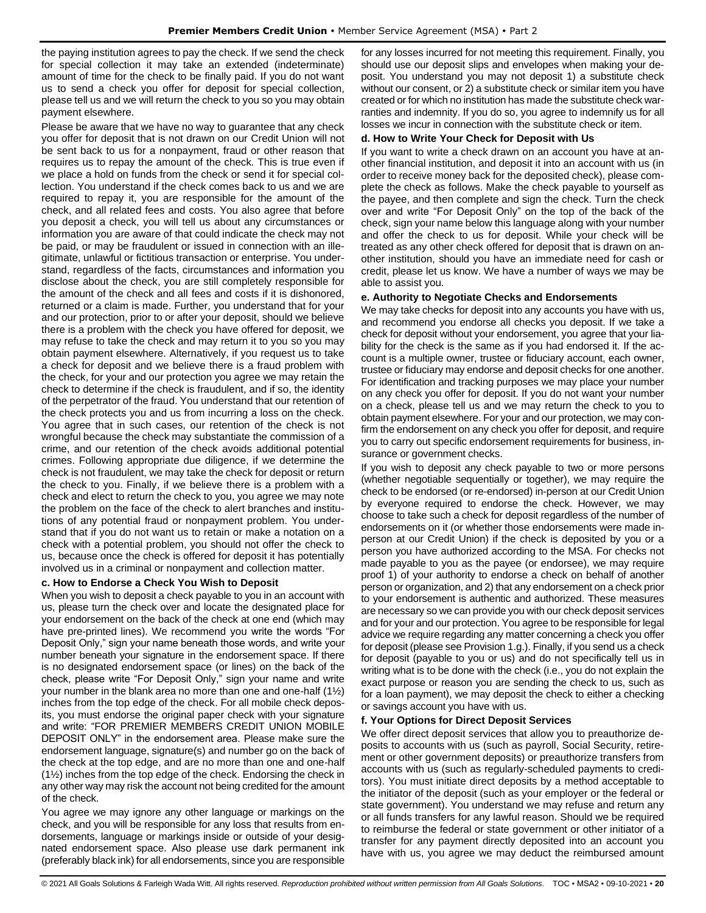the paying institution agrees to pay the check. If we send the check for special collection it may take an extended (indeterminate) amount of time for the check to be finally paid. If you do not want us to send a check you offer for deposit for special collection, please tell us and we will return the check to you so you may obtain payment elsewhere.

Please be aware that we have no way to guarantee that any check you offer for deposit that is not drawn on our Credit Union will not be sent back to us for a nonpayment, fraud or other reason that requires us to repay the amount of the check. This is true even if we place a hold on funds from the check or send it for special collection. You understand if the check comes back to us and we are required to repay it, you are responsible for the amount of the check, and all related fees and costs. You also agree that before you deposit a check, you will tell us about any circumstances or information you are aware of that could indicate the check may not be paid, or may be fraudulent or issued in connection with an illegitimate, unlawful or fictitious transaction or enterprise. You understand, regardless of the facts, circumstances and information you disclose about the check, you are still completely responsible for the amount of the check and all fees and costs if it is dishonored, returned or a claim is made. Further, you understand that for your and our protection, prior to or after your deposit, should we believe there is a problem with the check you have offered for deposit, we may refuse to take the check and may return it to you so you may obtain payment elsewhere. Alternatively, if you request us to take a check for deposit and we believe there is a fraud problem with the check, for your and our protection you agree we may retain the check to determine if the check is fraudulent, and if so, the identity of the perpetrator of the fraud. You understand that our retention of the check protects you and us from incurring a loss on the check. You agree that in such cases, our retention of the check is not wrongful because the check may substantiate the commission of a crime, and our retention of the check avoids additional potential crimes. Following appropriate due diligence, if we determine the check is not fraudulent, we may take the check for deposit or return the check to you. Finally, if we believe there is a problem with a check and elect to return the check to you, you agree we may note the problem on the face of the check to alert branches and institutions of any potential fraud or nonpayment problem. You understand that if you do not want us to retain or make a notation on a check with a potential problem, you should not offer the check to us, because once the check is offered for deposit it has potentially involved us in a criminal or nonpayment and collection matter.

#### c. How to Endorse a Check You Wish to Deposit

When you wish to deposit a check payable to you in an account with us, please turn the check over and locate the designated place for your endorsement on the back of the check at one end (which may have pre-printed lines). We recommend you write the words "For Deposit Only," sign your name beneath those words, and write your number beneath your signature in the endorsement space. If there is no designated endorsement space (or lines) on the back of the check, please write "For Deposit Only," sign your name and write your number in the blank area no more than one and one-half (1½) inches from the top edge of the check. For all mobile check deposits, you must endorse the original paper check with your signature and write: "FOR PREMIER MEMBERS CREDIT UNION MOBILE DEPOSIT ONLY" in the endorsement area. Please make sure the endorsement language, signature(s) and number go on the back of the check at the top edge, and are no more than one and one-half (1½) inches from the top edge of the check. Endorsing the check in any other way may risk the account not being credited for the amount of the check.

You agree we may ignore any other language or markings on the check, and you will be responsible for any loss that results from endorsements, language or markings inside or outside of your designated endorsement space. Also please use dark permanent ink (preferably black ink) for all endorsements, since you are responsible for any losses incurred for not meeting this requirement. Finally, you should use our deposit slips and envelopes when making your deposit. You understand you may not deposit 1) a substitute check without our consent, or 2) a substitute check or similar item you have created or for which no institution has made the substitute check warranties and indemnity. If you do so, you agree to indemnify us for all losses we incur in connection with the substitute check or item.

#### d. How to Write Your Check for Deposit with Us

If you want to write a check drawn on an account you have at another financial institution, and deposit it into an account with us (in order to receive money back for the deposited check), please complete the check as follows. Make the check payable to yourself as the payee, and then complete and sign the check. Turn the check over and write "For Deposit Only" on the top of the back of the check, sign your name below this language along with your number and offer the check to us for deposit. While your check will be treated as any other check offered for deposit that is drawn on another institution, should you have an immediate need for cash or credit, please let us know. We have a number of ways we may be able to assist you.

#### e. Authority to Negotiate Checks and Endorsements

We may take checks for deposit into any accounts you have with us, and recommend you endorse all checks you deposit. If we take a check for deposit without your endorsement, you agree that your liability for the check is the same as if you had endorsed it. If the account is a multiple owner, trustee or fiduciary account, each owner, trustee or fiduciary may endorse and deposit checks for one another. For identification and tracking purposes we may place your number on any check you offer for deposit. If you do not want your number on a check, please tell us and we may return the check to you to obtain payment elsewhere. For your and our protection, we may confirm the endorsement on any check you offer for deposit, and require you to carry out specific endorsement requirements for business, insurance or government checks.

If you wish to deposit any check payable to two or more persons (whether negotiable sequentially or together), we may require the check to be endorsed (or re-endorsed) in-person at our Credit Union by everyone required to endorse the check. However, we may choose to take such a check for deposit regardless of the number of endorsements on it (or whether those endorsements were made in-person at our Credit Union) if the check is deposited by you or a person you have authorized according to the MSA. For checks not made payable to you as the payee (or endorsee), we may require proof 1) of your authority to endorse a check on behalf of another person or organization, and 2) that any endorsement on a check prior to your endorsement is authentic and authorized. These measures are necessary so we can provide you with our check deposit services and for your and our protection. You agree to be responsible for legal advice we require regarding any matter concerning a check you offer for deposit (please see Provision 1.g.). Finally, if you send us a check for deposit (payable to you or us) and do not specifically tell us in writing what is to be done with the check (i.e., you do not explain the exact purpose or reason you are sending the check to us, such as for a loan payment), we may deposit the check to either a checking or savings account you have with us.

#### f. Your Options for Direct Deposit Services

We offer direct deposit services that allow you to preauthorize deposits to accounts with us (such as payroll, Social Security, retirement or other government deposits) or preauthorize transfers from accounts with us (such as regularly-scheduled payments to creditors). You must initiate direct deposits by a method acceptable to the initiator of the deposit (such as your employer or the federal or state government). You understand we may refuse and return any or all funds transfers for any lawful reason. Should we be required to reimburse the federal or state government or other initiator of a transfer for any payment directly deposited into an account you have with us, you agree we may deduct the reimbursed amount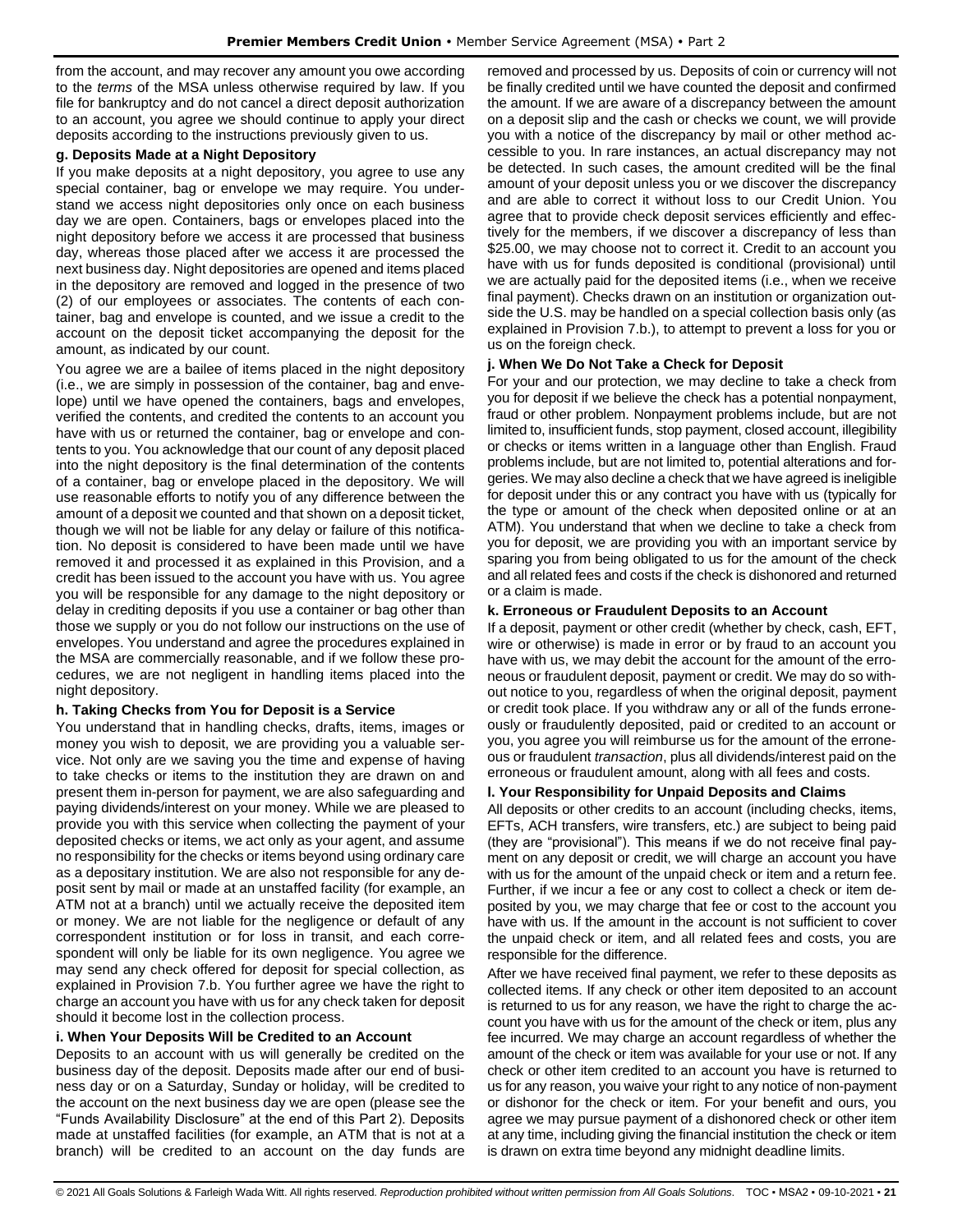from the account, and may recover any amount you owe according to the *terms* of the MSA unless otherwise required by law. If you file for bankruptcy and do not cancel a direct deposit authorization to an account, you agree we should continue to apply your direct deposits according to the instructions previously given to us.

### g. Deposits Made at a Night Depository

If you make deposits at a night depository, you agree to use any special container, bag or envelope we may require. You understand we access night depositories only once on each business day we are open. Containers, bags or envelopes placed into the night depository before we access it are processed that business day, whereas those placed after we access it are processed the next business day. Night depositories are opened and items placed in the depository are removed and logged in the presence of two (2) of our employees or associates. The contents of each container, bag and envelope is counted, and we issue a credit to the account on the deposit ticket accompanying the deposit for the amount, as indicated by our count.

You agree we are a bailee of items placed in the night depository (i.e., we are simply in possession of the container, bag and envelope) until we have opened the containers, bags and envelopes, verified the contents, and credited the contents to an account you have with us or returned the container, bag or envelope and contents to you. You acknowledge that our count of any deposit placed into the night depository is the final determination of the contents of a container, bag or envelope placed in the depository. We will use reasonable efforts to notify you of any difference between the amount of a deposit we counted and that shown on a deposit ticket, though we will not be liable for any delay or failure of this notification. No deposit is considered to have been made until we have removed it and processed it as explained in this Provision, and a credit has been issued to the account you have with us. You agree you will be responsible for any damage to the night depository or delay in crediting deposits if you use a container or bag other than those we supply or you do not follow our instructions on the use of envelopes. You understand and agree the procedures explained in the MSA are commercially reasonable, and if we follow these procedures, we are not negligent in handling items placed into the night depository.

### h. Taking Checks from You for Deposit is a Service

You understand that in handling checks, drafts, items, images or money you wish to deposit, we are providing you a valuable service. Not only are we saving you the time and expense of having to take checks or items to the institution they are drawn on and present them in-person for payment, we are also safeguarding and paying dividends/interest on your money. While we are pleased to provide you with this service when collecting the payment of your deposited checks or items, we act only as your agent, and assume no responsibility for the checks or items beyond using ordinary care as a depositary institution. We are also not responsible for any deposit sent by mail or made at an unstaffed facility (for example, an ATM not at a branch) until we actually receive the deposited item or money. We are not liable for the negligence or default of any correspondent institution or for loss in transit, and each correspondent will only be liable for its own negligence. You agree we may send any check offered for deposit for special collection, as explained in Provision 7.b. You further agree we have the right to charge an account you have with us for any check taken for deposit should it become lost in the collection process.

### i. When Your Deposits Will be Credited to an Account

Deposits to an account with us will generally be credited on the business day of the deposit. Deposits made after our end of business day or on a Saturday, Sunday or holiday, will be credited to the account on the next business day we are open (please see the "Funds Availability Disclosure" at the end of this Part 2). Deposits made at unstaffed facilities (for example, an ATM that is not at a branch) will be credited to an account on the day funds are removed and processed by us. Deposits of coin or currency will not be finally credited until we have counted the deposit and confirmed the amount. If we are aware of a discrepancy between the amount on a deposit slip and the cash or checks we count, we will provide you with a notice of the discrepancy by mail or other method accessible to you. In rare instances, an actual discrepancy may not be detected. In such cases, the amount credited will be the final amount of your deposit unless you or we discover the discrepancy and are able to correct it without loss to our Credit Union. You agree that to provide check deposit services efficiently and effectively for the members, if we discover a discrepancy of less than \$25.00, we may choose not to correct it. Credit to an account you have with us for funds deposited is conditional (provisional) until we are actually paid for the deposited items (i.e., when we receive final payment). Checks drawn on an institution or organization outside the U.S. may be handled on a special collection basis only (as explained in Provision 7.b.), to attempt to prevent a loss for you or us on the foreign check.

### j. When We Do Not Take a Check for Deposit

For your and our protection, we may decline to take a check from you for deposit if we believe the check has a potential nonpayment, fraud or other problem. Nonpayment problems include, but are not limited to, insufficient funds, stop payment, closed account, illegibility or checks or items written in a language other than English. Fraud problems include, but are not limited to, potential alterations and forgeries. We may also decline a check that we have agreed is ineligible for deposit under this or any contract you have with us (typically for the type or amount of the check when deposited online or at an ATM). You understand that when we decline to take a check from you for deposit, we are providing you with an important service by sparing you from being obligated to us for the amount of the check and all related fees and costs if the check is dishonored and returned or a claim is made.

### k. Erroneous or Fraudulent Deposits to an Account

If a deposit, payment or other credit (whether by check, cash, EFT, wire or otherwise) is made in error or by fraud to an account you have with us, we may debit the account for the amount of the erroneous or fraudulent deposit, payment or credit. We may do so without notice to you, regardless of when the original deposit, payment or credit took place. If you withdraw any or all of the funds erroneously or fraudulently deposited, paid or credited to an account or you, you agree you will reimburse us for the amount of the erroneous or fraudulent *transaction*, plus all dividends/interest paid on the erroneous or fraudulent amount, along with all fees and costs.

### l. Your Responsibility for Unpaid Deposits and Claims

All deposits or other credits to an account (including checks, items, EFTs, ACH transfers, wire transfers, etc.) are subject to being paid (they are "provisional"). This means if we do not receive final payment on any deposit or credit, we will charge an account you have with us for the amount of the unpaid check or item and a return fee. Further, if we incur a fee or any cost to collect a check or item deposited by you, we may charge that fee or cost to the account you have with us. If the amount in the account is not sufficient to cover the unpaid check or item, and all related fees and costs, you are responsible for the difference.

After we have received final payment, we refer to these deposits as collected items. If any check or other item deposited to an account is returned to us for any reason, we have the right to charge the account you have with us for the amount of the check or item, plus any fee incurred. We may charge an account regardless of whether the amount of the check or item was available for your use or not. If any check or other item credited to an account you have is returned to us for any reason, you waive your right to any notice of non-payment or dishonor for the check or item. For your benefit and ours, you agree we may pursue payment of a dishonored check or other item at any time, including giving the financial institution the check or item is drawn on extra time beyond any midnight deadline limits.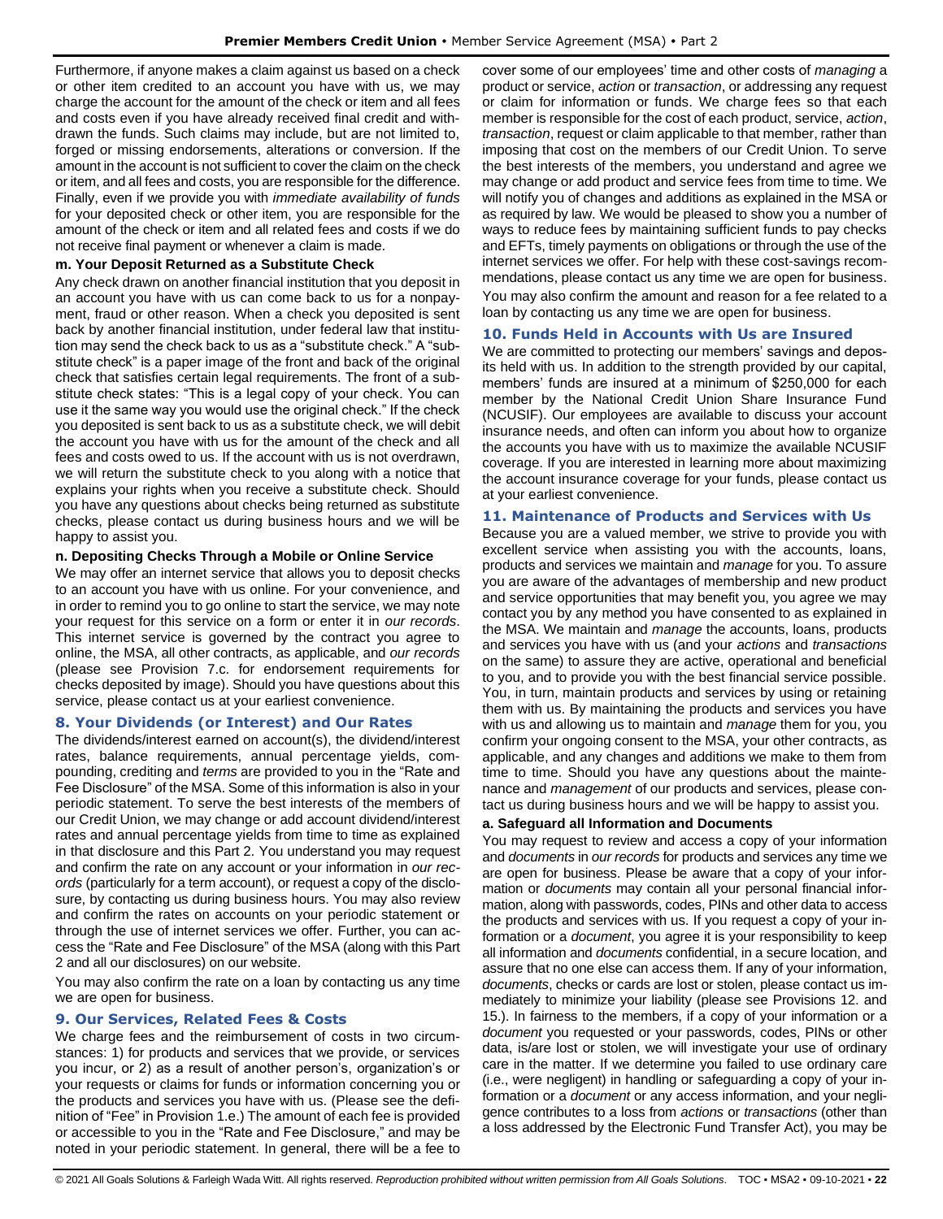Furthermore, if anyone makes a claim against us based on a check or other item credited to an account you have with us, we may charge the account for the amount of the check or item and all fees and costs even if you have already received final credit and withdrawn the funds. Such claims may include, but are not limited to, forged or missing endorsements, alterations or conversion. If the amount in the account is not sufficient to cover the claim on the check or item, and all fees and costs, you are responsible for the difference. Finally, even if we provide you with *immediate availability of funds* for your deposited check or other item, you are responsible for the amount of the check or item and all related fees and costs if we do not receive final payment or whenever a claim is made.

**m. Your Deposit Returned as a Substitute Check**

Any check drawn on another financial institution that you deposit in an account you have with us can come back to us for a nonpayment, fraud or other reason. When a check you deposited is sent back by another financial institution, under federal law that institution may send the check back to us as a "substitute check." A "substitute check" is a paper image of the front and back of the original check that satisfies certain legal requirements. The front of a substitute check states: "This is a legal copy of your check. You can use it the same way you would use the original check." If the check you deposited is sent back to us as a substitute check, we will debit the account you have with us for the amount of the check and all fees and costs owed to us. If the account with us is not overdrawn, we will return the substitute check to you along with a notice that explains your rights when you receive a substitute check. Should you have any questions about checks being returned as substitute checks, please contact us during business hours and we will be happy to assist you.

**n. Depositing Checks Through a Mobile or Online Service**

We may offer an internet service that allows you to deposit checks to an account you have with us online. For your convenience, and in order to remind you to go online to start the service, we may note your request for this service on a form or enter it in *our records*. This internet service is governed by the contract you agree to online, the MSA, all other contracts, as applicable, and *our records* (please see Provision 7.c. for endorsement requirements for checks deposited by image). Should you have questions about this service, please contact us at your earliest convenience.

## 8. Your Dividends (or Interest) and Our Rates

The dividends/interest earned on account(s), the dividend/interest rates, balance requirements, annual percentage yields, compounding, crediting and *terms* are provided to you in the "Rate and Fee Disclosure" of the MSA. Some of this information is also in your periodic statement. To serve the best interests of the members of our Credit Union, we may change or add account dividend/interest rates and annual percentage yields from time to time as explained in that disclosure and this Part 2. You understand you may request and confirm the rate on any account or your information in *our records* (particularly for a term account), or request a copy of the disclosure, by contacting us during business hours. You may also review and confirm the rates on accounts on your periodic statement or through the use of internet services we offer. Further, you can access the "Rate and Fee Disclosure" of the MSA (along with this Part 2 and all our disclosures) on our website.

You may also confirm the rate on a loan by contacting us any time we are open for business.

## 9. Our Services, Related Fees & Costs

We charge fees and the reimbursement of costs in two circumstances: 1) for products and services that we provide, or services you incur, or 2) as a result of another person's, organization's or your requests or claims for funds or information concerning you or the products and services you have with us. (Please see the definition of "Fee" in Provision 1.e.) The amount of each fee is provided or accessible to you in the "Rate and Fee Disclosure," and may be noted in your periodic statement. In general, there will be a fee to cover some of our employees' time and other costs of *managing* a product or service, *action* or *transaction*, or addressing any request or claim for information or funds. We charge fees so that each member is responsible for the cost of each product, service, *action*, *transaction*, request or claim applicable to that member, rather than imposing that cost on the members of our Credit Union. To serve the best interests of the members, you understand and agree we may change or add product and service fees from time to time. We will notify you of changes and additions as explained in the MSA or as required by law. We would be pleased to show you a number of ways to reduce fees by maintaining sufficient funds to pay checks and EFTs, timely payments on obligations or through the use of the internet services we offer. For help with these cost-savings recommendations, please contact us any time we are open for business.

You may also confirm the amount and reason for a fee related to a loan by contacting us any time we are open for business.

## 10. Funds Held in Accounts with Us are Insured

We are committed to protecting our members' savings and deposits held with us. In addition to the strength provided by our capital, members' funds are insured at a minimum of $250,000 for each member by the National Credit Union Share Insurance Fund (NCUSIF). Our employees are available to discuss your account insurance needs, and often can inform you about how to organize the accounts you have with us to maximize the available NCUSIF coverage. If you are interested in learning more about maximizing the account insurance coverage for your funds, please contact us at your earliest convenience.

## 11. Maintenance of Products and Services with Us

Because you are a valued member, we strive to provide you with excellent service when assisting you with the accounts, loans, products and services we maintain and *manage* for you. To assure you are aware of the advantages of membership and new product and service opportunities that may benefit you, you agree we may contact you by any method you have consented to as explained in the MSA. We maintain and *manage* the accounts, loans, products and services you have with us (and your *actions* and *transactions* on the same) to assure they are active, operational and beneficial to you, and to provide you with the best financial service possible. You, in turn, maintain products and services by using or retaining them with us. By maintaining the products and services you have with us and allowing us to maintain and *manage* them for you, you confirm your ongoing consent to the MSA, your other contracts, as applicable, and any changes and additions we make to them from time to time. Should you have any questions about the maintenance and *management* of our products and services, please contact us during business hours and we will be happy to assist you.

**a. Safeguard all Information and Documents**

You may request to review and access a copy of your information and *documents* in *our records* for products and services any time we are open for business. Please be aware that a copy of your information or *documents* may contain all your personal financial information, along with passwords, codes, PINs and other data to access the products and services with us. If you request a copy of your information or a *document*, you agree it is your responsibility to keep all information and *documents* confidential, in a secure location, and assure that no one else can access them. If any of your information, *documents*, checks or cards are lost or stolen, please contact us immediately to minimize your liability (please see Provisions 12. and 15.). In fairness to the members, if a copy of your information or a *document* you requested or your passwords, codes, PINs or other data, is/are lost or stolen, we will investigate your use of ordinary care in the matter. If we determine you failed to use ordinary care (i.e., were negligent) in handling or safeguarding a copy of your information or a *document* or any access information, and your negligence contributes to a loss from *actions* or *transactions* (other than a loss addressed by the Electronic Fund Transfer Act), you may be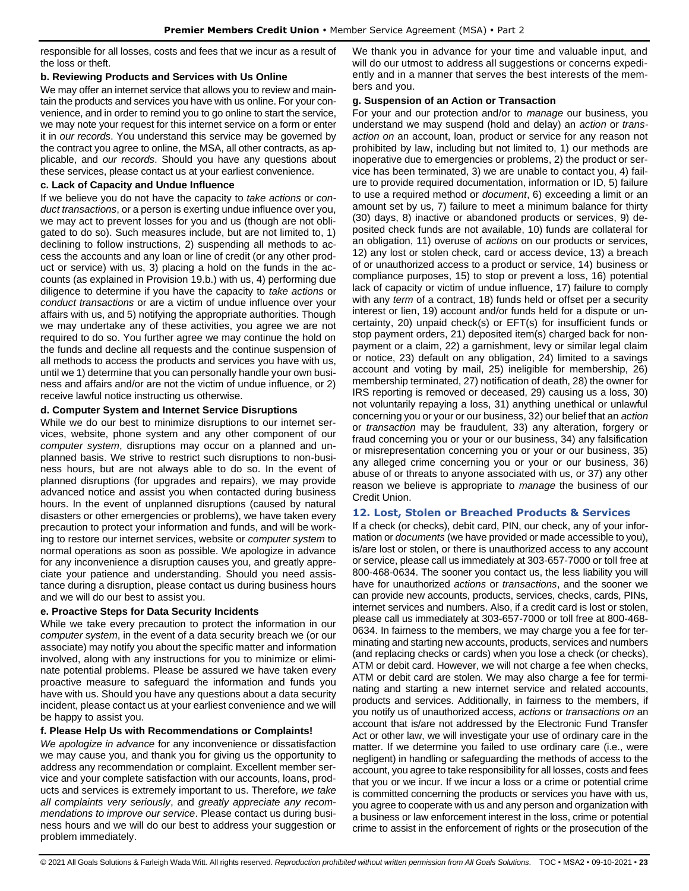responsible for all losses, costs and fees that we incur as a result of the loss or theft.

### b. Reviewing Products and Services with Us Online

We may offer an internet service that allows you to review and maintain the products and services you have with us online. For your convenience, and in order to remind you to go online to start the service, we may note your request for this internet service on a form or enter it in *our records*. You understand this service may be governed by the contract you agree to online, the MSA, all other contracts, as applicable, and *our records*. Should you have any questions about these services, please contact us at your earliest convenience.

### c. Lack of Capacity and Undue Influence

If we believe you do not have the capacity to *take actions* or *conduct transactions*, or a person is exerting undue influence over you, we may act to prevent losses for you and us (though are not obligated to do so). Such measures include, but are not limited to, 1) declining to follow instructions, 2) suspending all methods to access the accounts and any loan or line of credit (or any other product or service) with us, 3) placing a hold on the funds in the accounts (as explained in Provision 19.b.) with us, 4) performing due diligence to determine if you have the capacity to *take actions* or *conduct transactions* or are a victim of undue influence over your affairs with us, and 5) notifying the appropriate authorities. Though we may undertake any of these activities, you agree we are not required to do so. You further agree we may continue the hold on the funds and decline all requests and the continue suspension of all methods to access the products and services you have with us, until we 1) determine that you can personally handle your own business and affairs and/or are not the victim of undue influence, or 2) receive lawful notice instructing us otherwise.

### d. Computer System and Internet Service Disruptions

While we do our best to minimize disruptions to our internet services, website, phone system and any other component of our *computer system*, disruptions may occur on a planned and unplanned basis. We strive to restrict such disruptions to non-business hours, but are not always able to do so. In the event of planned disruptions (for upgrades and repairs), we may provide advanced notice and assist you when contacted during business hours. In the event of unplanned disruptions (caused by natural disasters or other emergencies or problems), we have taken every precaution to protect your information and funds, and will be working to restore our internet services, website or *computer system* to normal operations as soon as possible. We apologize in advance for any inconvenience a disruption causes you, and greatly appreciate your patience and understanding. Should you need assistance during a disruption, please contact us during business hours and we will do our best to assist you.

### e. Proactive Steps for Data Security Incidents

While we take every precaution to protect the information in our *computer system*, in the event of a data security breach we (or our associate) may notify you about the specific matter and information involved, along with any instructions for you to minimize or eliminate potential problems. Please be assured we have taken every proactive measure to safeguard the information and funds you have with us. Should you have any questions about a data security incident, please contact us at your earliest convenience and we will be happy to assist you.

### f. Please Help Us with Recommendations or Complaints!

*We apologize in advance* for any inconvenience or dissatisfaction we may cause you, and thank you for giving us the opportunity to address any recommendation or complaint. Excellent member service and your complete satisfaction with our accounts, loans, products and services is extremely important to us. Therefore, *we take all complaints very seriously*, and *greatly appreciate any recommendations to improve our service*. Please contact us during business hours and we will do our best to address your suggestion or problem immediately.

We thank you in advance for your time and valuable input, and will do our utmost to address all suggestions or concerns expediently and in a manner that serves the best interests of the members and you.

### g. Suspension of an Action or Transaction

For your and our protection and/or to *manage* our business, you understand we may suspend (hold and delay) an *action* or *transaction on* an account, loan, product or service for any reason not prohibited by law, including but not limited to, 1) our methods are inoperative due to emergencies or problems, 2) the product or service has been terminated, 3) we are unable to contact you, 4) failure to provide required documentation, information or ID, 5) failure to use a required method or *document*, 6) exceeding a limit or an amount set by us, 7) failure to meet a minimum balance for thirty (30) days, 8) inactive or abandoned products or services, 9) deposited check funds are not available, 10) funds are collateral for an obligation, 11) overuse of *actions* on our products or services, 12) any lost or stolen check, card or access device, 13) a breach of or unauthorized access to a product or service, 14) business or compliance purposes, 15) to stop or prevent a loss, 16) potential lack of capacity or victim of undue influence, 17) failure to comply with any *term* of a contract, 18) funds held or offset per a security interest or lien, 19) account and/or funds held for a dispute or uncertainty, 20) unpaid check(s) or EFT(s) for insufficient funds or stop payment orders, 21) deposited item(s) charged back for nonpayment or a claim, 22) a garnishment, levy or similar legal claim or notice, 23) default on any obligation, 24) limited to a savings account and voting by mail, 25) ineligible for membership, 26) membership terminated, 27) notification of death, 28) the owner for IRS reporting is removed or deceased, 29) causing us a loss, 30) not voluntarily repaying a loss, 31) anything unethical or unlawful concerning you or your or our business, 32) our belief that an *action* or *transaction* may be fraudulent, 33) any alteration, forgery or fraud concerning you or your or our business, 34) any falsification or misrepresentation concerning you or your or our business, 35) any alleged crime concerning you or your or our business, 36) abuse of or threats to anyone associated with us, or 37) any other reason we believe is appropriate to *manage* the business of our Credit Union.

## 12. Lost, Stolen or Breached Products & Services

If a check (or checks), debit card, PIN, our check, any of your information or *documents* (we have provided or made accessible to you), is/are lost or stolen, or there is unauthorized access to any account or service, please call us immediately at 303-657-7000 or toll free at 800-468-0634. The sooner you contact us, the less liability you will have for unauthorized *actions* or *transactions*, and the sooner we can provide new accounts, products, services, checks, cards, PINs, internet services and numbers. Also, if a credit card is lost or stolen, please call us immediately at 303-657-7000 or toll free at 800-468-0634. In fairness to the members, we may charge you a fee for terminating and starting new accounts, products, services and numbers (and replacing checks or cards) when you lose a check (or checks), ATM or debit card. However, we will not charge a fee when checks, ATM or debit card are stolen. We may also charge a fee for terminating and starting a new internet service and related accounts, products and services. Additionally, in fairness to the members, if you notify us of unauthorized access, *actions* or *transactions on* an account that is/are not addressed by the Electronic Fund Transfer Act or other law, we will investigate your use of ordinary care in the matter. If we determine you failed to use ordinary care (i.e., were negligent) in handling or safeguarding the methods of access to the account, you agree to take responsibility for all losses, costs and fees that you or we incur. If we incur a loss or a crime or potential crime is committed concerning the products or services you have with us, you agree to cooperate with us and any person and organization with a business or law enforcement interest in the loss, crime or potential crime to assist in the enforcement of rights or the prosecution of the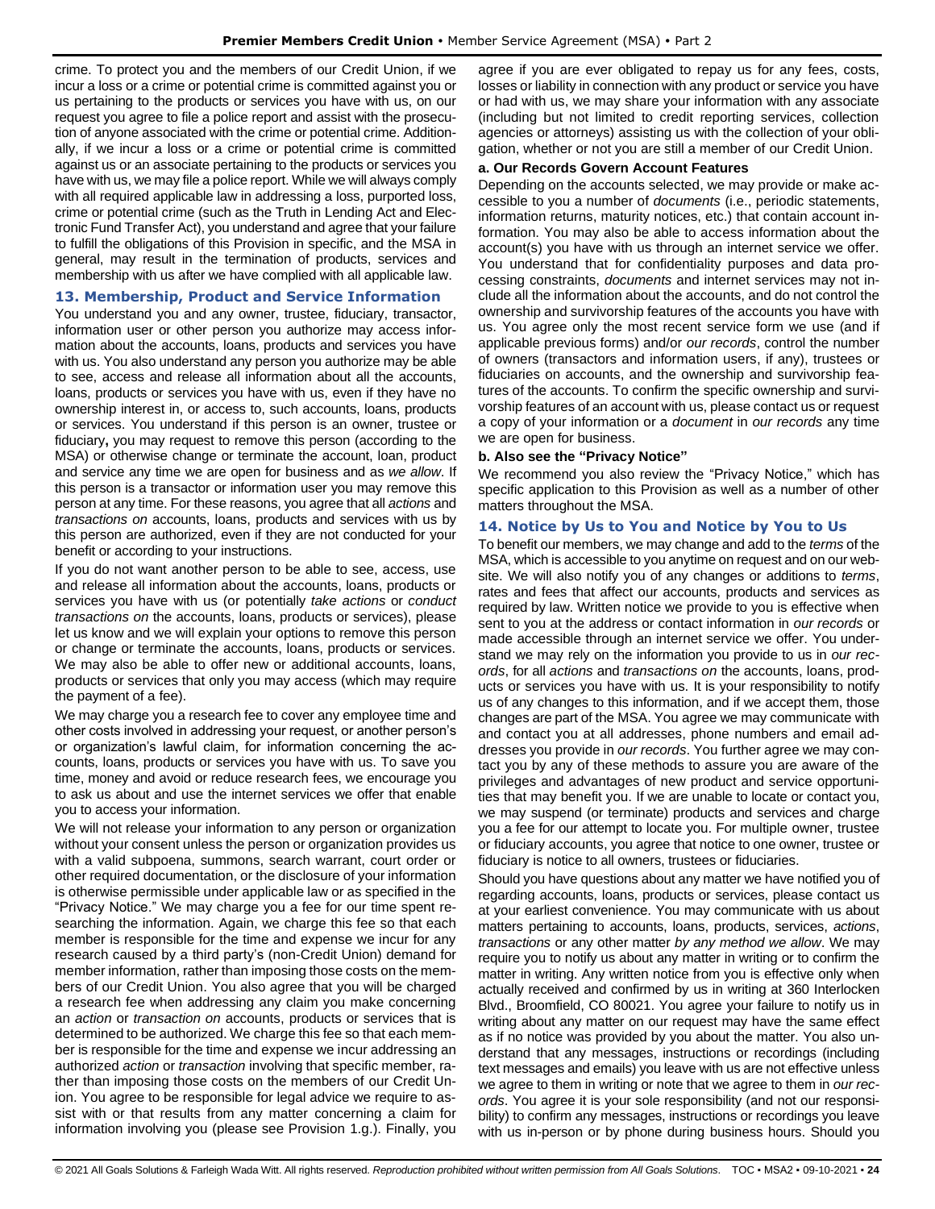crime. To protect you and the members of our Credit Union, if we incur a loss or a crime or potential crime is committed against you or us pertaining to the products or services you have with us, on our request you agree to file a police report and assist with the prosecution of anyone associated with the crime or potential crime. Additionally, if we incur a loss or a crime or potential crime is committed against us or an associate pertaining to the products or services you have with us, we may file a police report. While we will always comply with all required applicable law in addressing a loss, purported loss, crime or potential crime (such as the Truth in Lending Act and Electronic Fund Transfer Act), you understand and agree that your failure to fulfill the obligations of this Provision in specific, and the MSA in general, may result in the termination of products, services and membership with us after we have complied with all applicable law.

## 13. Membership, Product and Service Information

You understand you and any owner, trustee, fiduciary, transactor, information user or other person you authorize may access information about the accounts, loans, products and services you have with us. You also understand any person you authorize may be able to see, access and release all information about all the accounts, loans, products or services you have with us, even if they have no ownership interest in, or access to, such accounts, loans, products or services. You understand if this person is an owner, trustee or fiduciary**,** you may request to remove this person (according to the MSA) or otherwise change or terminate the account, loan, product and service any time we are open for business and as *we allow*. If this person is a transactor or information user you may remove this person at any time. For these reasons, you agree that all *actions* and *transactions on* accounts, loans, products and services with us by this person are authorized, even if they are not conducted for your benefit or according to your instructions.

If you do not want another person to be able to see, access, use and release all information about the accounts, loans, products or services you have with us (or potentially *take actions* or *conduct transactions on* the accounts, loans, products or services), please let us know and we will explain your options to remove this person or change or terminate the accounts, loans, products or services. We may also be able to offer new or additional accounts, loans, products or services that only you may access (which may require the payment of a fee).

We may charge you a research fee to cover any employee time and other costs involved in addressing your request, or another person's or organization's lawful claim, for information concerning the accounts, loans, products or services you have with us. To save you time, money and avoid or reduce research fees, we encourage you to ask us about and use the internet services we offer that enable you to access your information.

We will not release your information to any person or organization without your consent unless the person or organization provides us with a valid subpoena, summons, search warrant, court order or other required documentation, or the disclosure of your information is otherwise permissible under applicable law or as specified in the "Privacy Notice." We may charge you a fee for our time spent researching the information. Again, we charge this fee so that each member is responsible for the time and expense we incur for any research caused by a third party's (non-Credit Union) demand for member information, rather than imposing those costs on the members of our Credit Union. You also agree that you will be charged a research fee when addressing any claim you make concerning an *action* or *transaction on* accounts, products or services that is determined to be authorized. We charge this fee so that each member is responsible for the time and expense we incur addressing an authorized *action* or *transaction* involving that specific member, rather than imposing those costs on the members of our Credit Union. You agree to be responsible for legal advice we require to assist with or that results from any matter concerning a claim for information involving you (please see Provision 1.g.). Finally, you agree if you are ever obligated to repay us for any fees, costs, losses or liability in connection with any product or service you have or had with us, we may share your information with any associate (including but not limited to credit reporting services, collection agencies or attorneys) assisting us with the collection of your obligation, whether or not you are still a member of our Credit Union.

### a. Our Records Govern Account Features

Depending on the accounts selected, we may provide or make accessible to you a number of *documents* (i.e., periodic statements, information returns, maturity notices, etc.) that contain account information. You may also be able to access information about the account(s) you have with us through an internet service we offer. You understand that for confidentiality purposes and data processing constraints, *documents* and internet services may not include all the information about the accounts, and do not control the ownership and survivorship features of the accounts you have with us. You agree only the most recent service form we use (and if applicable previous forms) and/or *our records*, control the number of owners (transactors and information users, if any), trustees or fiduciaries on accounts, and the ownership and survivorship features of the accounts. To confirm the specific ownership and survivorship features of an account with us, please contact us or request a copy of your information or a *document* in *our records* any time we are open for business.

### b. Also see the "Privacy Notice"

We recommend you also review the "Privacy Notice," which has specific application to this Provision as well as a number of other matters throughout the MSA.

## 14. Notice by Us to You and Notice by You to Us

To benefit our members, we may change and add to the *terms* of the MSA, which is accessible to you anytime on request and on our website. We will also notify you of any changes or additions to *terms*, rates and fees that affect our accounts, products and services as required by law. Written notice we provide to you is effective when sent to you at the address or contact information in *our records* or made accessible through an internet service we offer. You understand we may rely on the information you provide to us in *our records*, for all *actions* and *transactions on* the accounts, loans, products or services you have with us. It is your responsibility to notify us of any changes to this information, and if we accept them, those changes are part of the MSA. You agree we may communicate with and contact you at all addresses, phone numbers and email addresses you provide in *our records*. You further agree we may contact you by any of these methods to assure you are aware of the privileges and advantages of new product and service opportunities that may benefit you. If we are unable to locate or contact you, we may suspend (or terminate) products and services and charge you a fee for our attempt to locate you. For multiple owner, trustee or fiduciary accounts, you agree that notice to one owner, trustee or fiduciary is notice to all owners, trustees or fiduciaries.

Should you have questions about any matter we have notified you of regarding accounts, loans, products or services, please contact us at your earliest convenience. You may communicate with us about matters pertaining to accounts, loans, products, services, *actions*, *transactions* or any other matter *by any method we allow*. We may require you to notify us about any matter in writing or to confirm the matter in writing. Any written notice from you is effective only when actually received and confirmed by us in writing at 360 Interlocken Blvd., Broomfield, CO 80021. You agree your failure to notify us in writing about any matter on our request may have the same effect as if no notice was provided by you about the matter. You also understand that any messages, instructions or recordings (including text messages and emails) you leave with us are not effective unless we agree to them in writing or note that we agree to them in *our records*. You agree it is your sole responsibility (and not our responsibility) to confirm any messages, instructions or recordings you leave with us in-person or by phone during business hours. Should you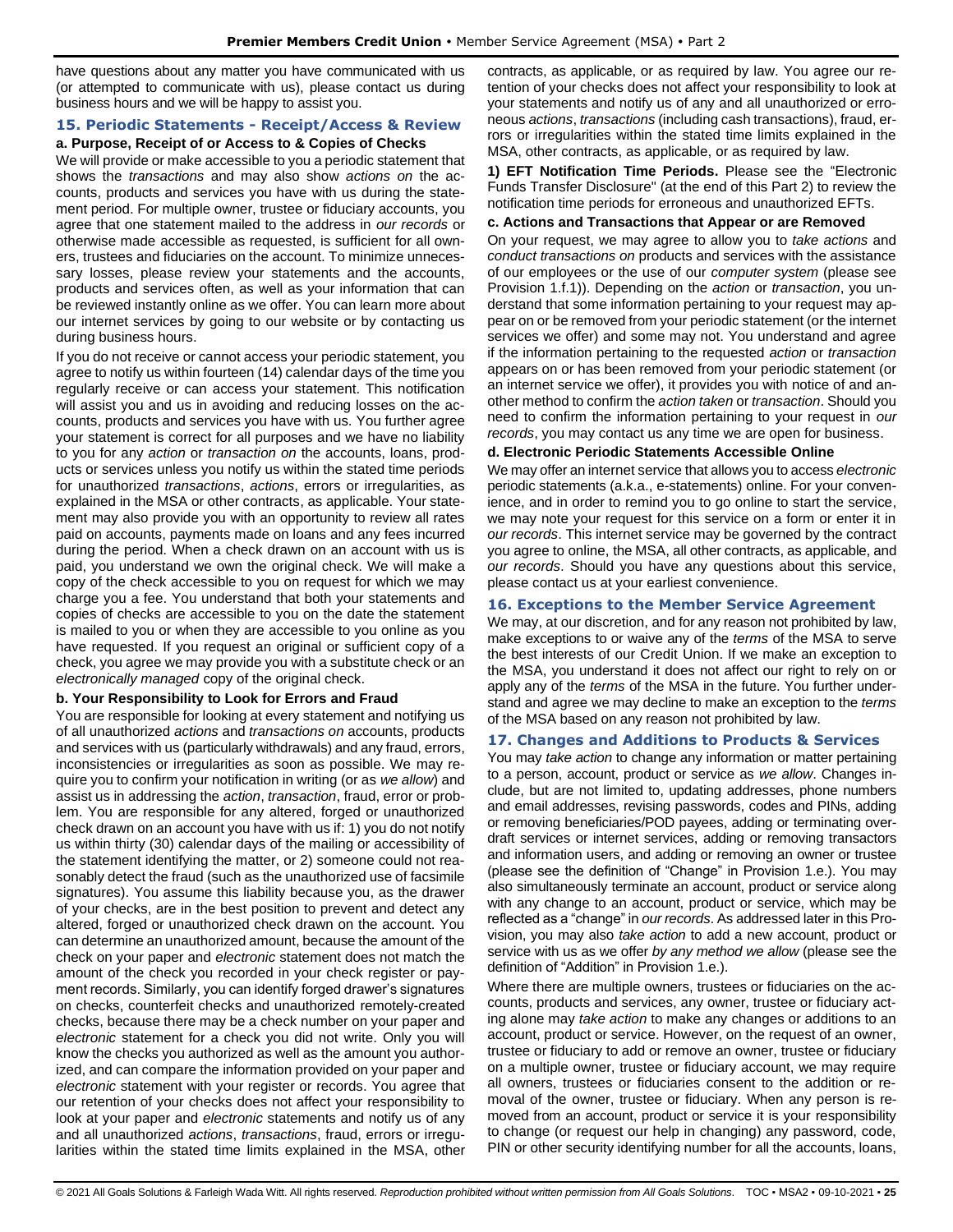have questions about any matter you have communicated with us (or attempted to communicate with us), please contact us during business hours and we will be happy to assist you.

## 15. Periodic Statements - Receipt/Access & Review

**a. Purpose, Receipt of or Access to & Copies of Checks**

We will provide or make accessible to you a periodic statement that shows the *transactions* and may also show *actions on* the accounts, products and services you have with us during the statement period. For multiple owner, trustee or fiduciary accounts, you agree that one statement mailed to the address in *our records* or otherwise made accessible as requested, is sufficient for all owners, trustees and fiduciaries on the account. To minimize unnecessary losses, please review your statements and the accounts, products and services often, as well as your information that can be reviewed instantly online as we offer. You can learn more about our internet services by going to our website or by contacting us during business hours.

If you do not receive or cannot access your periodic statement, you agree to notify us within fourteen (14) calendar days of the time you regularly receive or can access your statement. This notification will assist you and us in avoiding and reducing losses on the accounts, products and services you have with us. You further agree your statement is correct for all purposes and we have no liability to you for any *action* or *transaction on* the accounts, loans, products or services unless you notify us within the stated time periods for unauthorized *transactions*, *actions*, errors or irregularities, as explained in the MSA or other contracts, as applicable. Your statement may also provide you with an opportunity to review all rates paid on accounts, payments made on loans and any fees incurred during the period. When a check drawn on an account with us is paid, you understand we own the original check. We will make a copy of the check accessible to you on request for which we may charge you a fee. You understand that both your statements and copies of checks are accessible to you on the date the statement is mailed to you or when they are accessible to you online as you have requested. If you request an original or sufficient copy of a check, you agree we may provide you with a substitute check or an *electronically managed* copy of the original check.

**b. Your Responsibility to Look for Errors and Fraud**

You are responsible for looking at every statement and notifying us of all unauthorized *actions* and *transactions on* accounts, products and services with us (particularly withdrawals) and any fraud, errors, inconsistencies or irregularities as soon as possible. We may require you to confirm your notification in writing (or as *we allow*) and assist us in addressing the *action*, *transaction*, fraud, error or problem. You are responsible for any altered, forged or unauthorized check drawn on an account you have with us if: 1) you do not notify us within thirty (30) calendar days of the mailing or accessibility of the statement identifying the matter, or 2) someone could not reasonably detect the fraud (such as the unauthorized use of facsimile signatures). You assume this liability because you, as the drawer of your checks, are in the best position to prevent and detect any altered, forged or unauthorized check drawn on the account. You can determine an unauthorized amount, because the amount of the check on your paper and *electronic* statement does not match the amount of the check you recorded in your check register or payment records. Similarly, you can identify forged drawer's signatures on checks, counterfeit checks and unauthorized remotely-created checks, because there may be a check number on your paper and *electronic* statement for a check you did not write. Only you will know the checks you authorized as well as the amount you authorized, and can compare the information provided on your paper and *electronic* statement with your register or records. You agree that our retention of your checks does not affect your responsibility to look at your paper and *electronic* statements and notify us of any and all unauthorized *actions*, *transactions*, fraud, errors or irregularities within the stated time limits explained in the MSA, other contracts, as applicable, or as required by law. You agree our retention of your checks does not affect your responsibility to look at your statements and notify us of any and all unauthorized or erroneous *actions*, *transactions* (including cash transactions), fraud, errors or irregularities within the stated time limits explained in the MSA, other contracts, as applicable, or as required by law.

**1) EFT Notification Time Periods.** Please see the "Electronic Funds Transfer Disclosure" (at the end of this Part 2) to review the notification time periods for erroneous and unauthorized EFTs.

**c. Actions and Transactions that Appear or are Removed**

On your request, we may agree to allow you to *take actions* and *conduct transactions on* products and services with the assistance of our employees or the use of our *computer system* (please see Provision 1.f.1)). Depending on the *action* or *transaction*, you understand that some information pertaining to your request may appear on or be removed from your periodic statement (or the internet services we offer) and some may not. You understand and agree if the information pertaining to the requested *action* or *transaction* appears on or has been removed from your periodic statement (or an internet service we offer), it provides you with notice of and another method to confirm the *action taken* or *transaction*. Should you need to confirm the information pertaining to your request in *our records*, you may contact us any time we are open for business.

**d. Electronic Periodic Statements Accessible Online**

We may offer an internet service that allows you to access *electronic* periodic statements (a.k.a., e-statements) online. For your convenience, and in order to remind you to go online to start the service, we may note your request for this service on a form or enter it in *our records*. This internet service may be governed by the contract you agree to online, the MSA, all other contracts, as applicable, and *our records*. Should you have any questions about this service, please contact us at your earliest convenience.

## 16. Exceptions to the Member Service Agreement

We may, at our discretion, and for any reason not prohibited by law, make exceptions to or waive any of the *terms* of the MSA to serve the best interests of our Credit Union. If we make an exception to the MSA, you understand it does not affect our right to rely on or apply any of the *terms* of the MSA in the future. You further understand and agree we may decline to make an exception to the *terms* of the MSA based on any reason not prohibited by law.

## 17. Changes and Additions to Products & Services

You may *take action* to change any information or matter pertaining to a person, account, product or service as *we allow*. Changes include, but are not limited to, updating addresses, phone numbers and email addresses, revising passwords, codes and PINs, adding or removing beneficiaries/POD payees, adding or terminating overdraft services or internet services, adding or removing transactors and information users, and adding or removing an owner or trustee (please see the definition of "Change" in Provision 1.e.). You may also simultaneously terminate an account, product or service along with any change to an account, product or service, which may be reflected as a "change" in *our records*. As addressed later in this Provision, you may also *take action* to add a new account, product or service with us as we offer *by any method we allow* (please see the definition of "Addition" in Provision 1.e.).

Where there are multiple owners, trustees or fiduciaries on the accounts, products and services, any owner, trustee or fiduciary acting alone may *take action* to make any changes or additions to an account, product or service. However, on the request of an owner, trustee or fiduciary to add or remove an owner, trustee or fiduciary on a multiple owner, trustee or fiduciary account, we may require all owners, trustees or fiduciaries consent to the addition or removal of the owner, trustee or fiduciary. When any person is removed from an account, product or service it is your responsibility to change (or request our help in changing) any password, code, PIN or other security identifying number for all the accounts, loans,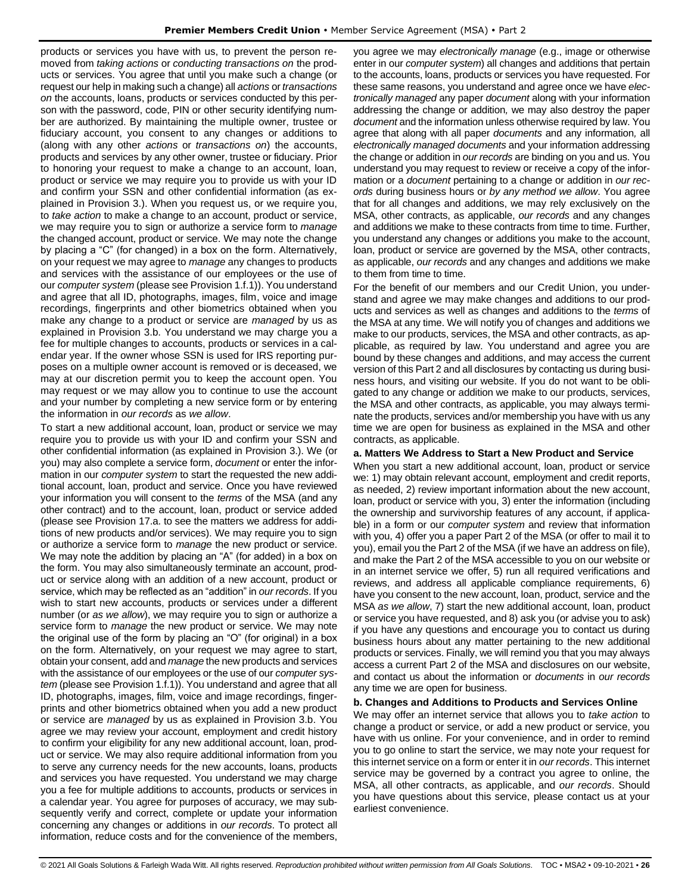products or services you have with us, to prevent the person removed from *taking actions* or *conducting transactions on* the products or services. You agree that until you make such a change (or request our help in making such a change) all *actions* or *transactions on* the accounts, loans, products or services conducted by this person with the password, code, PIN or other security identifying number are authorized. By maintaining the multiple owner, trustee or fiduciary account, you consent to any changes or additions to (along with any other *actions* or *transactions on*) the accounts, products and services by any other owner, trustee or fiduciary. Prior to honoring your request to make a change to an account, loan, product or service we may require you to provide us with your ID and confirm your SSN and other confidential information (as explained in Provision 3.). When you request us, or we require you, to *take action* to make a change to an account, product or service, we may require you to sign or authorize a service form to *manage* the changed account, product or service. We may note the change by placing a "C" (for changed) in a box on the form. Alternatively, on your request we may agree to *manage* any changes to products and services with the assistance of our employees or the use of our *computer system* (please see Provision 1.f.1)). You understand and agree that all ID, photographs, images, film, voice and image recordings, fingerprints and other biometrics obtained when you make any change to a product or service are *managed* by us as explained in Provision 3.b. You understand we may charge you a fee for multiple changes to accounts, products or services in a calendar year. If the owner whose SSN is used for IRS reporting purposes on a multiple owner account is removed or is deceased, we may at our discretion permit you to keep the account open. You may request or we may allow you to continue to use the account and your number by completing a new service form or by entering the information in *our records* as *we allow*.

To start a new additional account, loan, product or service we may require you to provide us with your ID and confirm your SSN and other confidential information (as explained in Provision 3.). We (or you) may also complete a service form, *document* or enter the information in our *computer system* to start the requested the new additional account, loan, product and service. Once you have reviewed your information you will consent to the *terms* of the MSA (and any other contract) and to the account, loan, product or service added (please see Provision 17.a. to see the matters we address for additions of new products and/or services). We may require you to sign or authorize a service form to *manage* the new product or service. We may note the addition by placing an "A" (for added) in a box on the form. You may also simultaneously terminate an account, product or service along with an addition of a new account, product or service, which may be reflected as an "addition" in *our records*. If you wish to start new accounts, products or services under a different number (or *as we allow*), we may require you to sign or authorize a service form to *manage* the new product or service. We may note the original use of the form by placing an "O" (for original) in a box on the form. Alternatively, on your request we may agree to start, obtain your consent, add and *manage* the new products and services with the assistance of our employees or the use of our *computer system* (please see Provision 1.f.1)). You understand and agree that all ID, photographs, images, film, voice and image recordings, fingerprints and other biometrics obtained when you add a new product or service are *managed* by us as explained in Provision 3.b. You agree we may review your account, employment and credit history to confirm your eligibility for any new additional account, loan, product or service. We may also require additional information from you to serve any currency needs for the new accounts, loans, products and services you have requested. You understand we may charge you a fee for multiple additions to accounts, products or services in a calendar year. You agree for purposes of accuracy, we may subsequently verify and correct, complete or update your information concerning any changes or additions in *our records*. To protect all information, reduce costs and for the convenience of the members, you agree we may *electronically manage* (e.g., image or otherwise enter in our *computer system*) all changes and additions that pertain to the accounts, loans, products or services you have requested. For these same reasons, you understand and agree once we have *electronically managed* any paper *document* along with your information addressing the change or addition*,* we may also destroy the paper *document* and the information unless otherwise required by law. You agree that along with all paper *documents* and any information*,* all *electronically managed documents* and your information addressing the change or addition in *our records* are binding on you and us. You understand you may request to review or receive a copy of the information or a *document* pertaining to a change or addition in *our records* during business hours or *by any method we allow*. You agree that for all changes and additions, we may rely exclusively on the MSA, other contracts, as applicable, *our records* and any changes and additions we make to these contracts from time to time. Further, you understand any changes or additions you make to the account, loan, product or service are governed by the MSA, other contracts, as applicable, *our records* and any changes and additions we make to them from time to time.

For the benefit of our members and our Credit Union, you understand and agree we may make changes and additions to our products and services as well as changes and additions to the *terms* of the MSA at any time. We will notify you of changes and additions we make to our products, services, the MSA and other contracts, as applicable, as required by law. You understand and agree you are bound by these changes and additions, and may access the current version of this Part 2 and all disclosures by contacting us during business hours, and visiting our website. If you do not want to be obligated to any change or addition we make to our products, services, the MSA and other contracts, as applicable, you may always terminate the products, services and/or membership you have with us any time we are open for business as explained in the MSA and other contracts, as applicable.

**a. Matters We Address to Start a New Product and Service**

When you start a new additional account, loan, product or service we: 1) may obtain relevant account, employment and credit reports, as needed, 2) review important information about the new account, loan, product or service with you, 3) enter the information (including the ownership and survivorship features of any account, if applicable) in a form or our *computer system* and review that information with you, 4) offer you a paper Part 2 of the MSA (or offer to mail it to you), email you the Part 2 of the MSA (if we have an address on file), and make the Part 2 of the MSA accessible to you on our website or in an internet service we offer, 5) run all required verifications and reviews, and address all applicable compliance requirements, 6) have you consent to the new account, loan, product, service and the MSA *as we allow*, 7) start the new additional account, loan, product or service you have requested, and 8) ask you (or advise you to ask) if you have any questions and encourage you to contact us during business hours about any matter pertaining to the new additional products or services. Finally, we will remind you that you may always access a current Part 2 of the MSA and disclosures on our website, and contact us about the information or *documents* in *our records* any time we are open for business.

**b. Changes and Additions to Products and Services Online**

We may offer an internet service that allows you to *take action* to change a product or service, or add a new product or service, you have with us online. For your convenience, and in order to remind you to go online to start the service, we may note your request for this internet service on a form or enter it in *our records*. This internet service may be governed by a contract you agree to online, the MSA, all other contracts, as applicable, and *our records*. Should you have questions about this service, please contact us at your earliest convenience.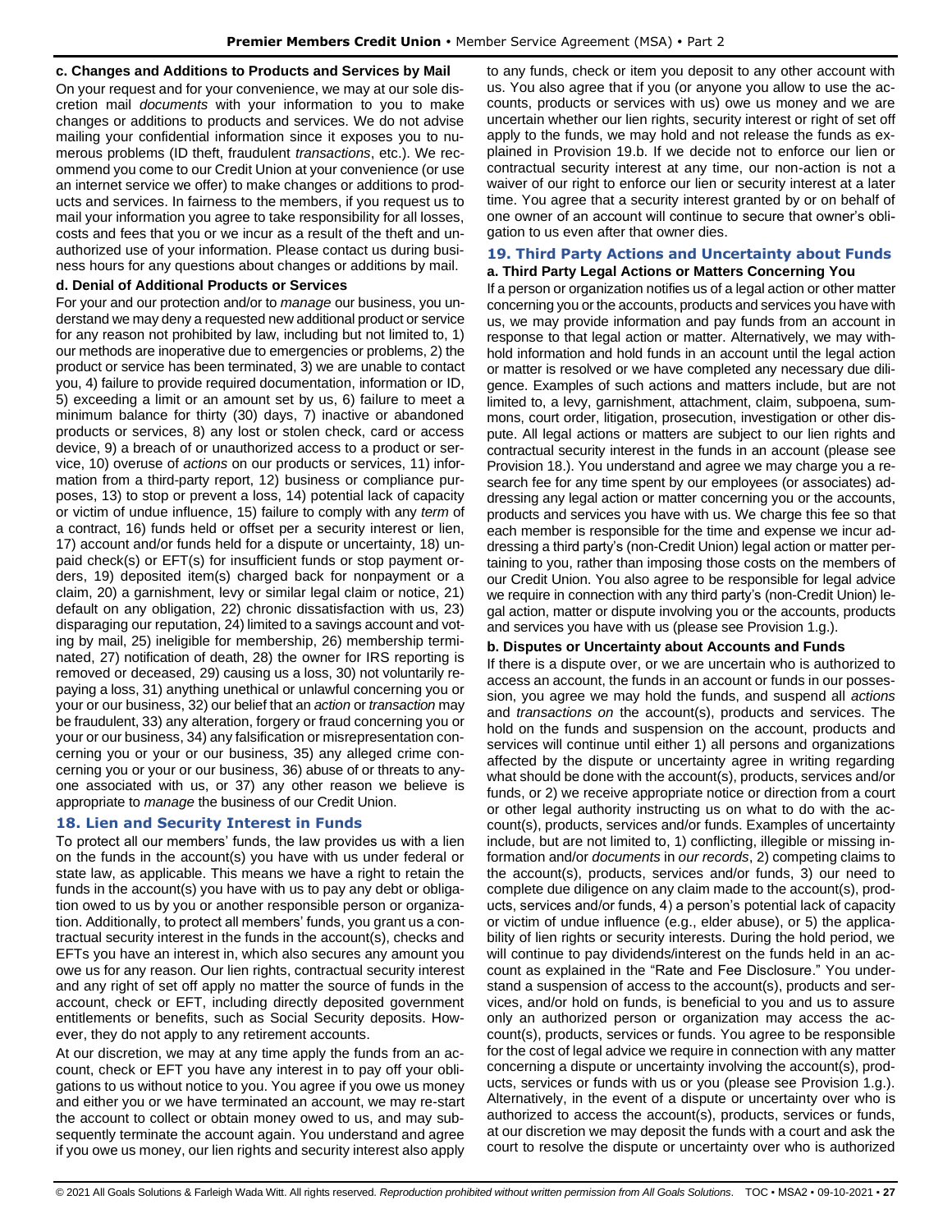**c. Changes and Additions to Products and Services by Mail**

On your request and for your convenience, we may at our sole discretion mail *documents* with your information to you to make changes or additions to products and services. We do not advise mailing your confidential information since it exposes you to numerous problems (ID theft, fraudulent *transactions*, etc.). We recommend you come to our Credit Union at your convenience (or use an internet service we offer) to make changes or additions to products and services. In fairness to the members, if you request us to mail your information you agree to take responsibility for all losses, costs and fees that you or we incur as a result of the theft and unauthorized use of your information. Please contact us during business hours for any questions about changes or additions by mail.

**d. Denial of Additional Products or Services**

For your and our protection and/or to *manage* our business, you understand we may deny a requested new additional product or service for any reason not prohibited by law, including but not limited to, 1) our methods are inoperative due to emergencies or problems, 2) the product or service has been terminated, 3) we are unable to contact you, 4) failure to provide required documentation, information or ID, 5) exceeding a limit or an amount set by us, 6) failure to meet a minimum balance for thirty (30) days, 7) inactive or abandoned products or services, 8) any lost or stolen check, card or access device, 9) a breach of or unauthorized access to a product or service, 10) overuse of *actions* on our products or services, 11) information from a third-party report, 12) business or compliance purposes, 13) to stop or prevent a loss, 14) potential lack of capacity or victim of undue influence, 15) failure to comply with any *term* of a contract, 16) funds held or offset per a security interest or lien, 17) account and/or funds held for a dispute or uncertainty, 18) unpaid check(s) or EFT(s) for insufficient funds or stop payment orders, 19) deposited item(s) charged back for nonpayment or a claim, 20) a garnishment, levy or similar legal claim or notice, 21) default on any obligation, 22) chronic dissatisfaction with us, 23) disparaging our reputation, 24) limited to a savings account and voting by mail, 25) ineligible for membership, 26) membership terminated, 27) notification of death, 28) the owner for IRS reporting is removed or deceased, 29) causing us a loss, 30) not voluntarily repaying a loss, 31) anything unethical or unlawful concerning you or your or our business, 32) our belief that an *action* or *transaction* may be fraudulent, 33) any alteration, forgery or fraud concerning you or your or our business, 34) any falsification or misrepresentation concerning you or your or our business, 35) any alleged crime concerning you or your or our business, 36) abuse of or threats to anyone associated with us, or 37) any other reason we believe is appropriate to *manage* the business of our Credit Union.

## 18. Lien and Security Interest in Funds

To protect all our members' funds, the law provides us with a lien on the funds in the account(s) you have with us under federal or state law, as applicable. This means we have a right to retain the funds in the account(s) you have with us to pay any debt or obligation owed to us by you or another responsible person or organization. Additionally, to protect all members' funds, you grant us a contractual security interest in the funds in the account(s), checks and EFTs you have an interest in, which also secures any amount you owe us for any reason. Our lien rights, contractual security interest and any right of set off apply no matter the source of funds in the account, check or EFT, including directly deposited government entitlements or benefits, such as Social Security deposits. However, they do not apply to any retirement accounts.

At our discretion, we may at any time apply the funds from an account, check or EFT you have any interest in to pay off your obligations to us without notice to you. You agree if you owe us money and either you or we have terminated an account, we may re-start the account to collect or obtain money owed to us, and may subsequently terminate the account again. You understand and agree if you owe us money, our lien rights and security interest also apply to any funds, check or item you deposit to any other account with us. You also agree that if you (or anyone you allow to use the accounts, products or services with us) owe us money and we are uncertain whether our lien rights, security interest or right of set off apply to the funds, we may hold and not release the funds as explained in Provision 19.b. If we decide not to enforce our lien or contractual security interest at any time, our non-action is not a waiver of our right to enforce our lien or security interest at a later time. You agree that a security interest granted by or on behalf of one owner of an account will continue to secure that owner's obligation to us even after that owner dies.

## 19. Third Party Actions and Uncertainty about Funds

**a. Third Party Legal Actions or Matters Concerning You**

If a person or organization notifies us of a legal action or other matter concerning you or the accounts, products and services you have with us, we may provide information and pay funds from an account in response to that legal action or matter. Alternatively, we may withhold information and hold funds in an account until the legal action or matter is resolved or we have completed any necessary due diligence. Examples of such actions and matters include, but are not limited to, a levy, garnishment, attachment, claim, subpoena, summons, court order, litigation, prosecution, investigation or other dispute. All legal actions or matters are subject to our lien rights and contractual security interest in the funds in an account (please see Provision 18.). You understand and agree we may charge you a research fee for any time spent by our employees (or associates) addressing any legal action or matter concerning you or the accounts, products and services you have with us. We charge this fee so that each member is responsible for the time and expense we incur addressing a third party's (non-Credit Union) legal action or matter pertaining to you, rather than imposing those costs on the members of our Credit Union. You also agree to be responsible for legal advice we require in connection with any third party's (non-Credit Union) legal action, matter or dispute involving you or the accounts, products and services you have with us (please see Provision 1.g.).

**b. Disputes or Uncertainty about Accounts and Funds**

If there is a dispute over, or we are uncertain who is authorized to access an account, the funds in an account or funds in our possession, you agree we may hold the funds, and suspend all *actions* and *transactions on* the account(s), products and services. The hold on the funds and suspension on the account, products and services will continue until either 1) all persons and organizations affected by the dispute or uncertainty agree in writing regarding what should be done with the account(s), products, services and/or funds, or 2) we receive appropriate notice or direction from a court or other legal authority instructing us on what to do with the account(s), products, services and/or funds. Examples of uncertainty include, but are not limited to, 1) conflicting, illegible or missing information and/or *documents* in *our records*, 2) competing claims to the account(s), products, services and/or funds, 3) our need to complete due diligence on any claim made to the account(s), products, services and/or funds, 4) a person's potential lack of capacity or victim of undue influence (e.g., elder abuse), or 5) the applicability of lien rights or security interests. During the hold period, we will continue to pay dividends/interest on the funds held in an account as explained in the "Rate and Fee Disclosure." You understand a suspension of access to the account(s), products and services, and/or hold on funds, is beneficial to you and us to assure only an authorized person or organization may access the account(s), products, services or funds. You agree to be responsible for the cost of legal advice we require in connection with any matter concerning a dispute or uncertainty involving the account(s), products, services or funds with us or you (please see Provision 1.g.). Alternatively, in the event of a dispute or uncertainty over who is authorized to access the account(s), products, services or funds, at our discretion we may deposit the funds with a court and ask the court to resolve the dispute or uncertainty over who is authorized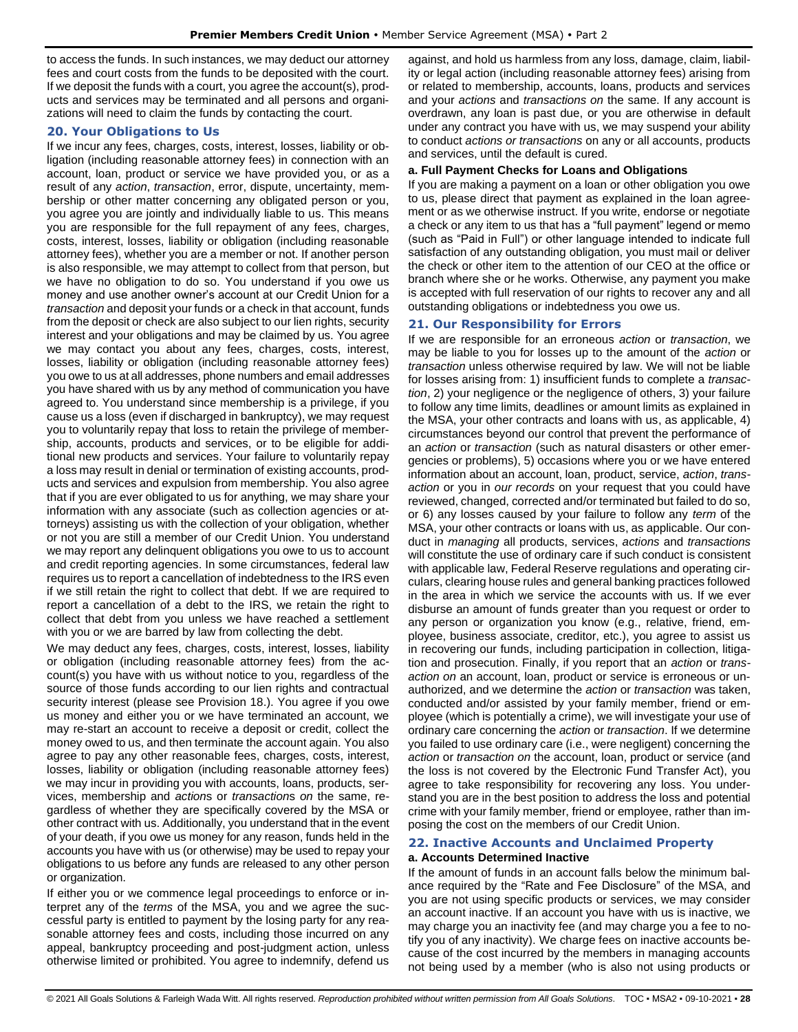to access the funds. In such instances, we may deduct our attorney fees and court costs from the funds to be deposited with the court. If we deposit the funds with a court, you agree the account(s), products and services may be terminated and all persons and organizations will need to claim the funds by contacting the court.

## 20. Your Obligations to Us

If we incur any fees, charges, costs, interest, losses, liability or obligation (including reasonable attorney fees) in connection with an account, loan, product or service we have provided you, or as a result of any *action*, *transaction*, error, dispute, uncertainty, membership or other matter concerning any obligated person or you, you agree you are jointly and individually liable to us. This means you are responsible for the full repayment of any fees, charges, costs, interest, losses, liability or obligation (including reasonable attorney fees), whether you are a member or not. If another person is also responsible, we may attempt to collect from that person, but we have no obligation to do so. You understand if you owe us money and use another owner's account at our Credit Union for a *transaction* and deposit your funds or a check in that account, funds from the deposit or check are also subject to our lien rights, security interest and your obligations and may be claimed by us. You agree we may contact you about any fees, charges, costs, interest, losses, liability or obligation (including reasonable attorney fees) you owe to us at all addresses, phone numbers and email addresses you have shared with us by any method of communication you have agreed to. You understand since membership is a privilege, if you cause us a loss (even if discharged in bankruptcy), we may request you to voluntarily repay that loss to retain the privilege of membership, accounts, products and services, or to be eligible for additional new products and services. Your failure to voluntarily repay a loss may result in denial or termination of existing accounts, products and services and expulsion from membership. You also agree that if you are ever obligated to us for anything, we may share your information with any associate (such as collection agencies or attorneys) assisting us with the collection of your obligation, whether or not you are still a member of our Credit Union. You understand we may report any delinquent obligations you owe to us to account and credit reporting agencies. In some circumstances, federal law requires us to report a cancellation of indebtedness to the IRS even if we still retain the right to collect that debt. If we are required to report a cancellation of a debt to the IRS, we retain the right to collect that debt from you unless we have reached a settlement with you or we are barred by law from collecting the debt.

We may deduct any fees, charges, costs, interest, losses, liability or obligation (including reasonable attorney fees) from the account(s) you have with us without notice to you, regardless of the source of those funds according to our lien rights and contractual security interest (please see Provision 18.). You agree if you owe us money and either you or we have terminated an account, we may re-start an account to receive a deposit or credit, collect the money owed to us, and then terminate the account again. You also agree to pay any other reasonable fees, charges, costs, interest, losses, liability or obligation (including reasonable attorney fees) we may incur in providing you with accounts, loans, products, services, membership and *action*s or *transaction*s *on* the same, regardless of whether they are specifically covered by the MSA or other contract with us. Additionally, you understand that in the event of your death, if you owe us money for any reason, funds held in the accounts you have with us (or otherwise) may be used to repay your obligations to us before any funds are released to any other person or organization.

If either you or we commence legal proceedings to enforce or interpret any of the *terms* of the MSA, you and we agree the successful party is entitled to payment by the losing party for any reasonable attorney fees and costs, including those incurred on any appeal, bankruptcy proceeding and post-judgment action, unless otherwise limited or prohibited. You agree to indemnify, defend us against, and hold us harmless from any loss, damage, claim, liability or legal action (including reasonable attorney fees) arising from or related to membership, accounts, loans, products and services and your *actions* and *transactions on* the same. If any account is overdrawn, any loan is past due, or you are otherwise in default under any contract you have with us, we may suspend your ability to conduct *actions or transactions* on any or all accounts, products and services, until the default is cured.

### a. Full Payment Checks for Loans and Obligations

If you are making a payment on a loan or other obligation you owe to us, please direct that payment as explained in the loan agreement or as we otherwise instruct. If you write, endorse or negotiate a check or any item to us that has a "full payment" legend or memo (such as "Paid in Full") or other language intended to indicate full satisfaction of any outstanding obligation, you must mail or deliver the check or other item to the attention of our CEO at the office or branch where she or he works. Otherwise, any payment you make is accepted with full reservation of our rights to recover any and all outstanding obligations or indebtedness you owe us.

## 21. Our Responsibility for Errors

If we are responsible for an erroneous *action* or *transaction*, we may be liable to you for losses up to the amount of the *action* or *transaction* unless otherwise required by law. We will not be liable for losses arising from: 1) insufficient funds to complete a *transaction*, 2) your negligence or the negligence of others, 3) your failure to follow any time limits, deadlines or amount limits as explained in the MSA, your other contracts and loans with us, as applicable, 4) circumstances beyond our control that prevent the performance of an *action* or *transaction* (such as natural disasters or other emergencies or problems), 5) occasions where you or we have entered information about an account, loan, product, service, *action*, *transaction* or you in *our records* on your request that you could have reviewed, changed, corrected and/or terminated but failed to do so, or 6) any losses caused by your failure to follow any *term* of the MSA, your other contracts or loans with us, as applicable. Our conduct in *managing* all products, services, *actions* and *transactions* will constitute the use of ordinary care if such conduct is consistent with applicable law, Federal Reserve regulations and operating circulars, clearing house rules and general banking practices followed in the area in which we service the accounts with us. If we ever disburse an amount of funds greater than you request or order to any person or organization you know (e.g., relative, friend, employee, business associate, creditor, etc.), you agree to assist us in recovering our funds, including participation in collection, litigation and prosecution. Finally, if you report that an *action* or *transaction on* an account, loan, product or service is erroneous or unauthorized, and we determine the *action* or *transaction* was taken, conducted and/or assisted by your family member, friend or employee (which is potentially a crime), we will investigate your use of ordinary care concerning the *action* or *transaction*. If we determine you failed to use ordinary care (i.e., were negligent) concerning the *action* or *transaction on* the account, loan, product or service (and the loss is not covered by the Electronic Fund Transfer Act), you agree to take responsibility for recovering any loss. You understand you are in the best position to address the loss and potential crime with your family member, friend or employee, rather than imposing the cost on the members of our Credit Union.

## 22. Inactive Accounts and Unclaimed Property

### a. Accounts Determined Inactive

If the amount of funds in an account falls below the minimum balance required by the "Rate and Fee Disclosure" of the MSA, and you are not using specific products or services, we may consider an account inactive. If an account you have with us is inactive, we may charge you an inactivity fee (and may charge you a fee to notify you of any inactivity). We charge fees on inactive accounts because of the cost incurred by the members in managing accounts not being used by a member (who is also not using products or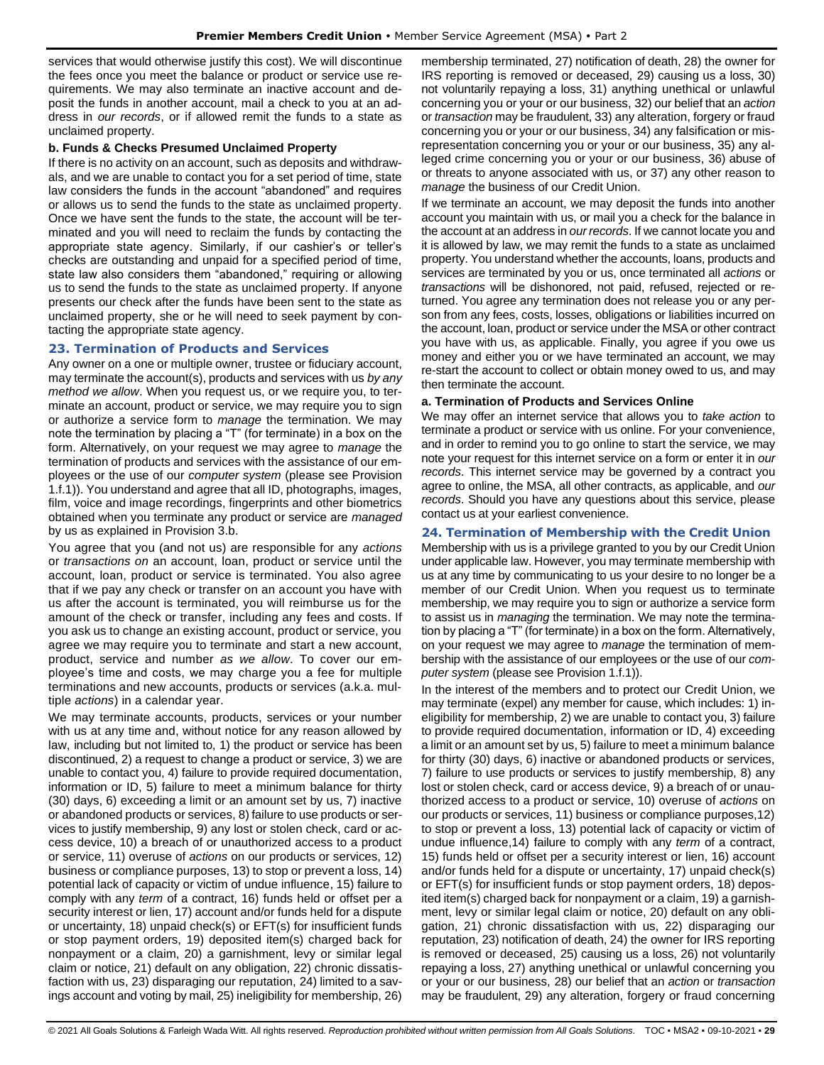services that would otherwise justify this cost). We will discontinue the fees once you meet the balance or product or service use requirements. We may also terminate an inactive account and deposit the funds in another account, mail a check to you at an address in *our records*, or if allowed remit the funds to a state as unclaimed property.

**b. Funds & Checks Presumed Unclaimed Property**

If there is no activity on an account, such as deposits and withdrawals, and we are unable to contact you for a set period of time, state law considers the funds in the account "abandoned" and requires or allows us to send the funds to the state as unclaimed property. Once we have sent the funds to the state, the account will be terminated and you will need to reclaim the funds by contacting the appropriate state agency. Similarly, if our cashier's or teller's checks are outstanding and unpaid for a specified period of time, state law also considers them "abandoned," requiring or allowing us to send the funds to the state as unclaimed property. If anyone presents our check after the funds have been sent to the state as unclaimed property, she or he will need to seek payment by contacting the appropriate state agency.

## 23. Termination of Products and Services

Any owner on a one or multiple owner, trustee or fiduciary account, may terminate the account(s), products and services with us *by any method we allow*. When you request us, or we require you, to terminate an account, product or service, we may require you to sign or authorize a service form to *manage* the termination. We may note the termination by placing a "T" (for terminate) in a box on the form. Alternatively, on your request we may agree to *manage* the termination of products and services with the assistance of our employees or the use of our *computer system* (please see Provision 1.f.1)). You understand and agree that all ID, photographs, images, film, voice and image recordings, fingerprints and other biometrics obtained when you terminate any product or service are *managed* by us as explained in Provision 3.b.

You agree that you (and not us) are responsible for any *actions* or *transactions on* an account, loan, product or service until the account, loan, product or service is terminated. You also agree that if we pay any check or transfer on an account you have with us after the account is terminated, you will reimburse us for the amount of the check or transfer, including any fees and costs. If you ask us to change an existing account, product or service, you agree we may require you to terminate and start a new account, product, service and number *as we allow*. To cover our employee's time and costs, we may charge you a fee for multiple terminations and new accounts, products or services (a.k.a. multiple *actions*) in a calendar year.

We may terminate accounts, products, services or your number with us at any time and, without notice for any reason allowed by law, including but not limited to, 1) the product or service has been discontinued, 2) a request to change a product or service, 3) we are unable to contact you, 4) failure to provide required documentation, information or ID, 5) failure to meet a minimum balance for thirty (30) days, 6) exceeding a limit or an amount set by us, 7) inactive or abandoned products or services, 8) failure to use products or services to justify membership, 9) any lost or stolen check, card or access device, 10) a breach of or unauthorized access to a product or service, 11) overuse of *actions* on our products or services, 12) business or compliance purposes, 13) to stop or prevent a loss, 14) potential lack of capacity or victim of undue influence, 15) failure to comply with any *term* of a contract, 16) funds held or offset per a security interest or lien, 17) account and/or funds held for a dispute or uncertainty, 18) unpaid check(s) or EFT(s) for insufficient funds or stop payment orders, 19) deposited item(s) charged back for nonpayment or a claim, 20) a garnishment, levy or similar legal claim or notice, 21) default on any obligation, 22) chronic dissatisfaction with us, 23) disparaging our reputation, 24) limited to a savings account and voting by mail, 25) ineligibility for membership, 26) membership terminated, 27) notification of death, 28) the owner for IRS reporting is removed or deceased, 29) causing us a loss, 30) not voluntarily repaying a loss, 31) anything unethical or unlawful concerning you or your or our business, 32) our belief that an *action* or *transaction* may be fraudulent, 33) any alteration, forgery or fraud concerning you or your or our business, 34) any falsification or misrepresentation concerning you or your or our business, 35) any alleged crime concerning you or your or our business, 36) abuse of or threats to anyone associated with us, or 37) any other reason to *manage* the business of our Credit Union.

If we terminate an account, we may deposit the funds into another account you maintain with us, or mail you a check for the balance in the account at an address in *our records*. If we cannot locate you and it is allowed by law, we may remit the funds to a state as unclaimed property. You understand whether the accounts, loans, products and services are terminated by you or us, once terminated all *actions* or *transactions* will be dishonored, not paid, refused, rejected or returned. You agree any termination does not release you or any person from any fees, costs, losses, obligations or liabilities incurred on the account, loan, product or service under the MSA or other contract you have with us, as applicable. Finally, you agree if you owe us money and either you or we have terminated an account, we may re-start the account to collect or obtain money owed to us, and may then terminate the account.

**a. Termination of Products and Services Online**

We may offer an internet service that allows you to *take action* to terminate a product or service with us online. For your convenience, and in order to remind you to go online to start the service, we may note your request for this internet service on a form or enter it in *our records*. This internet service may be governed by a contract you agree to online, the MSA, all other contracts, as applicable, and *our records*. Should you have any questions about this service, please contact us at your earliest convenience.

## 24. Termination of Membership with the Credit Union

Membership with us is a privilege granted to you by our Credit Union under applicable law. However, you may terminate membership with us at any time by communicating to us your desire to no longer be a member of our Credit Union. When you request us to terminate membership, we may require you to sign or authorize a service form to assist us in *managing* the termination. We may note the termination by placing a "T" (for terminate) in a box on the form. Alternatively, on your request we may agree to *manage* the termination of membership with the assistance of our employees or the use of our *computer system* (please see Provision 1.f.1)).

In the interest of the members and to protect our Credit Union, we may terminate (expel) any member for cause, which includes: 1) ineligibility for membership, 2) we are unable to contact you, 3) failure to provide required documentation, information or ID, 4) exceeding a limit or an amount set by us, 5) failure to meet a minimum balance for thirty (30) days, 6) inactive or abandoned products or services, 7) failure to use products or services to justify membership, 8) any lost or stolen check, card or access device, 9) a breach of or unauthorized access to a product or service, 10) overuse of *actions* on our products or services, 11) business or compliance purposes,12) to stop or prevent a loss, 13) potential lack of capacity or victim of undue influence,14) failure to comply with any *term* of a contract, 15) funds held or offset per a security interest or lien, 16) account and/or funds held for a dispute or uncertainty, 17) unpaid check(s) or EFT(s) for insufficient funds or stop payment orders, 18) deposited item(s) charged back for nonpayment or a claim, 19) a garnishment, levy or similar legal claim or notice, 20) default on any obligation, 21) chronic dissatisfaction with us, 22) disparaging our reputation, 23) notification of death, 24) the owner for IRS reporting is removed or deceased, 25) causing us a loss, 26) not voluntarily repaying a loss, 27) anything unethical or unlawful concerning you or your or our business, 28) our belief that an *action* or *transaction* may be fraudulent, 29) any alteration, forgery or fraud concerning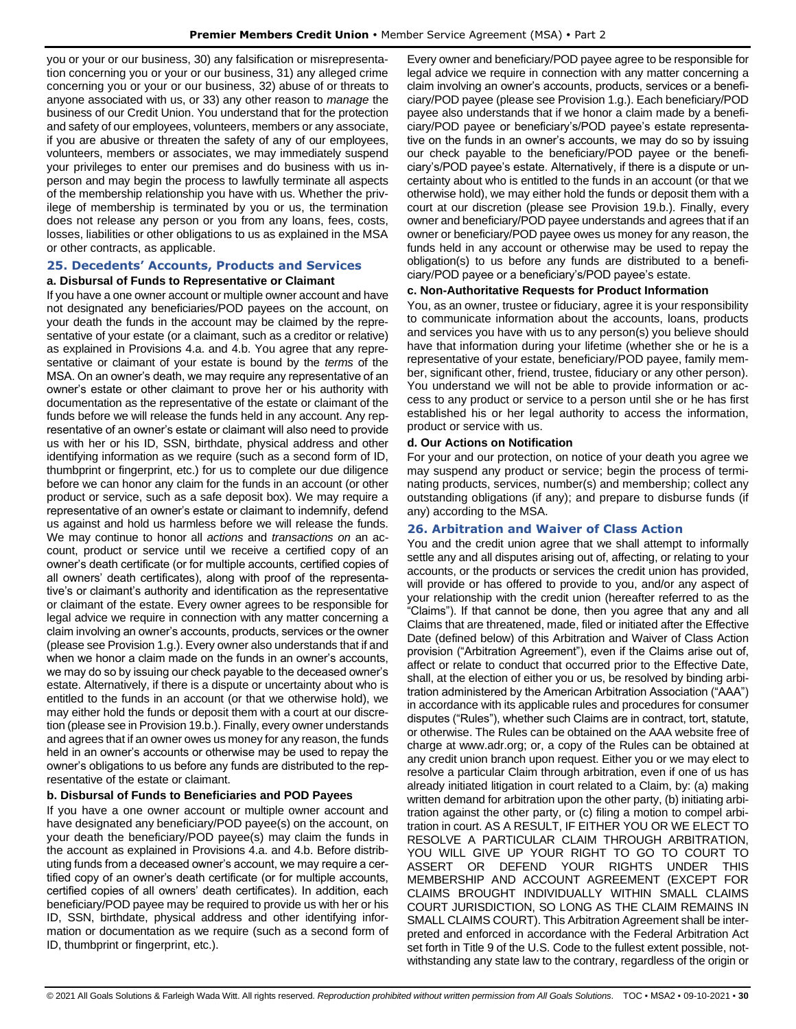you or your or our business, 30) any falsification or misrepresentation concerning you or your or our business, 31) any alleged crime concerning you or your or our business, 32) abuse of or threats to anyone associated with us, or 33) any other reason to *manage* the business of our Credit Union. You understand that for the protection and safety of our employees, volunteers, members or any associate, if you are abusive or threaten the safety of any of our employees, volunteers, members or associates, we may immediately suspend your privileges to enter our premises and do business with us in-person and may begin the process to lawfully terminate all aspects of the membership relationship you have with us. Whether the privilege of membership is terminated by you or us, the termination does not release any person or you from any loans, fees, costs, losses, liabilities or other obligations to us as explained in the MSA or other contracts, as applicable.

## 25. Decedents' Accounts, Products and Services

### a. Disbursal of Funds to Representative or Claimant

If you have a one owner account or multiple owner account and have not designated any beneficiaries/POD payees on the account, on your death the funds in the account may be claimed by the representative of your estate (or a claimant, such as a creditor or relative) as explained in Provisions 4.a. and 4.b. You agree that any representative or claimant of your estate is bound by the *terms* of the MSA. On an owner's death, we may require any representative of an owner's estate or other claimant to prove her or his authority with documentation as the representative of the estate or claimant of the funds before we will release the funds held in any account. Any representative of an owner's estate or claimant will also need to provide us with her or his ID, SSN, birthdate, physical address and other identifying information as we require (such as a second form of ID, thumbprint or fingerprint, etc.) for us to complete our due diligence before we can honor any claim for the funds in an account (or other product or service, such as a safe deposit box). We may require a representative of an owner's estate or claimant to indemnify, defend us against and hold us harmless before we will release the funds. We may continue to honor all *actions* and *transactions on* an account, product or service until we receive a certified copy of an owner's death certificate (or for multiple accounts, certified copies of all owners' death certificates), along with proof of the representative's or claimant's authority and identification as the representative or claimant of the estate. Every owner agrees to be responsible for legal advice we require in connection with any matter concerning a claim involving an owner's accounts, products, services or the owner (please see Provision 1.g.). Every owner also understands that if and when we honor a claim made on the funds in an owner's accounts, we may do so by issuing our check payable to the deceased owner's estate. Alternatively, if there is a dispute or uncertainty about who is entitled to the funds in an account (or that we otherwise hold), we may either hold the funds or deposit them with a court at our discretion (please see in Provision 19.b.). Finally, every owner understands and agrees that if an owner owes us money for any reason, the funds held in an owner's accounts or otherwise may be used to repay the owner's obligations to us before any funds are distributed to the representative of the estate or claimant.

### b. Disbursal of Funds to Beneficiaries and POD Payees

If you have a one owner account or multiple owner account and have designated any beneficiary/POD payee(s) on the account, on your death the beneficiary/POD payee(s) may claim the funds in the account as explained in Provisions 4.a. and 4.b. Before distributing funds from a deceased owner's account, we may require a certified copy of an owner's death certificate (or for multiple accounts, certified copies of all owners' death certificates). In addition, each beneficiary/POD payee may be required to provide us with her or his ID, SSN, birthdate, physical address and other identifying information or documentation as we require (such as a second form of ID, thumbprint or fingerprint, etc.).

Every owner and beneficiary/POD payee agree to be responsible for legal advice we require in connection with any matter concerning a claim involving an owner's accounts, products, services or a beneficiary/POD payee (please see Provision 1.g.). Each beneficiary/POD payee also understands that if we honor a claim made by a beneficiary/POD payee or beneficiary's/POD payee's estate representative on the funds in an owner's accounts, we may do so by issuing our check payable to the beneficiary/POD payee or the beneficiary's/POD payee's estate. Alternatively, if there is a dispute or uncertainty about who is entitled to the funds in an account (or that we otherwise hold), we may either hold the funds or deposit them with a court at our discretion (please see Provision 19.b.). Finally, every owner and beneficiary/POD payee understands and agrees that if an owner or beneficiary/POD payee owes us money for any reason, the funds held in any account or otherwise may be used to repay the obligation(s) to us before any funds are distributed to a beneficiary/POD payee or a beneficiary's/POD payee's estate.

### c. Non-Authoritative Requests for Product Information

You, as an owner, trustee or fiduciary, agree it is your responsibility to communicate information about the accounts, loans, products and services you have with us to any person(s) you believe should have that information during your lifetime (whether she or he is a representative of your estate, beneficiary/POD payee, family member, significant other, friend, trustee, fiduciary or any other person). You understand we will not be able to provide information or access to any product or service to a person until she or he has first established his or her legal authority to access the information, product or service with us.

### d. Our Actions on Notification

For your and our protection, on notice of your death you agree we may suspend any product or service; begin the process of terminating products, services, number(s) and membership; collect any outstanding obligations (if any); and prepare to disburse funds (if any) according to the MSA.

## 26. Arbitration and Waiver of Class Action

You and the credit union agree that we shall attempt to informally settle any and all disputes arising out of, affecting, or relating to your accounts, or the products or services the credit union has provided, will provide or has offered to provide to you, and/or any aspect of your relationship with the credit union (hereafter referred to as the "Claims"). If that cannot be done, then you agree that any and all Claims that are threatened, made, filed or initiated after the Effective Date (defined below) of this Arbitration and Waiver of Class Action provision ("Arbitration Agreement"), even if the Claims arise out of, affect or relate to conduct that occurred prior to the Effective Date, shall, at the election of either you or us, be resolved by binding arbitration administered by the American Arbitration Association ("AAA") in accordance with its applicable rules and procedures for consumer disputes ("Rules"), whether such Claims are in contract, tort, statute, or otherwise. The Rules can be obtained on the AAA website free of charge at www.adr.org; or, a copy of the Rules can be obtained at any credit union branch upon request. Either you or we may elect to resolve a particular Claim through arbitration, even if one of us has already initiated litigation in court related to a Claim, by: (a) making written demand for arbitration upon the other party, (b) initiating arbitration against the other party, or (c) filing a motion to compel arbitration in court. AS A RESULT, IF EITHER YOU OR WE ELECT TO RESOLVE A PARTICULAR CLAIM THROUGH ARBITRATION, YOU WILL GIVE UP YOUR RIGHT TO GO TO COURT TO ASSERT OR DEFEND YOUR RIGHTS UNDER THIS MEMBERSHIP AND ACCOUNT AGREEMENT (EXCEPT FOR CLAIMS BROUGHT INDIVIDUALLY WITHIN SMALL CLAIMS COURT JURISDICTION, SO LONG AS THE CLAIM REMAINS IN SMALL CLAIMS COURT). This Arbitration Agreement shall be interpreted and enforced in accordance with the Federal Arbitration Act set forth in Title 9 of the U.S. Code to the fullest extent possible, notwithstanding any state law to the contrary, regardless of the origin or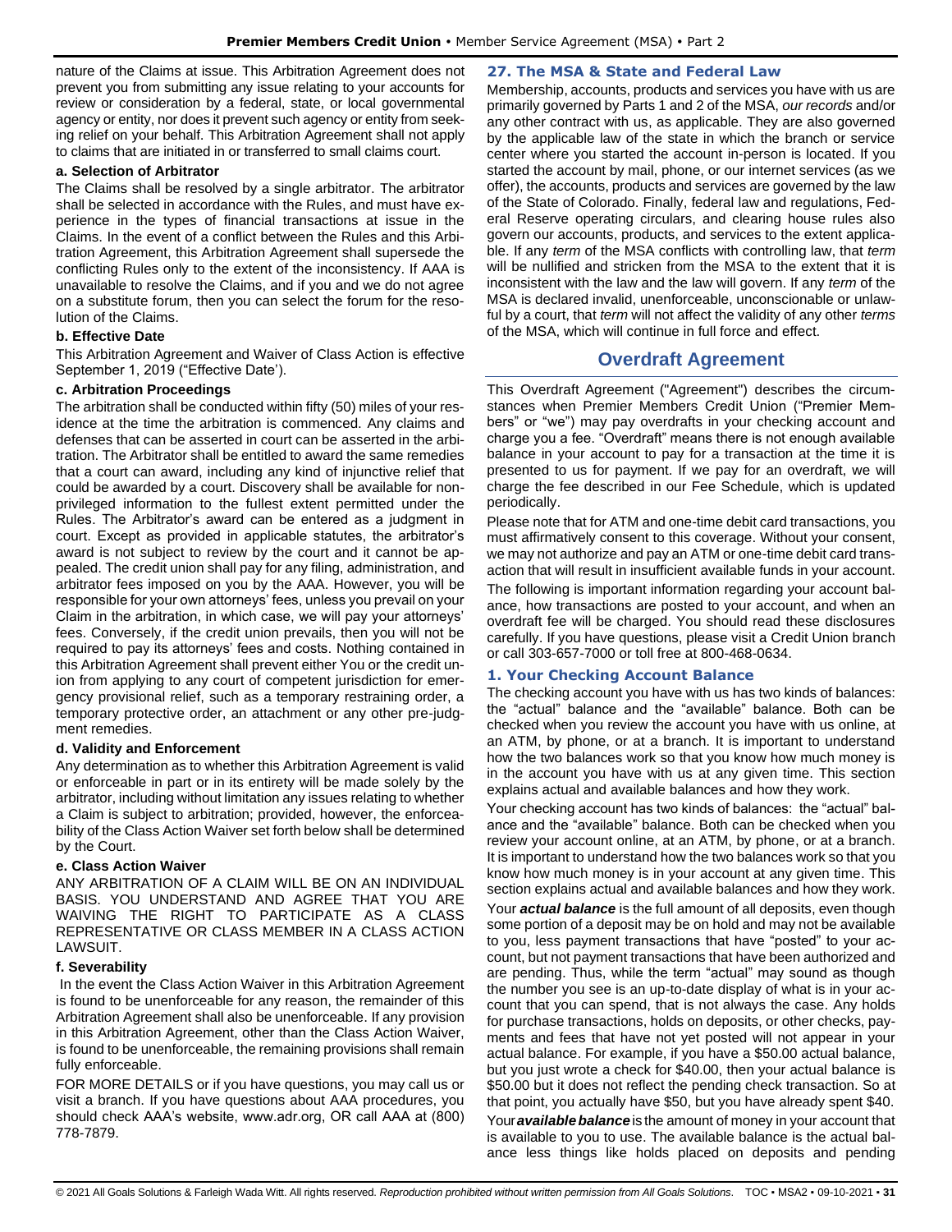nature of the Claims at issue. This Arbitration Agreement does not prevent you from submitting any issue relating to your accounts for review or consideration by a federal, state, or local governmental agency or entity, nor does it prevent such agency or entity from seeking relief on your behalf. This Arbitration Agreement shall not apply to claims that are initiated in or transferred to small claims court.

#### a. Selection of Arbitrator

The Claims shall be resolved by a single arbitrator. The arbitrator shall be selected in accordance with the Rules, and must have experience in the types of financial transactions at issue in the Claims. In the event of a conflict between the Rules and this Arbitration Agreement, this Arbitration Agreement shall supersede the conflicting Rules only to the extent of the inconsistency. If AAA is unavailable to resolve the Claims, and if you and we do not agree on a substitute forum, then you can select the forum for the resolution of the Claims.

#### b. Effective Date

This Arbitration Agreement and Waiver of Class Action is effective September 1, 2019 ("Effective Date').

#### c. Arbitration Proceedings

The arbitration shall be conducted within fifty (50) miles of your residence at the time the arbitration is commenced. Any claims and defenses that can be asserted in court can be asserted in the arbitration. The Arbitrator shall be entitled to award the same remedies that a court can award, including any kind of injunctive relief that could be awarded by a court. Discovery shall be available for non-privileged information to the fullest extent permitted under the Rules. The Arbitrator's award can be entered as a judgment in court. Except as provided in applicable statutes, the arbitrator's award is not subject to review by the court and it cannot be appealed. The credit union shall pay for any filing, administration, and arbitrator fees imposed on you by the AAA. However, you will be responsible for your own attorneys' fees, unless you prevail on your Claim in the arbitration, in which case, we will pay your attorneys' fees. Conversely, if the credit union prevails, then you will not be required to pay its attorneys' fees and costs. Nothing contained in this Arbitration Agreement shall prevent either You or the credit union from applying to any court of competent jurisdiction for emergency provisional relief, such as a temporary restraining order, a temporary protective order, an attachment or any other pre-judgment remedies.

#### d. Validity and Enforcement

Any determination as to whether this Arbitration Agreement is valid or enforceable in part or in its entirety will be made solely by the arbitrator, including without limitation any issues relating to whether a Claim is subject to arbitration; provided, however, the enforceability of the Class Action Waiver set forth below shall be determined by the Court.

#### e. Class Action Waiver

ANY ARBITRATION OF A CLAIM WILL BE ON AN INDIVIDUAL BASIS. YOU UNDERSTAND AND AGREE THAT YOU ARE WAIVING THE RIGHT TO PARTICIPATE AS A CLASS REPRESENTATIVE OR CLASS MEMBER IN A CLASS ACTION LAWSUIT.

#### f. Severability

In the event the Class Action Waiver in this Arbitration Agreement is found to be unenforceable for any reason, the remainder of this Arbitration Agreement shall also be unenforceable. If any provision in this Arbitration Agreement, other than the Class Action Waiver, is found to be unenforceable, the remaining provisions shall remain fully enforceable.

FOR MORE DETAILS or if you have questions, you may call us or visit a branch. If you have questions about AAA procedures, you should check AAA's website, www.adr.org, OR call AAA at (800) 778-7879.

### 27. The MSA & State and Federal Law

Membership, accounts, products and services you have with us are primarily governed by Parts 1 and 2 of the MSA, *our records* and/or any other contract with us, as applicable. They are also governed by the applicable law of the state in which the branch or service center where you started the account in-person is located. If you started the account by mail, phone, or our internet services (as we offer), the accounts, products and services are governed by the law of the State of Colorado. Finally, federal law and regulations, Federal Reserve operating circulars, and clearing house rules also govern our accounts, products, and services to the extent applicable. If any *term* of the MSA conflicts with controlling law, that *term* will be nullified and stricken from the MSA to the extent that it is inconsistent with the law and the law will govern. If any *term* of the MSA is declared invalid, unenforceable, unconscionable or unlawful by a court, that *term* will not affect the validity of any other *terms* of the MSA, which will continue in full force and effect.

## Overdraft Agreement

This Overdraft Agreement ("Agreement") describes the circumstances when Premier Members Credit Union ("Premier Members" or "we") may pay overdrafts in your checking account and charge you a fee. "Overdraft" means there is not enough available balance in your account to pay for a transaction at the time it is presented to us for payment. If we pay for an overdraft, we will charge the fee described in our Fee Schedule, which is updated periodically.

Please note that for ATM and one-time debit card transactions, you must affirmatively consent to this coverage. Without your consent, we may not authorize and pay an ATM or one-time debit card transaction that will result in insufficient available funds in your account.

The following is important information regarding your account balance, how transactions are posted to your account, and when an overdraft fee will be charged. You should read these disclosures carefully. If you have questions, please visit a Credit Union branch or call 303-657-7000 or toll free at 800-468-0634.

### 1. Your Checking Account Balance

The checking account you have with us has two kinds of balances: the "actual" balance and the "available" balance. Both can be checked when you review the account you have with us online, at an ATM, by phone, or at a branch. It is important to understand how the two balances work so that you know how much money is in the account you have with us at any given time. This section explains actual and available balances and how they work.

Your checking account has two kinds of balances: the "actual" balance and the "available" balance. Both can be checked when you review your account online, at an ATM, by phone, or at a branch. It is important to understand how the two balances work so that you know how much money is in your account at any given time. This section explains actual and available balances and how they work.

Your ***actual balance*** is the full amount of all deposits, even though some portion of a deposit may be on hold and may not be available to you, less payment transactions that have "posted" to your account, but not payment transactions that have been authorized and are pending. Thus, while the term "actual" may sound as though the number you see is an up-to-date display of what is in your account that you can spend, that is not always the case. Any holds for purchase transactions, holds on deposits, or other checks, payments and fees that have not yet posted will not appear in your actual balance. For example, if you have a $50.00 actual balance, but you just wrote a check for $40.00, then your actual balance is $50.00 but it does not reflect the pending check transaction. So at that point, you actually have $50, but you have already spent $40.

Your ***available balance*** is the amount of money in your account that is available to you to use. The available balance is the actual balance less things like holds placed on deposits and pending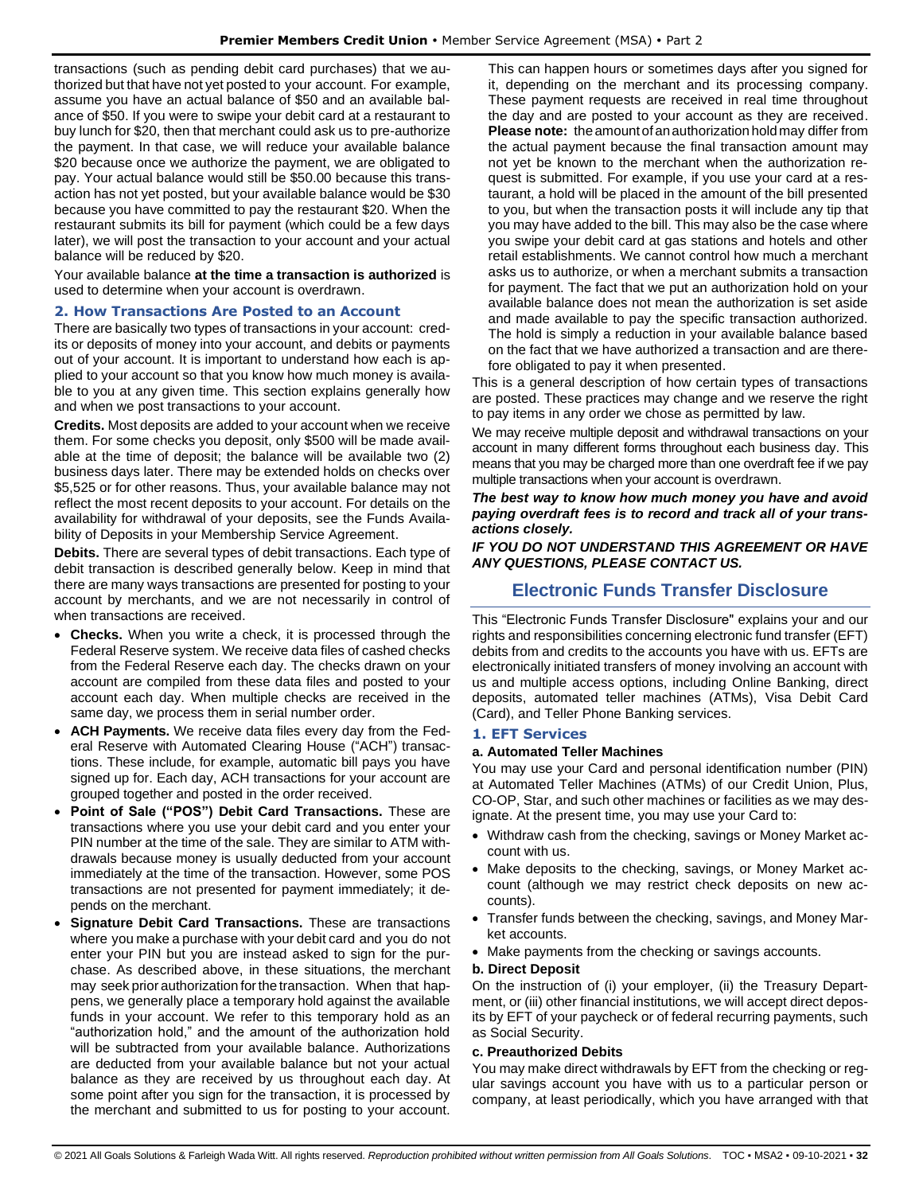transactions (such as pending debit card purchases) that we authorized but that have not yet posted to your account. For example, assume you have an actual balance of $50 and an available balance of $50. If you were to swipe your debit card at a restaurant to buy lunch for $20, then that merchant could ask us to pre-authorize the payment. In that case, we will reduce your available balance $20 because once we authorize the payment, we are obligated to pay. Your actual balance would still be $50.00 because this transaction has not yet posted, but your available balance would be $30 because you have committed to pay the restaurant $20. When the restaurant submits its bill for payment (which could be a few days later), we will post the transaction to your account and your actual balance will be reduced by $20.

Your available balance **at the time a transaction is authorized** is used to determine when your account is overdrawn.

### 2. How Transactions Are Posted to an Account

There are basically two types of transactions in your account: credits or deposits of money into your account, and debits or payments out of your account. It is important to understand how each is applied to your account so that you know how much money is available to you at any given time. This section explains generally how and when we post transactions to your account.

**Credits.** Most deposits are added to your account when we receive them. For some checks you deposit, only $500 will be made available at the time of deposit; the balance will be available two (2) business days later. There may be extended holds on checks over $5,525 or for other reasons. Thus, your available balance may not reflect the most recent deposits to your account. For details on the availability for withdrawal of your deposits, see the Funds Availability of Deposits in your Membership Service Agreement.

**Debits.** There are several types of debit transactions. Each type of debit transaction is described generally below. Keep in mind that there are many ways transactions are presented for posting to your account by merchants, and we are not necessarily in control of when transactions are received.

- **Checks.** When you write a check, it is processed through the Federal Reserve system. We receive data files of cashed checks from the Federal Reserve each day. The checks drawn on your account are compiled from these data files and posted to your account each day. When multiple checks are received in the same day, we process them in serial number order.
- **ACH Payments.** We receive data files every day from the Federal Reserve with Automated Clearing House ("ACH") transactions. These include, for example, automatic bill pays you have signed up for. Each day, ACH transactions for your account are grouped together and posted in the order received.
- **Point of Sale ("POS") Debit Card Transactions.** These are transactions where you use your debit card and you enter your PIN number at the time of the sale. They are similar to ATM withdrawals because money is usually deducted from your account immediately at the time of the transaction. However, some POS transactions are not presented for payment immediately; it depends on the merchant.
- **Signature Debit Card Transactions.** These are transactions where you make a purchase with your debit card and you do not enter your PIN but you are instead asked to sign for the purchase. As described above, in these situations, the merchant may seek prior authorization for the transaction. When that happens, we generally place a temporary hold against the available funds in your account. We refer to this temporary hold as an "authorization hold," and the amount of the authorization hold will be subtracted from your available balance. Authorizations are deducted from your available balance but not your actual balance as they are received by us throughout each day. At some point after you sign for the transaction, it is processed by the merchant and submitted to us for posting to your account. This can happen hours or sometimes days after you signed for it, depending on the merchant and its processing company. These payment requests are received in real time throughout the day and are posted to your account as they are received. **Please note:** the amount of an authorization hold may differ from the actual payment because the final transaction amount may not yet be known to the merchant when the authorization request is submitted. For example, if you use your card at a restaurant, a hold will be placed in the amount of the bill presented to you, but when the transaction posts it will include any tip that you may have added to the bill. This may also be the case where you swipe your debit card at gas stations and hotels and other retail establishments. We cannot control how much a merchant asks us to authorize, or when a merchant submits a transaction for payment. The fact that we put an authorization hold on your available balance does not mean the authorization is set aside and made available to pay the specific transaction authorized. The hold is simply a reduction in your available balance based on the fact that we have authorized a transaction and are therefore obligated to pay it when presented.

This is a general description of how certain types of transactions are posted. These practices may change and we reserve the right to pay items in any order we chose as permitted by law.

We may receive multiple deposit and withdrawal transactions on your account in many different forms throughout each business day. This means that you may be charged more than one overdraft fee if we pay multiple transactions when your account is overdrawn.

***The best way to know how much money you have and avoid paying overdraft fees is to record and track all of your transactions closely.***

***IF YOU DO NOT UNDERSTAND THIS AGREEMENT OR HAVE ANY QUESTIONS, PLEASE CONTACT US.***

## Electronic Funds Transfer Disclosure

This "Electronic Funds Transfer Disclosure" explains your and our rights and responsibilities concerning electronic fund transfer (EFT) debits from and credits to the accounts you have with us. EFTs are electronically initiated transfers of money involving an account with us and multiple access options, including Online Banking, direct deposits, automated teller machines (ATMs), Visa Debit Card (Card), and Teller Phone Banking services.

### 1. EFT Services

#### a. Automated Teller Machines

You may use your Card and personal identification number (PIN) at Automated Teller Machines (ATMs) of our Credit Union, Plus, CO-OP, Star, and such other machines or facilities as we may designate. At the present time, you may use your Card to:

- Withdraw cash from the checking, savings or Money Market account with us.
- Make deposits to the checking, savings, or Money Market account (although we may restrict check deposits on new accounts).
- Transfer funds between the checking, savings, and Money Market accounts.
- Make payments from the checking or savings accounts.

#### b. Direct Deposit

On the instruction of (i) your employer, (ii) the Treasury Department, or (iii) other financial institutions, we will accept direct deposits by EFT of your paycheck or of federal recurring payments, such as Social Security.

#### c. Preauthorized Debits

You may make direct withdrawals by EFT from the checking or regular savings account you have with us to a particular person or company, at least periodically, which you have arranged with that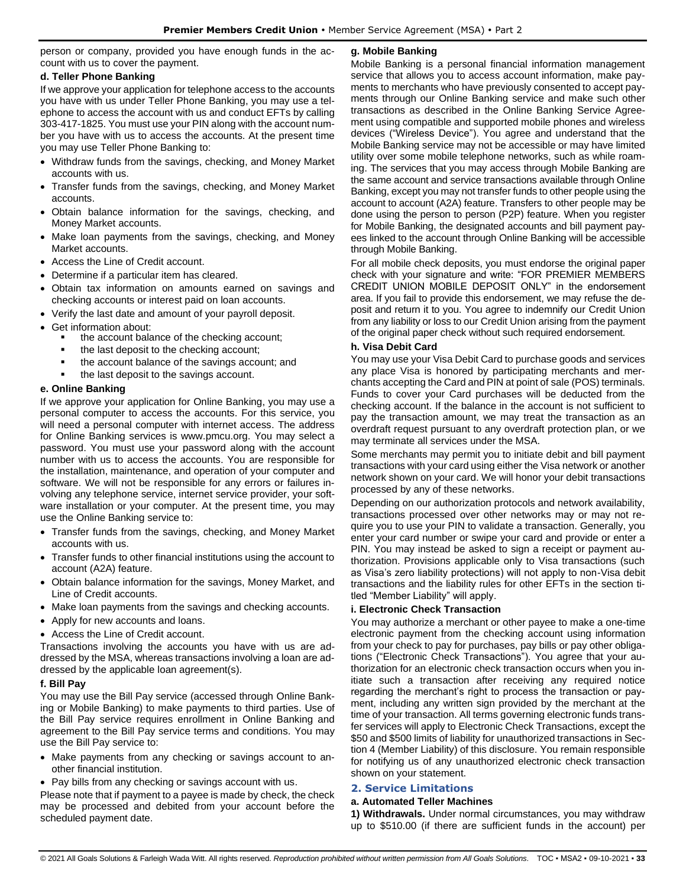person or company, provided you have enough funds in the account with us to cover the payment.

#### d. Teller Phone Banking

If we approve your application for telephone access to the accounts you have with us under Teller Phone Banking, you may use a telephone to access the account with us and conduct EFTs by calling 303-417-1825. You must use your PIN along with the account number you have with us to access the accounts. At the present time you may use Teller Phone Banking to:

- Withdraw funds from the savings, checking, and Money Market accounts with us.
- Transfer funds from the savings, checking, and Money Market accounts.
- Obtain balance information for the savings, checking, and Money Market accounts.
- Make loan payments from the savings, checking, and Money Market accounts.
- Access the Line of Credit account.
- Determine if a particular item has cleared.
- Obtain tax information on amounts earned on savings and checking accounts or interest paid on loan accounts.
- Verify the last date and amount of your payroll deposit.
- Get information about:
  - the account balance of the checking account;
  - the last deposit to the checking account;
  - the account balance of the savings account; and
  - the last deposit to the savings account.

#### e. Online Banking

If we approve your application for Online Banking, you may use a personal computer to access the accounts. For this service, you will need a personal computer with internet access. The address for Online Banking services is www.pmcu.org. You may select a password. You must use your password along with the account number with us to access the accounts. You are responsible for the installation, maintenance, and operation of your computer and software. We will not be responsible for any errors or failures involving any telephone service, internet service provider, your software installation or your computer. At the present time, you may use the Online Banking service to:

- Transfer funds from the savings, checking, and Money Market accounts with us.
- Transfer funds to other financial institutions using the account to account (A2A) feature.
- Obtain balance information for the savings, Money Market, and Line of Credit accounts.
- Make loan payments from the savings and checking accounts.
- Apply for new accounts and loans.
- Access the Line of Credit account.

Transactions involving the accounts you have with us are addressed by the MSA, whereas transactions involving a loan are addressed by the applicable loan agreement(s).

#### f. Bill Pay

You may use the Bill Pay service (accessed through Online Banking or Mobile Banking) to make payments to third parties. Use of the Bill Pay service requires enrollment in Online Banking and agreement to the Bill Pay service terms and conditions. You may use the Bill Pay service to:

- Make payments from any checking or savings account to another financial institution.
- Pay bills from any checking or savings account with us.

Please note that if payment to a payee is made by check, the check may be processed and debited from your account before the scheduled payment date.

#### g. Mobile Banking

Mobile Banking is a personal financial information management service that allows you to access account information, make payments to merchants who have previously consented to accept payments through our Online Banking service and make such other transactions as described in the Online Banking Service Agreement using compatible and supported mobile phones and wireless devices ("Wireless Device"). You agree and understand that the Mobile Banking service may not be accessible or may have limited utility over some mobile telephone networks, such as while roaming. The services that you may access through Mobile Banking are the same account and service transactions available through Online Banking, except you may not transfer funds to other people using the account to account (A2A) feature. Transfers to other people may be done using the person to person (P2P) feature. When you register for Mobile Banking, the designated accounts and bill payment payees linked to the account through Online Banking will be accessible through Mobile Banking.

For all mobile check deposits, you must endorse the original paper check with your signature and write: "FOR PREMIER MEMBERS CREDIT UNION MOBILE DEPOSIT ONLY" in the endorsement area. If you fail to provide this endorsement, we may refuse the deposit and return it to you. You agree to indemnify our Credit Union from any liability or loss to our Credit Union arising from the payment of the original paper check without such required endorsement.

#### h. Visa Debit Card

You may use your Visa Debit Card to purchase goods and services any place Visa is honored by participating merchants and merchants accepting the Card and PIN at point of sale (POS) terminals. Funds to cover your Card purchases will be deducted from the checking account. If the balance in the account is not sufficient to pay the transaction amount, we may treat the transaction as an overdraft request pursuant to any overdraft protection plan, or we may terminate all services under the MSA.

Some merchants may permit you to initiate debit and bill payment transactions with your card using either the Visa network or another network shown on your card. We will honor your debit transactions processed by any of these networks.

Depending on our authorization protocols and network availability, transactions processed over other networks may or may not require you to use your PIN to validate a transaction. Generally, you enter your card number or swipe your card and provide or enter a PIN. You may instead be asked to sign a receipt or payment authorization. Provisions applicable only to Visa transactions (such as Visa's zero liability protections) will not apply to non-Visa debit transactions and the liability rules for other EFTs in the section titled "Member Liability" will apply.

#### i. Electronic Check Transaction

You may authorize a merchant or other payee to make a one-time electronic payment from the checking account using information from your check to pay for purchases, pay bills or pay other obligations ("Electronic Check Transactions"). You agree that your authorization for an electronic check transaction occurs when you initiate such a transaction after receiving any required notice regarding the merchant's right to process the transaction or payment, including any written sign provided by the merchant at the time of your transaction. All terms governing electronic funds transfer services will apply to Electronic Check Transactions, except the $50 and $500 limits of liability for unauthorized transactions in Section 4 (Member Liability) of this disclosure. You remain responsible for notifying us of any unauthorized electronic check transaction shown on your statement.

### 2. Service Limitations

#### a. Automated Teller Machines

**1) Withdrawals.** Under normal circumstances, you may withdraw up to $510.00 (if there are sufficient funds in the account) per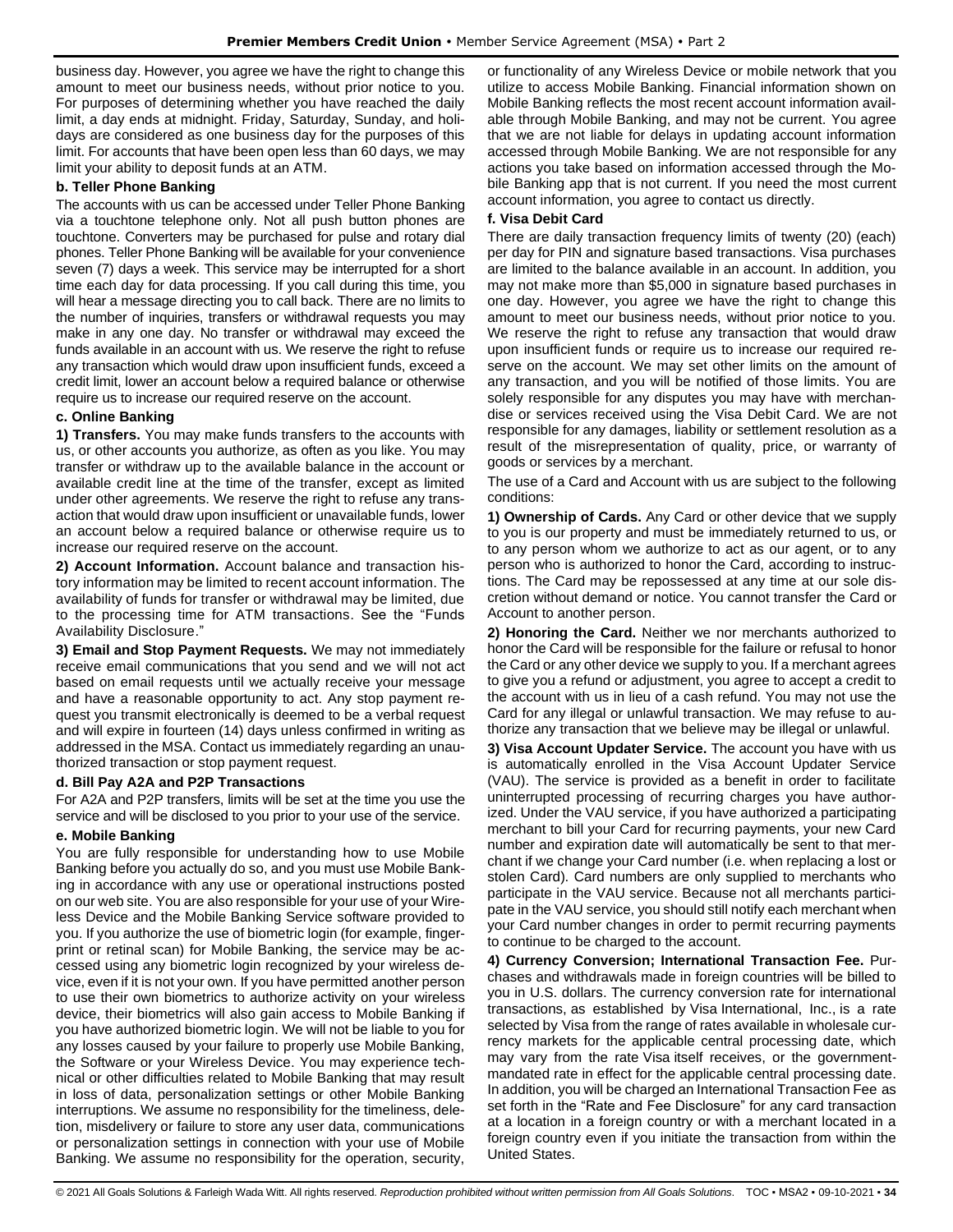business day. However, you agree we have the right to change this amount to meet our business needs, without prior notice to you. For purposes of determining whether you have reached the daily limit, a day ends at midnight. Friday, Saturday, Sunday, and holidays are considered as one business day for the purposes of this limit. For accounts that have been open less than 60 days, we may limit your ability to deposit funds at an ATM.

**b. Teller Phone Banking**

The accounts with us can be accessed under Teller Phone Banking via a touchtone telephone only. Not all push button phones are touchtone. Converters may be purchased for pulse and rotary dial phones. Teller Phone Banking will be available for your convenience seven (7) days a week. This service may be interrupted for a short time each day for data processing. If you call during this time, you will hear a message directing you to call back. There are no limits to the number of inquiries, transfers or withdrawal requests you may make in any one day. No transfer or withdrawal may exceed the funds available in an account with us. We reserve the right to refuse any transaction which would draw upon insufficient funds, exceed a credit limit, lower an account below a required balance or otherwise require us to increase our required reserve on the account.

**c. Online Banking**

**1) Transfers.** You may make funds transfers to the accounts with us, or other accounts you authorize, as often as you like. You may transfer or withdraw up to the available balance in the account or available credit line at the time of the transfer, except as limited under other agreements. We reserve the right to refuse any transaction that would draw upon insufficient or unavailable funds, lower an account below a required balance or otherwise require us to increase our required reserve on the account.

**2) Account Information.** Account balance and transaction history information may be limited to recent account information. The availability of funds for transfer or withdrawal may be limited, due to the processing time for ATM transactions. See the "Funds Availability Disclosure."

**3) Email and Stop Payment Requests.** We may not immediately receive email communications that you send and we will not act based on email requests until we actually receive your message and have a reasonable opportunity to act. Any stop payment request you transmit electronically is deemed to be a verbal request and will expire in fourteen (14) days unless confirmed in writing as addressed in the MSA. Contact us immediately regarding an unauthorized transaction or stop payment request.

**d. Bill Pay A2A and P2P Transactions**

For A2A and P2P transfers, limits will be set at the time you use the service and will be disclosed to you prior to your use of the service.

**e. Mobile Banking**

You are fully responsible for understanding how to use Mobile Banking before you actually do so, and you must use Mobile Banking in accordance with any use or operational instructions posted on our web site. You are also responsible for your use of your Wireless Device and the Mobile Banking Service software provided to you. If you authorize the use of biometric login (for example, fingerprint or retinal scan) for Mobile Banking, the service may be accessed using any biometric login recognized by your wireless device, even if it is not your own. If you have permitted another person to use their own biometrics to authorize activity on your wireless device, their biometrics will also gain access to Mobile Banking if you have authorized biometric login. We will not be liable to you for any losses caused by your failure to properly use Mobile Banking, the Software or your Wireless Device. You may experience technical or other difficulties related to Mobile Banking that may result in loss of data, personalization settings or other Mobile Banking interruptions. We assume no responsibility for the timeliness, deletion, misdelivery or failure to store any user data, communications or personalization settings in connection with your use of Mobile Banking. We assume no responsibility for the operation, security, or functionality of any Wireless Device or mobile network that you utilize to access Mobile Banking. Financial information shown on Mobile Banking reflects the most recent account information available through Mobile Banking, and may not be current. You agree that we are not liable for delays in updating account information accessed through Mobile Banking. We are not responsible for any actions you take based on information accessed through the Mobile Banking app that is not current. If you need the most current account information, you agree to contact us directly.

**f. Visa Debit Card**

There are daily transaction frequency limits of twenty (20) (each) per day for PIN and signature based transactions. Visa purchases are limited to the balance available in an account. In addition, you may not make more than $5,000 in signature based purchases in one day. However, you agree we have the right to change this amount to meet our business needs, without prior notice to you. We reserve the right to refuse any transaction that would draw upon insufficient funds or require us to increase our required reserve on the account. We may set other limits on the amount of any transaction, and you will be notified of those limits. You are solely responsible for any disputes you may have with merchandise or services received using the Visa Debit Card. We are not responsible for any damages, liability or settlement resolution as a result of the misrepresentation of quality, price, or warranty of goods or services by a merchant.

The use of a Card and Account with us are subject to the following conditions:

**1) Ownership of Cards.** Any Card or other device that we supply to you is our property and must be immediately returned to us, or to any person whom we authorize to act as our agent, or to any person who is authorized to honor the Card, according to instructions. The Card may be repossessed at any time at our sole discretion without demand or notice. You cannot transfer the Card or Account to another person.

**2) Honoring the Card.** Neither we nor merchants authorized to honor the Card will be responsible for the failure or refusal to honor the Card or any other device we supply to you. If a merchant agrees to give you a refund or adjustment, you agree to accept a credit to the account with us in lieu of a cash refund. You may not use the Card for any illegal or unlawful transaction. We may refuse to authorize any transaction that we believe may be illegal or unlawful.

**3) Visa Account Updater Service.** The account you have with us is automatically enrolled in the Visa Account Updater Service (VAU). The service is provided as a benefit in order to facilitate uninterrupted processing of recurring charges you have authorized. Under the VAU service, if you have authorized a participating merchant to bill your Card for recurring payments, your new Card number and expiration date will automatically be sent to that merchant if we change your Card number (i.e. when replacing a lost or stolen Card). Card numbers are only supplied to merchants who participate in the VAU service. Because not all merchants participate in the VAU service, you should still notify each merchant when your Card number changes in order to permit recurring payments to continue to be charged to the account.

**4) Currency Conversion; International Transaction Fee.** Purchases and withdrawals made in foreign countries will be billed to you in U.S. dollars. The currency conversion rate for international transactions, as established by Visa International, Inc., is a rate selected by Visa from the range of rates available in wholesale currency markets for the applicable central processing date, which may vary from the rate Visa itself receives, or the government-mandated rate in effect for the applicable central processing date. In addition, you will be charged an International Transaction Fee as set forth in the "Rate and Fee Disclosure" for any card transaction at a location in a foreign country or with a merchant located in a foreign country even if you initiate the transaction from within the United States.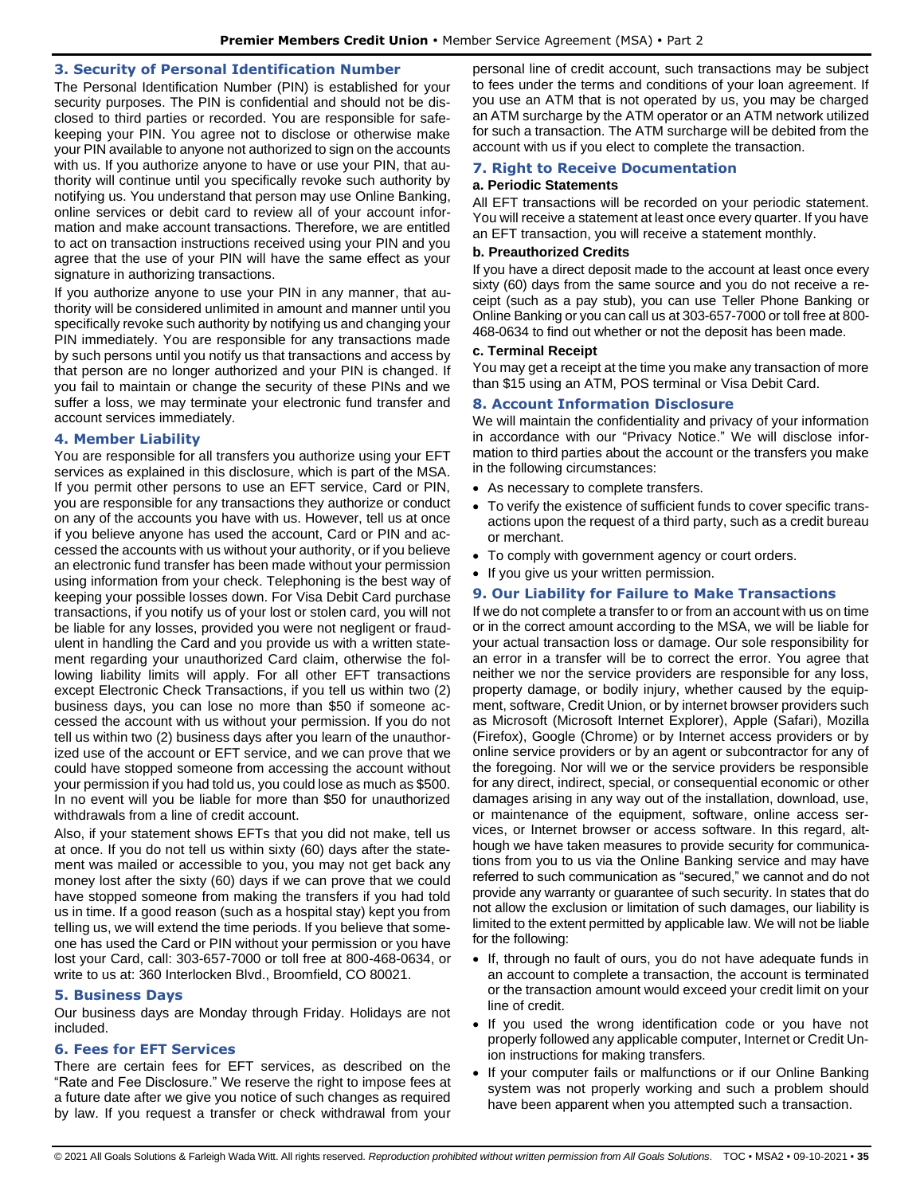### 3. Security of Personal Identification Number

The Personal Identification Number (PIN) is established for your security purposes. The PIN is confidential and should not be disclosed to third parties or recorded. You are responsible for safekeeping your PIN. You agree not to disclose or otherwise make your PIN available to anyone not authorized to sign on the accounts with us. If you authorize anyone to have or use your PIN, that authority will continue until you specifically revoke such authority by notifying us. You understand that person may use Online Banking, online services or debit card to review all of your account information and make account transactions. Therefore, we are entitled to act on transaction instructions received using your PIN and you agree that the use of your PIN will have the same effect as your signature in authorizing transactions.

If you authorize anyone to use your PIN in any manner, that authority will be considered unlimited in amount and manner until you specifically revoke such authority by notifying us and changing your PIN immediately. You are responsible for any transactions made by such persons until you notify us that transactions and access by that person are no longer authorized and your PIN is changed. If you fail to maintain or change the security of these PINs and we suffer a loss, we may terminate your electronic fund transfer and account services immediately.

### 4. Member Liability

You are responsible for all transfers you authorize using your EFT services as explained in this disclosure, which is part of the MSA. If you permit other persons to use an EFT service, Card or PIN, you are responsible for any transactions they authorize or conduct on any of the accounts you have with us. However, tell us at once if you believe anyone has used the account, Card or PIN and accessed the accounts with us without your authority, or if you believe an electronic fund transfer has been made without your permission using information from your check. Telephoning is the best way of keeping your possible losses down. For Visa Debit Card purchase transactions, if you notify us of your lost or stolen card, you will not be liable for any losses, provided you were not negligent or fraudulent in handling the Card and you provide us with a written statement regarding your unauthorized Card claim, otherwise the following liability limits will apply. For all other EFT transactions except Electronic Check Transactions, if you tell us within two (2) business days, you can lose no more than $50 if someone accessed the account with us without your permission. If you do not tell us within two (2) business days after you learn of the unauthorized use of the account or EFT service, and we can prove that we could have stopped someone from accessing the account without your permission if you had told us, you could lose as much as $500. In no event will you be liable for more than $50 for unauthorized withdrawals from a line of credit account.

Also, if your statement shows EFTs that you did not make, tell us at once. If you do not tell us within sixty (60) days after the statement was mailed or accessible to you, you may not get back any money lost after the sixty (60) days if we can prove that we could have stopped someone from making the transfers if you had told us in time. If a good reason (such as a hospital stay) kept you from telling us, we will extend the time periods. If you believe that someone has used the Card or PIN without your permission or you have lost your Card, call: 303-657-7000 or toll free at 800-468-0634, or write to us at: 360 Interlocken Blvd., Broomfield, CO 80021.

### 5. Business Days

Our business days are Monday through Friday. Holidays are not included.

### 6. Fees for EFT Services

There are certain fees for EFT services, as described on the "Rate and Fee Disclosure." We reserve the right to impose fees at a future date after we give you notice of such changes as required by law. If you request a transfer or check withdrawal from your personal line of credit account, such transactions may be subject to fees under the terms and conditions of your loan agreement. If you use an ATM that is not operated by us, you may be charged an ATM surcharge by the ATM operator or an ATM network utilized for such a transaction. The ATM surcharge will be debited from the account with us if you elect to complete the transaction.

### 7. Right to Receive Documentation

**a. Periodic Statements**

All EFT transactions will be recorded on your periodic statement. You will receive a statement at least once every quarter. If you have an EFT transaction, you will receive a statement monthly.

**b. Preauthorized Credits**

If you have a direct deposit made to the account at least once every sixty (60) days from the same source and you do not receive a receipt (such as a pay stub), you can use Teller Phone Banking or Online Banking or you can call us at 303-657-7000 or toll free at 800-468-0634 to find out whether or not the deposit has been made.

**c. Terminal Receipt**

You may get a receipt at the time you make any transaction of more than $15 using an ATM, POS terminal or Visa Debit Card.

### 8. Account Information Disclosure

We will maintain the confidentiality and privacy of your information in accordance with our "Privacy Notice." We will disclose information to third parties about the account or the transfers you make in the following circumstances:

- As necessary to complete transfers.
- To verify the existence of sufficient funds to cover specific transactions upon the request of a third party, such as a credit bureau or merchant.
- To comply with government agency or court orders.
- If you give us your written permission.

### 9. Our Liability for Failure to Make Transactions

If we do not complete a transfer to or from an account with us on time or in the correct amount according to the MSA, we will be liable for your actual transaction loss or damage. Our sole responsibility for an error in a transfer will be to correct the error. You agree that neither we nor the service providers are responsible for any loss, property damage, or bodily injury, whether caused by the equipment, software, Credit Union, or by internet browser providers such as Microsoft (Microsoft Internet Explorer), Apple (Safari), Mozilla (Firefox), Google (Chrome) or by Internet access providers or by online service providers or by an agent or subcontractor for any of the foregoing. Nor will we or the service providers be responsible for any direct, indirect, special, or consequential economic or other damages arising in any way out of the installation, download, use, or maintenance of the equipment, software, online access services, or Internet browser or access software. In this regard, although we have taken measures to provide security for communications from you to us via the Online Banking service and may have referred to such communication as "secured," we cannot and do not provide any warranty or guarantee of such security. In states that do not allow the exclusion or limitation of such damages, our liability is limited to the extent permitted by applicable law. We will not be liable for the following:

- If, through no fault of ours, you do not have adequate funds in an account to complete a transaction, the account is terminated or the transaction amount would exceed your credit limit on your line of credit.
- If you used the wrong identification code or you have not properly followed any applicable computer, Internet or Credit Union instructions for making transfers.
- If your computer fails or malfunctions or if our Online Banking system was not properly working and such a problem should have been apparent when you attempted such a transaction.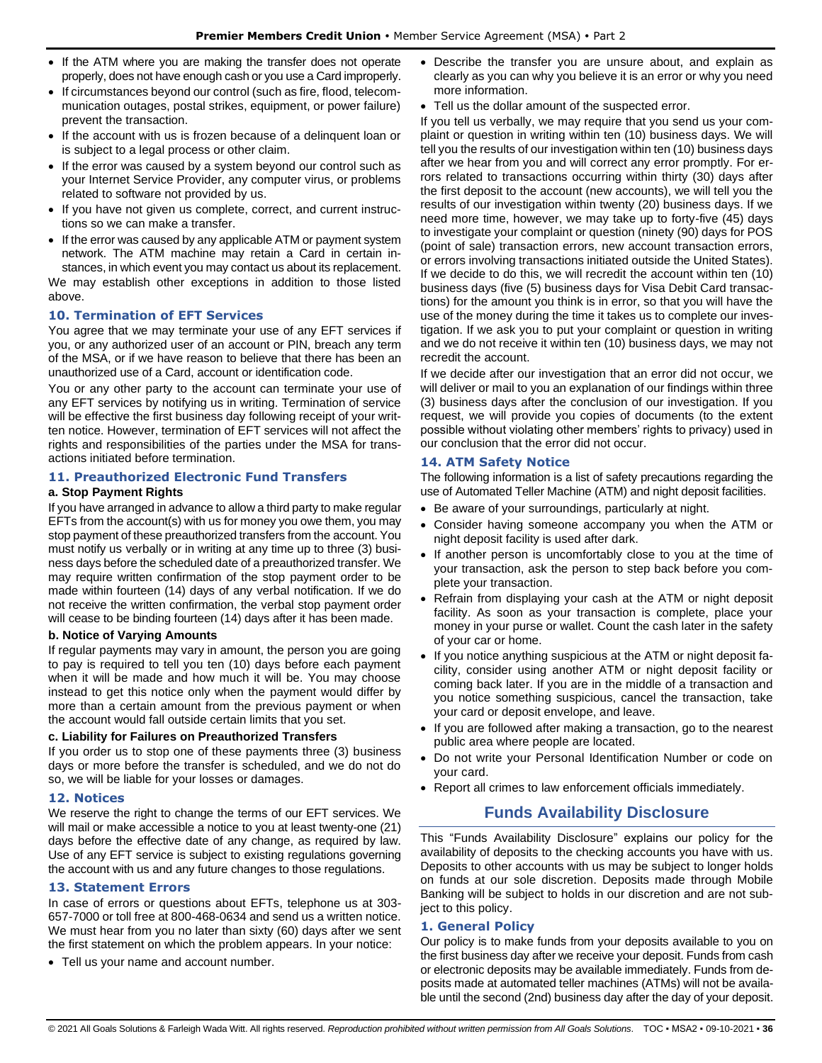- If the ATM where you are making the transfer does not operate properly, does not have enough cash or you use a Card improperly.
- If circumstances beyond our control (such as fire, flood, telecommunication outages, postal strikes, equipment, or power failure) prevent the transaction.
- If the account with us is frozen because of a delinquent loan or is subject to a legal process or other claim.
- If the error was caused by a system beyond our control such as your Internet Service Provider, any computer virus, or problems related to software not provided by us.
- If you have not given us complete, correct, and current instructions so we can make a transfer.
- If the error was caused by any applicable ATM or payment system network. The ATM machine may retain a Card in certain instances, in which event you may contact us about its replacement.

We may establish other exceptions in addition to those listed above.

### 10. Termination of EFT Services

You agree that we may terminate your use of any EFT services if you, or any authorized user of an account or PIN, breach any term of the MSA, or if we have reason to believe that there has been an unauthorized use of a Card, account or identification code.

You or any other party to the account can terminate your use of any EFT services by notifying us in writing. Termination of service will be effective the first business day following receipt of your written notice. However, termination of EFT services will not affect the rights and responsibilities of the parties under the MSA for transactions initiated before termination.

### 11. Preauthorized Electronic Fund Transfers

**a. Stop Payment Rights**

If you have arranged in advance to allow a third party to make regular EFTs from the account(s) with us for money you owe them, you may stop payment of these preauthorized transfers from the account. You must notify us verbally or in writing at any time up to three (3) business days before the scheduled date of a preauthorized transfer. We may require written confirmation of the stop payment order to be made within fourteen (14) days of any verbal notification. If we do not receive the written confirmation, the verbal stop payment order will cease to be binding fourteen (14) days after it has been made.

**b. Notice of Varying Amounts**

If regular payments may vary in amount, the person you are going to pay is required to tell you ten (10) days before each payment when it will be made and how much it will be. You may choose instead to get this notice only when the payment would differ by more than a certain amount from the previous payment or when the account would fall outside certain limits that you set.

**c. Liability for Failures on Preauthorized Transfers**

If you order us to stop one of these payments three (3) business days or more before the transfer is scheduled, and we do not do so, we will be liable for your losses or damages.

### 12. Notices

We reserve the right to change the terms of our EFT services. We will mail or make accessible a notice to you at least twenty-one (21) days before the effective date of any change, as required by law. Use of any EFT service is subject to existing regulations governing the account with us and any future changes to those regulations.

### 13. Statement Errors

In case of errors or questions about EFTs, telephone us at 303-657-7000 or toll free at 800-468-0634 and send us a written notice. We must hear from you no later than sixty (60) days after we sent the first statement on which the problem appears. In your notice:

- Tell us your name and account number.
- Describe the transfer you are unsure about, and explain as clearly as you can why you believe it is an error or why you need more information.
- Tell us the dollar amount of the suspected error.

If you tell us verbally, we may require that you send us your complaint or question in writing within ten (10) business days. We will tell you the results of our investigation within ten (10) business days after we hear from you and will correct any error promptly. For errors related to transactions occurring within thirty (30) days after the first deposit to the account (new accounts), we will tell you the results of our investigation within twenty (20) business days. If we need more time, however, we may take up to forty-five (45) days to investigate your complaint or question (ninety (90) days for POS (point of sale) transaction errors, new account transaction errors, or errors involving transactions initiated outside the United States). If we decide to do this, we will recredit the account within ten (10) business days (five (5) business days for Visa Debit Card transactions) for the amount you think is in error, so that you will have the use of the money during the time it takes us to complete our investigation. If we ask you to put your complaint or question in writing and we do not receive it within ten (10) business days, we may not recredit the account.

If we decide after our investigation that an error did not occur, we will deliver or mail to you an explanation of our findings within three (3) business days after the conclusion of our investigation. If you request, we will provide you copies of documents (to the extent possible without violating other members' rights to privacy) used in our conclusion that the error did not occur.

### 14. ATM Safety Notice

The following information is a list of safety precautions regarding the use of Automated Teller Machine (ATM) and night deposit facilities.

- Be aware of your surroundings, particularly at night.
- Consider having someone accompany you when the ATM or night deposit facility is used after dark.
- If another person is uncomfortably close to you at the time of your transaction, ask the person to step back before you complete your transaction.
- Refrain from displaying your cash at the ATM or night deposit facility. As soon as your transaction is complete, place your money in your purse or wallet. Count the cash later in the safety of your car or home.
- If you notice anything suspicious at the ATM or night deposit facility, consider using another ATM or night deposit facility or coming back later. If you are in the middle of a transaction and you notice something suspicious, cancel the transaction, take your card or deposit envelope, and leave.
- If you are followed after making a transaction, go to the nearest public area where people are located.
- Do not write your Personal Identification Number or code on your card.
- Report all crimes to law enforcement officials immediately.

## Funds Availability Disclosure

This "Funds Availability Disclosure" explains our policy for the availability of deposits to the checking accounts you have with us. Deposits to other accounts with us may be subject to longer holds on funds at our sole discretion. Deposits made through Mobile Banking will be subject to holds in our discretion and are not subject to this policy.

### 1. General Policy

Our policy is to make funds from your deposits available to you on the first business day after we receive your deposit. Funds from cash or electronic deposits may be available immediately. Funds from deposits made at automated teller machines (ATMs) will not be available until the second (2nd) business day after the day of your deposit.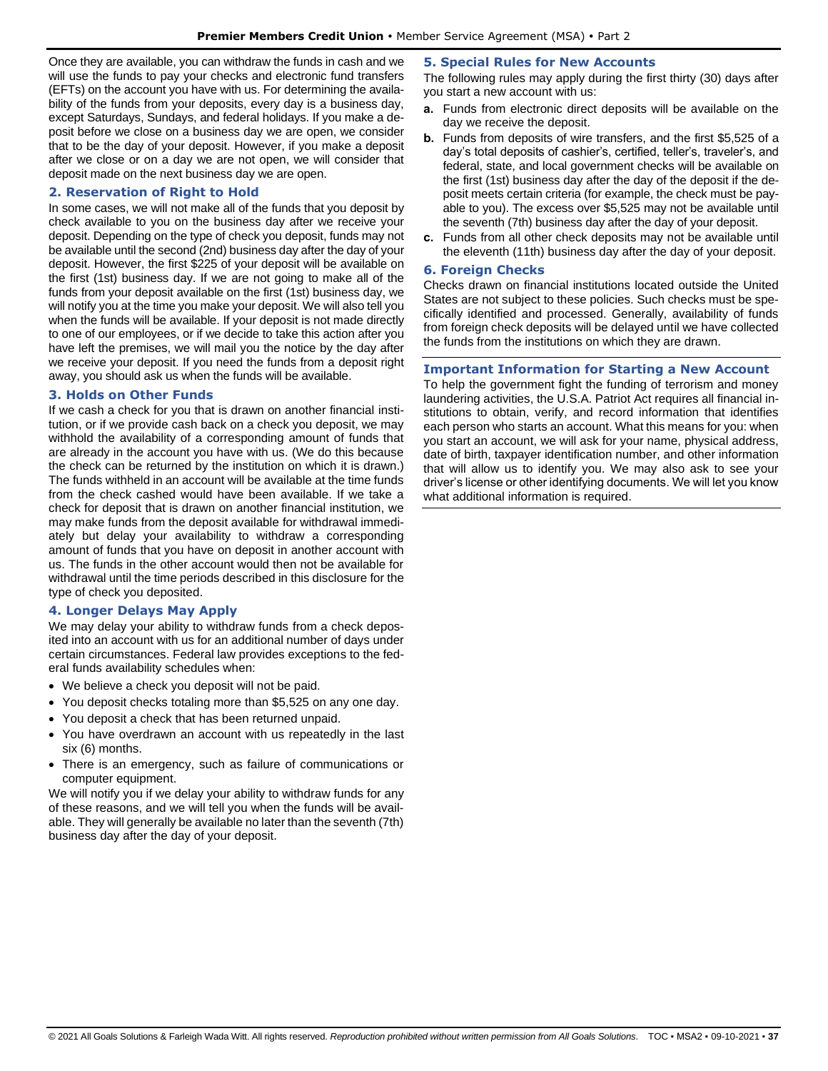Once they are available, you can withdraw the funds in cash and we will use the funds to pay your checks and electronic fund transfers (EFTs) on the account you have with us. For determining the availability of the funds from your deposits, every day is a business day, except Saturdays, Sundays, and federal holidays. If you make a deposit before we close on a business day we are open, we consider that to be the day of your deposit. However, if you make a deposit after we close or on a day we are not open, we will consider that deposit made on the next business day we are open.

### 2. Reservation of Right to Hold

In some cases, we will not make all of the funds that you deposit by check available to you on the business day after we receive your deposit. Depending on the type of check you deposit, funds may not be available until the second (2nd) business day after the day of your deposit. However, the first $225 of your deposit will be available on the first (1st) business day. If we are not going to make all of the funds from your deposit available on the first (1st) business day, we will notify you at the time you make your deposit. We will also tell you when the funds will be available. If your deposit is not made directly to one of our employees, or if we decide to take this action after you have left the premises, we will mail you the notice by the day after we receive your deposit. If you need the funds from a deposit right away, you should ask us when the funds will be available.

### 3. Holds on Other Funds

If we cash a check for you that is drawn on another financial institution, or if we provide cash back on a check you deposit, we may withhold the availability of a corresponding amount of funds that are already in the account you have with us. (We do this because the check can be returned by the institution on which it is drawn.) The funds withheld in an account will be available at the time funds from the check cashed would have been available. If we take a check for deposit that is drawn on another financial institution, we may make funds from the deposit available for withdrawal immediately but delay your availability to withdraw a corresponding amount of funds that you have on deposit in another account with us. The funds in the other account would then not be available for withdrawal until the time periods described in this disclosure for the type of check you deposited.

### 4. Longer Delays May Apply

We may delay your ability to withdraw funds from a check deposited into an account with us for an additional number of days under certain circumstances. Federal law provides exceptions to the federal funds availability schedules when:

- We believe a check you deposit will not be paid.
- You deposit checks totaling more than $5,525 on any one day.
- You deposit a check that has been returned unpaid.
- You have overdrawn an account with us repeatedly in the last six (6) months.
- There is an emergency, such as failure of communications or computer equipment.

We will notify you if we delay your ability to withdraw funds for any of these reasons, and we will tell you when the funds will be available. They will generally be available no later than the seventh (7th) business day after the day of your deposit.

### 5. Special Rules for New Accounts

The following rules may apply during the first thirty (30) days after you start a new account with us:

**a.** Funds from electronic direct deposits will be available on the day we receive the deposit.

**b.** Funds from deposits of wire transfers, and the first $5,525 of a day's total deposits of cashier's, certified, teller's, traveler's, and federal, state, and local government checks will be available on the first (1st) business day after the day of the deposit if the deposit meets certain criteria (for example, the check must be payable to you). The excess over $5,525 may not be available until the seventh (7th) business day after the day of your deposit.

**c.** Funds from all other check deposits may not be available until the eleventh (11th) business day after the day of your deposit.

### 6. Foreign Checks

Checks drawn on financial institutions located outside the United States are not subject to these policies. Such checks must be specifically identified and processed. Generally, availability of funds from foreign check deposits will be delayed until we have collected the funds from the institutions on which they are drawn.

## Important Information for Starting a New Account

To help the government fight the funding of terrorism and money laundering activities, the U.S.A. Patriot Act requires all financial institutions to obtain, verify, and record information that identifies each person who starts an account. What this means for you: when you start an account, we will ask for your name, physical address, date of birth, taxpayer identification number, and other information that will allow us to identify you. We may also ask to see your driver's license or other identifying documents. We will let you know what additional information is required.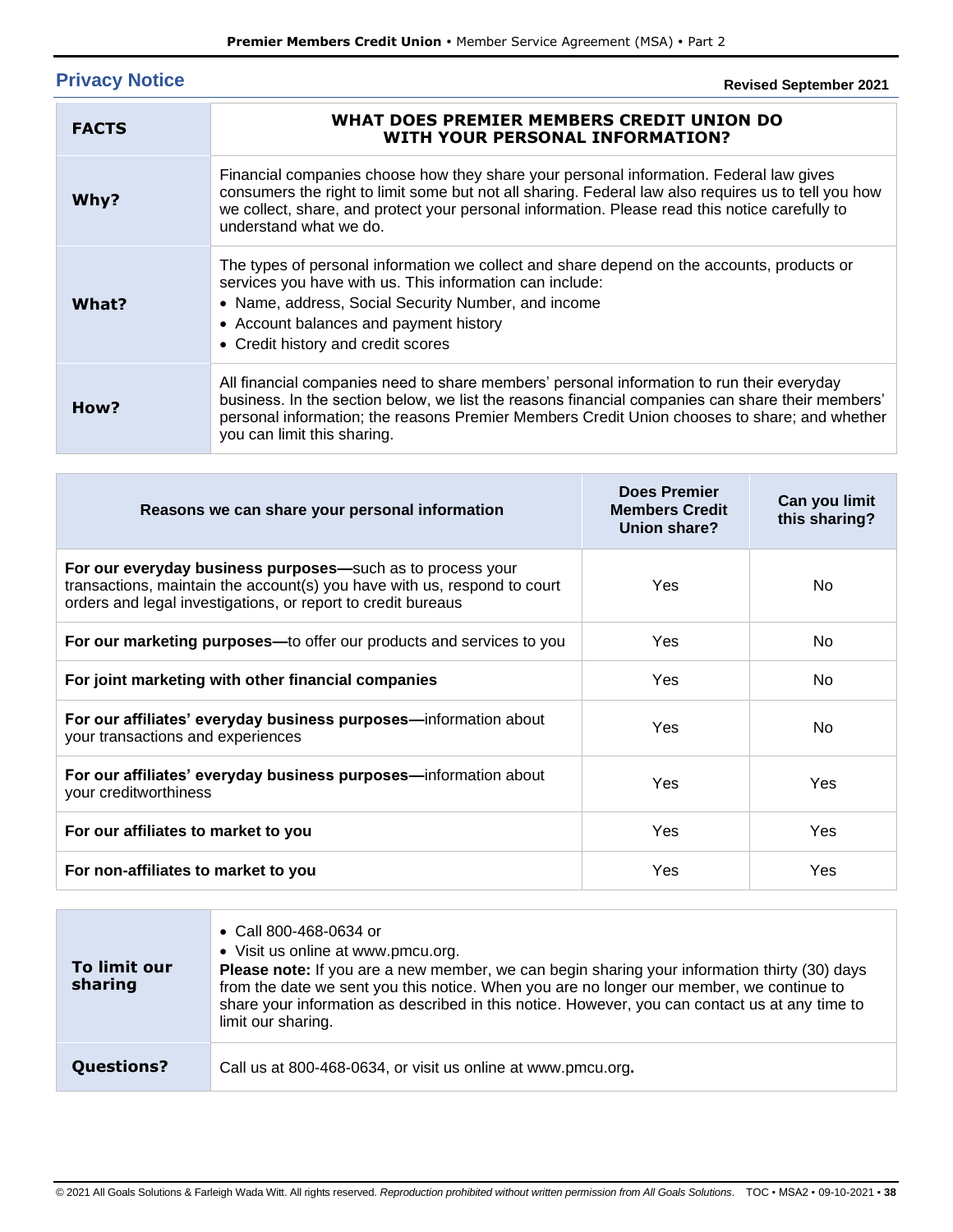## Privacy Notice

**Revised September 2021**

| **FACTS** | **WHAT DOES PREMIER MEMBERS CREDIT UNION DO WITH YOUR PERSONAL INFORMATION?** |
|---|---|
| **Why?** | Financial companies choose how they share your personal information. Federal law gives consumers the right to limit some but not all sharing. Federal law also requires us to tell you how we collect, share, and protect your personal information. Please read this notice carefully to understand what we do. |
| **What?** | The types of personal information we collect and share depend on the accounts, products or services you have with us. This information can include:<br>• Name, address, Social Security Number, and income<br>• Account balances and payment history<br>• Credit history and credit scores |
| **How?** | All financial companies need to share members' personal information to run their everyday business. In the section below, we list the reasons financial companies can share their members' personal information; the reasons Premier Members Credit Union chooses to share; and whether you can limit this sharing. |

| Reasons we can share your personal information | Does Premier Members Credit Union share? | Can you limit this sharing? |
|---|---|---|
| **For our everyday business purposes—**such as to process your transactions, maintain the account(s) you have with us, respond to court orders and legal investigations, or report to credit bureaus | Yes | No |
| **For our marketing purposes—**to offer our products and services to you | Yes | No |
| **For joint marketing with other financial companies** | Yes | No |
| **For our affiliates' everyday business purposes—**information about your transactions and experiences | Yes | No |
| **For our affiliates' everyday business purposes—**information about your creditworthiness | Yes | Yes |
| **For our affiliates to market to you** | Yes | Yes |
| **For non-affiliates to market to you** | Yes | Yes |

| | |
|---|---|
| **To limit our sharing** | • Call 800-468-0634 or<br>• Visit us online at www.pmcu.org.<br>**Please note:** If you are a new member, we can begin sharing your information thirty (30) days from the date we sent you this notice. When you are no longer our member, we continue to share your information as described in this notice. However, you can contact us at any time to limit our sharing. |
| **Questions?** | Call us at 800-468-0634, or visit us online at www.pmcu.org**.** |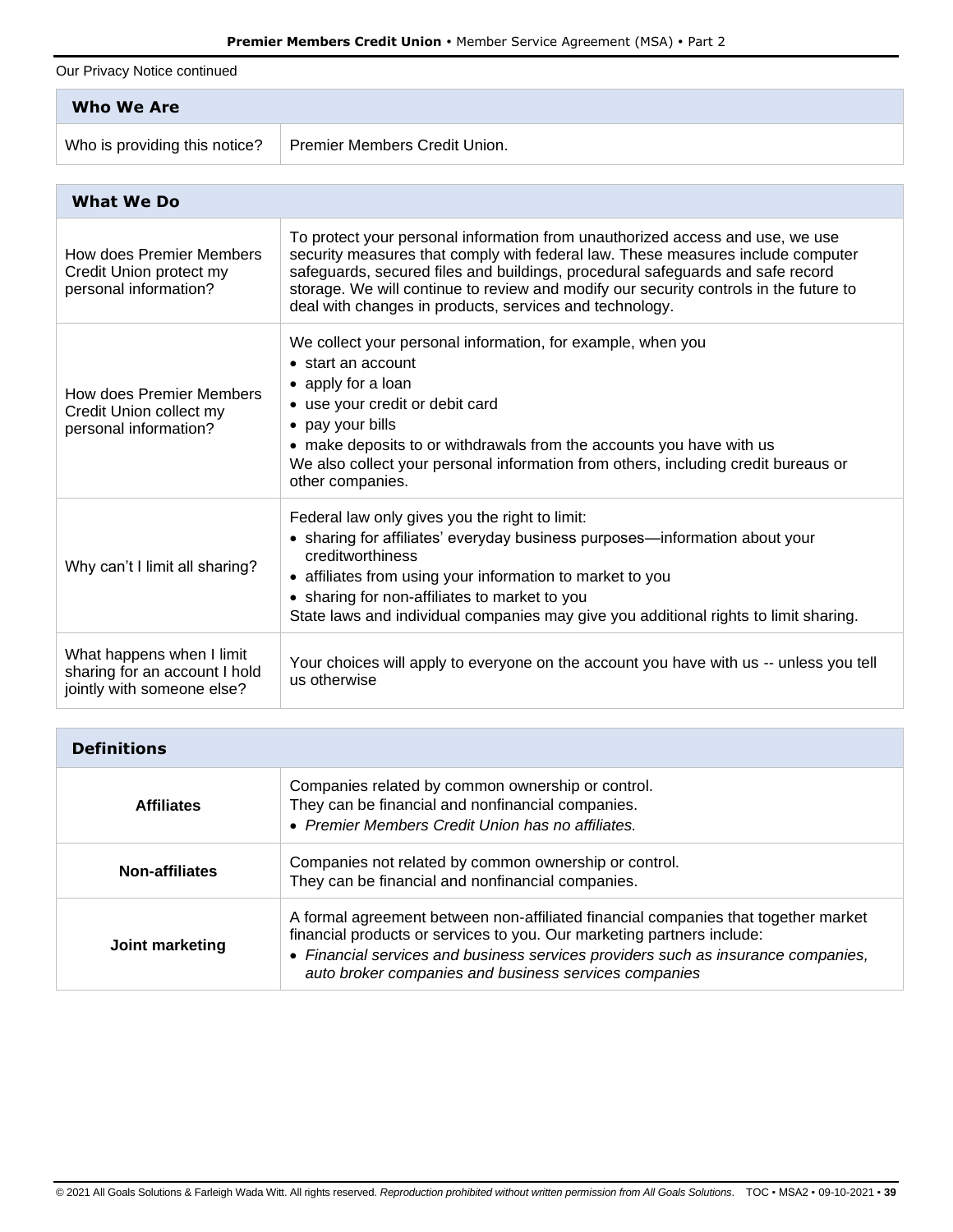Our Privacy Notice continued

| Who We Are | |
|---|---|
| Who is providing this notice? | Premier Members Credit Union. |

| What We Do | |
|---|---|
| How does Premier Members Credit Union protect my personal information? | To protect your personal information from unauthorized access and use, we use security measures that comply with federal law. These measures include computer safeguards, secured files and buildings, procedural safeguards and safe record storage. We will continue to review and modify our security controls in the future to deal with changes in products, services and technology. |
| How does Premier Members Credit Union collect my personal information? | We collect your personal information, for example, when you<br>• start an account<br>• apply for a loan<br>• use your credit or debit card<br>• pay your bills<br>• make deposits to or withdrawals from the accounts you have with us<br>We also collect your personal information from others, including credit bureaus or other companies. |
| Why can't I limit all sharing? | Federal law only gives you the right to limit:<br>• sharing for affiliates' everyday business purposes—information about your creditworthiness<br>• affiliates from using your information to market to you<br>• sharing for non-affiliates to market to you<br>State laws and individual companies may give you additional rights to limit sharing. |
| What happens when I limit sharing for an account I hold jointly with someone else? | Your choices will apply to everyone on the account you have with us -- unless you tell us otherwise |

| Definitions | |
|---|---|
| **Affiliates** | Companies related by common ownership or control.<br>They can be financial and nonfinancial companies.<br>• *Premier Members Credit Union has no affiliates.* |
| **Non-affiliates** | Companies not related by common ownership or control.<br>They can be financial and nonfinancial companies. |
| **Joint marketing** | A formal agreement between non-affiliated financial companies that together market financial products or services to you. Our marketing partners include:<br>• *Financial services and business services providers such as insurance companies, auto broker companies and business services companies* |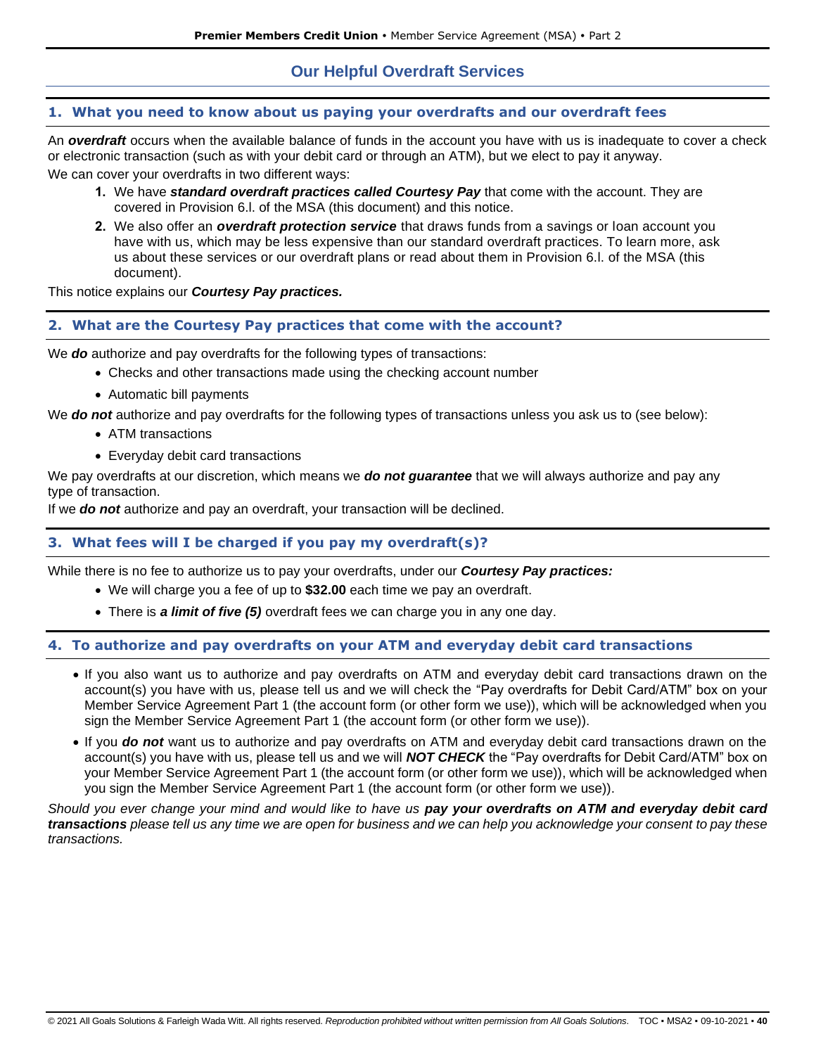# Our Helpful Overdraft Services

## 1. What you need to know about us paying your overdrafts and our overdraft fees

An ***overdraft*** occurs when the available balance of funds in the account you have with us is inadequate to cover a check or electronic transaction (such as with your debit card or through an ATM), but we elect to pay it anyway.

We can cover your overdrafts in two different ways:

1. We have ***standard overdraft practices called Courtesy Pay*** that come with the account. They are covered in Provision 6.l. of the MSA (this document) and this notice.
2. We also offer an ***overdraft protection service*** that draws funds from a savings or loan account you have with us, which may be less expensive than our standard overdraft practices. To learn more, ask us about these services or our overdraft plans or read about them in Provision 6.l. of the MSA (this document).

This notice explains our ***Courtesy Pay practices.***

## 2. What are the Courtesy Pay practices that come with the account?

We ***do*** authorize and pay overdrafts for the following types of transactions:

- Checks and other transactions made using the checking account number
- Automatic bill payments

We ***do not*** authorize and pay overdrafts for the following types of transactions unless you ask us to (see below):

- ATM transactions
- Everyday debit card transactions

We pay overdrafts at our discretion, which means we ***do not guarantee*** that we will always authorize and pay any type of transaction.

If we ***do not*** authorize and pay an overdraft, your transaction will be declined.

## 3. What fees will I be charged if you pay my overdraft(s)?

While there is no fee to authorize us to pay your overdrafts, under our ***Courtesy Pay practices:***

- We will charge you a fee of up to **$32.00** each time we pay an overdraft.
- There is ***a limit of five (5)*** overdraft fees we can charge you in any one day.

## 4. To authorize and pay overdrafts on your ATM and everyday debit card transactions

- If you also want us to authorize and pay overdrafts on ATM and everyday debit card transactions drawn on the account(s) you have with us, please tell us and we will check the "Pay overdrafts for Debit Card/ATM" box on your Member Service Agreement Part 1 (the account form (or other form we use)), which will be acknowledged when you sign the Member Service Agreement Part 1 (the account form (or other form we use)).
- If you ***do not*** want us to authorize and pay overdrafts on ATM and everyday debit card transactions drawn on the account(s) you have with us, please tell us and we will ***NOT CHECK*** the "Pay overdrafts for Debit Card/ATM" box on your Member Service Agreement Part 1 (the account form (or other form we use)), which will be acknowledged when you sign the Member Service Agreement Part 1 (the account form (or other form we use)).

*Should you ever change your mind and would like to have us* ***pay your overdrafts on ATM and everyday debit card transactions*** *please tell us any time we are open for business and we can help you acknowledge your consent to pay these transactions.*